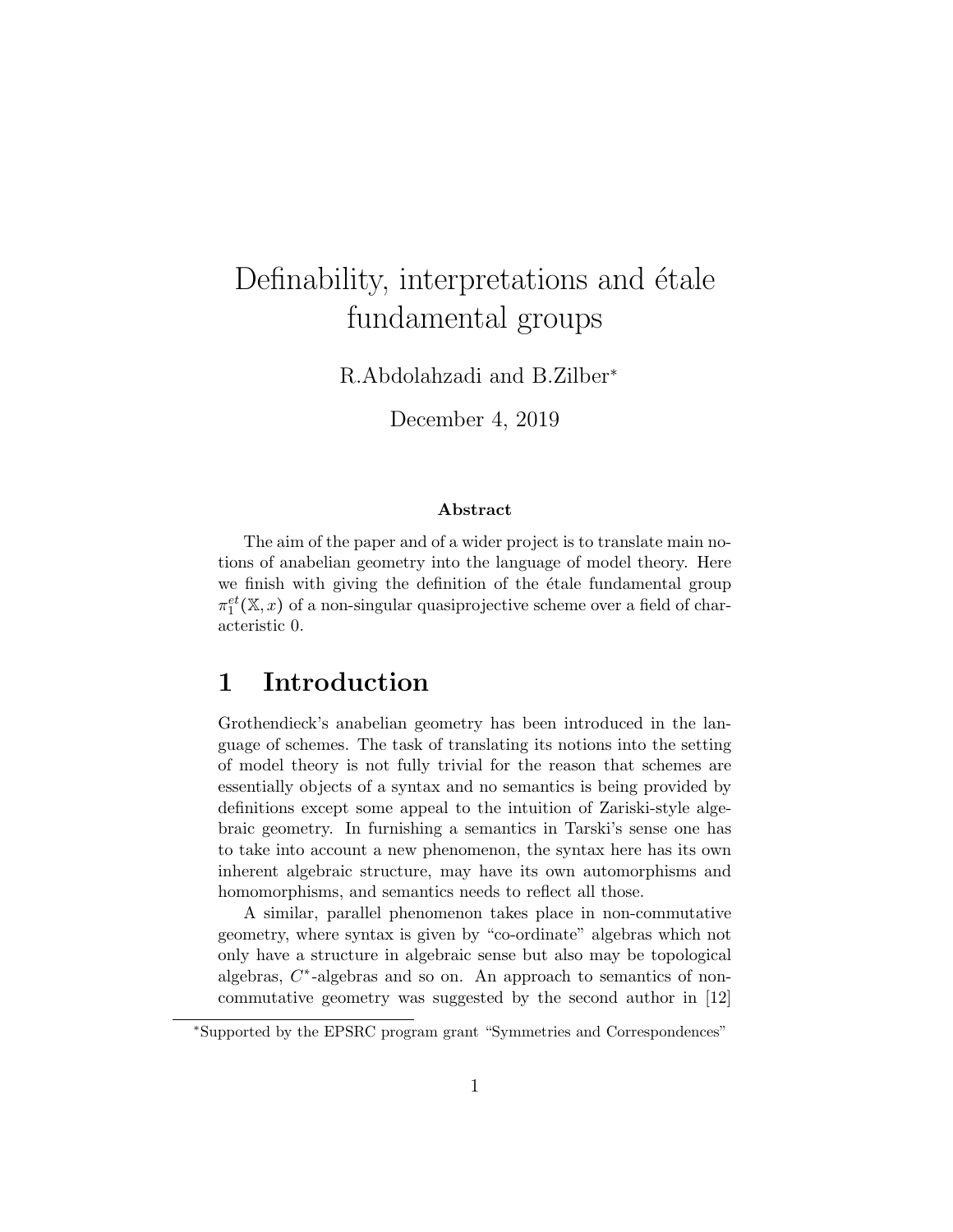# Definability, interpretations and étale fundamental groups

R.Abdolahzadi and B.Zilber*

December 4, 2019

### Abstract

The aim of the paper and of a wider project is to translate main notions of anabelian geometry into the language of model theory. Here we finish with giving the definition of the étale fundamental group $\pi_1^{et}(\mathbb{X}, x)$ of a non-singular quasiprojective scheme over a field of characteristic 0.

## 1 Introduction

Grothendieck's anabelian geometry has been introduced in the language of schemes. The task of translating its notions into the setting of model theory is not fully trivial for the reason that schemes are essentially objects of a syntax and no semantics is being provided by definitions except some appeal to the intuition of Zariski-style algebraic geometry. In furnishing a semantics in Tarski's sense one has to take into account a new phenomenon, the syntax here has its own inherent algebraic structure, may have its own automorphisms and homomorphisms, and semantics needs to reflect all those.

A similar, parallel phenomenon takes place in non-commutative geometry, where syntax is given by "co-ordinate" algebras which not only have a structure in algebraic sense but also may be topological algebras, $C^*$-algebras and so on. An approach to semantics of non-commutative geometry was suggested by the second author in [12]

*Supported by the EPSRC program grant "Symmetries and Correspondences"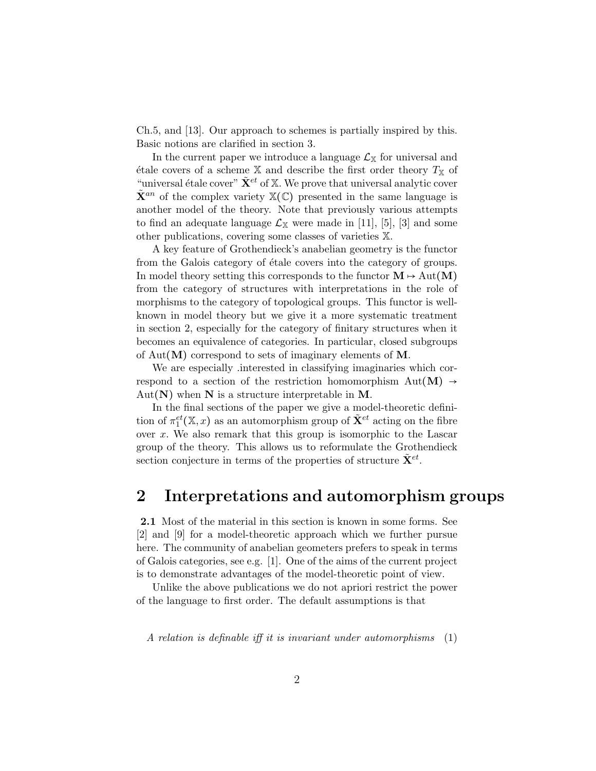Ch.5, and [13]. Our approach to schemes is partially inspired by this. Basic notions are clarified in section 3.

In the current paper we introduce a language $\mathcal{L}_{\mathbb{X}}$ for universal and étale covers of a scheme $\mathbb{X}$ and describe the first order theory $T_{\mathbb{X}}$ of "universal étale cover" $\tilde{\mathbf{X}}^{et}$ of $\mathbb{X}$. We prove that universal analytic cover $\tilde{\mathbf{X}}^{an}$ of the complex variety $\mathbb{X}(\mathbb{C})$ presented in the same language is another model of the theory. Note that previously various attempts to find an adequate language $\mathcal{L}_{\mathbb{X}}$ were made in [11], [5], [3] and some other publications, covering some classes of varieties $\mathbb{X}$.

A key feature of Grothendieck's anabelian geometry is the functor from the Galois category of étale covers into the category of groups. In model theory setting this corresponds to the functor $\mathbf{M} \mapsto \mathrm{Aut}(\mathbf{M})$ from the category of structures with interpretations in the role of morphisms to the category of topological groups. This functor is well-known in model theory but we give it a more systematic treatment in section 2, especially for the category of finitary structures when it becomes an equivalence of categories. In particular, closed subgroups of $\mathrm{Aut}(\mathbf{M})$ correspond to sets of imaginary elements of $\mathbf{M}$.

We are especially .interested in classifying imaginaries which correspond to a section of the restriction homomorphism $\mathrm{Aut}(\mathbf{M}) \to \mathrm{Aut}(\mathbf{N})$ when $\mathbf{N}$ is a structure interpretable in $\mathbf{M}$.

In the final sections of the paper we give a model-theoretic definition of $\pi_1^{et}(\mathbb{X}, x)$ as an automorphism group of $\tilde{\mathbf{X}}^{et}$ acting on the fibre over $x$. We also remark that this group is isomorphic to the Lascar group of the theory. This allows us to reformulate the Grothendieck section conjecture in terms of the properties of structure $\tilde{\mathbf{X}}^{et}$.

## 2 Interpretations and automorphism groups

**2.1** Most of the material in this section is known in some forms. See [2] and [9] for a model-theoretic approach which we further pursue here. The community of anabelian geometers prefers to speak in terms of Galois categories, see e.g. [1]. One of the aims of the current project is to demonstrate advantages of the model-theoretic point of view.

Unlike the above publications we do not apriori restrict the power of the language to first order. The default assumptions is that

*A relation is definable iff it is invariant under automorphisms* (1)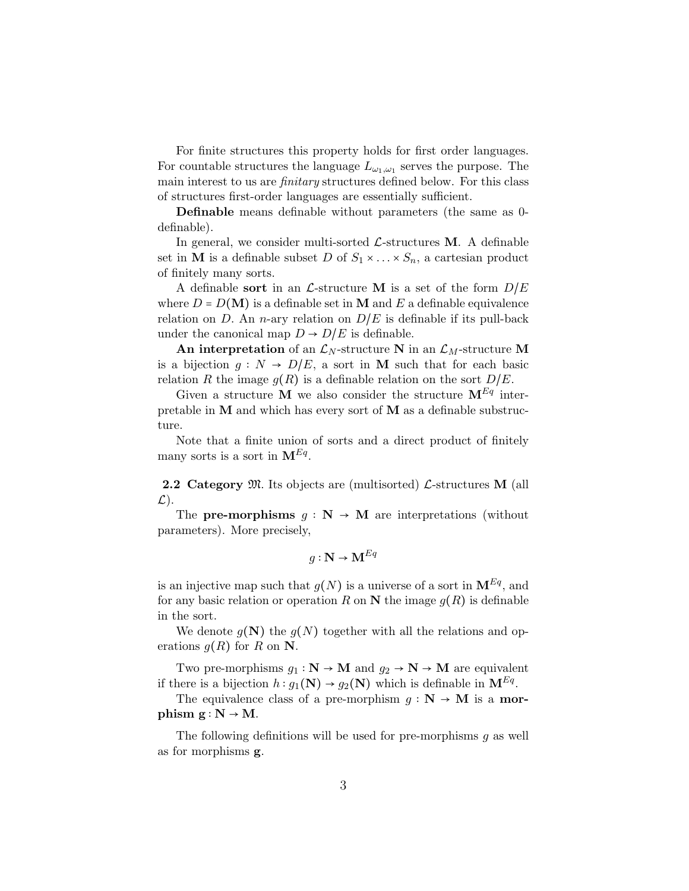For finite structures this property holds for first order languages. For countable structures the language $L_{\omega_1,\omega_1}$ serves the purpose. The main interest to us are *finitary* structures defined below. For this class of structures first-order languages are essentially sufficient.

**Definable** means definable without parameters (the same as 0-definable).

In general, we consider multi-sorted $\mathcal{L}$-structures $\mathbf{M}$. A definable set in $\mathbf{M}$ is a definable subset $D$ of $S_1 \times \ldots \times S_n$, a cartesian product of finitely many sorts.

A definable **sort** in an $\mathcal{L}$-structure $\mathbf{M}$ is a set of the form $D/E$ where $D = D(\mathbf{M})$ is a definable set in $\mathbf{M}$ and $E$ a definable equivalence relation on $D$. An $n$-ary relation on $D/E$ is definable if its pull-back under the canonical map $D \to D/E$ is definable.

**An interpretation** of an $\mathcal{L}_N$-structure $\mathbf{N}$ in an $\mathcal{L}_M$-structure $\mathbf{M}$ is a bijection $g : N \to D/E$, a sort in $\mathbf{M}$ such that for each basic relation $R$ the image $g(R)$ is a definable relation on the sort $D/E$.

Given a structure $\mathbf{M}$ we also consider the structure $\mathbf{M}^{Eq}$ interpretable in $\mathbf{M}$ and which has every sort of $\mathbf{M}$ as a definable substructure.

Note that a finite union of sorts and a direct product of finitely many sorts is a sort in $\mathbf{M}^{Eq}$.

**2.2 Category** $\mathfrak{M}$. Its objects are (multisorted) $\mathcal{L}$-structures $\mathbf{M}$ (all $\mathcal{L}$).

The **pre-morphisms** $g : \mathbf{N} \to \mathbf{M}$ are interpretations (without parameters). More precisely,

$$g : \mathbf{N} \to \mathbf{M}^{Eq}$$

is an injective map such that $g(N)$ is a universe of a sort in $\mathbf{M}^{Eq}$, and for any basic relation or operation $R$ on $\mathbf{N}$ the image $g(R)$ is definable in the sort.

We denote $g(\mathbf{N})$ the $g(N)$ together with all the relations and operations $g(R)$ for $R$ on $\mathbf{N}$.

Two pre-morphisms $g_1 : \mathbf{N} \to \mathbf{M}$ and $g_2 \to \mathbf{N} \to \mathbf{M}$ are equivalent if there is a bijection $h : g_1(\mathbf{N}) \to g_2(\mathbf{N})$ which is definable in $\mathbf{M}^{Eq}$.

The equivalence class of a pre-morphism $g : \mathbf{N} \to \mathbf{M}$ is a **morphism** $\mathbf{g} : \mathbf{N} \to \mathbf{M}$.

The following definitions will be used for pre-morphisms $g$ as well as for morphisms $\mathbf{g}$.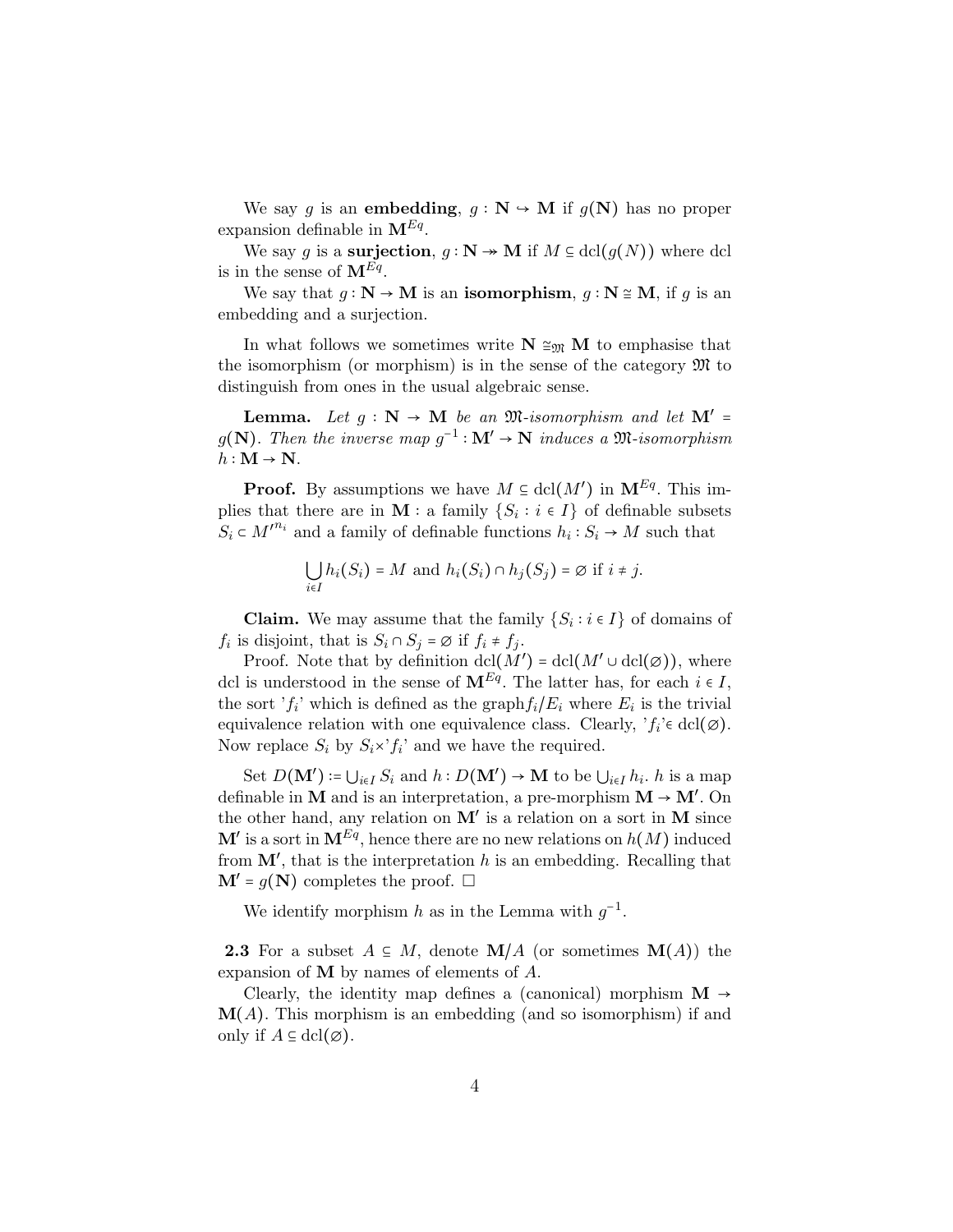We say $g$ is an **embedding**, $g : \mathbf{N} \hookrightarrow \mathbf{M}$ if $g(\mathbf{N})$ has no proper expansion definable in $\mathbf{M}^{Eq}$.

We say $g$ is a **surjection**, $g : \mathbf{N} \twoheadrightarrow \mathbf{M}$ if $M \subseteq \mathrm{dcl}(g(N))$ where dcl is in the sense of $\mathbf{M}^{Eq}$.

We say that $g : \mathbf{N} \to \mathbf{M}$ is an **isomorphism**, $g : \mathbf{N} \cong \mathbf{M}$, if $g$ is an embedding and a surjection.

In what follows we sometimes write $\mathbf{N} \cong_{\mathfrak{M}} \mathbf{M}$ to emphasise that the isomorphism (or morphism) is in the sense of the category $\mathfrak{M}$ to distinguish from ones in the usual algebraic sense.

**Lemma.** *Let $g : \mathbf{N} \to \mathbf{M}$ be an $\mathfrak{M}$-isomorphism and let $\mathbf{M}' = g(\mathbf{N})$. Then the inverse map $g^{-1} : \mathbf{M}' \to \mathbf{N}$ induces a $\mathfrak{M}$-isomorphism $h : \mathbf{M} \to \mathbf{N}$.*

**Proof.** By assumptions we have $M \subseteq \mathrm{dcl}(M')$ in $\mathbf{M}^{Eq}$. This implies that there are in $\mathbf{M}$ : a family $\{S_i : i \in I\}$ of definable subsets $S_i \subset M'^{m_i}$ and a family of definable functions $h_i : S_i \to M$ such that

$$\bigcup_{i \in I} h_i(S_i) = M \text{ and } h_i(S_i) \cap h_j(S_j) = \varnothing \text{ if } i \neq j.$$

**Claim.** We may assume that the family $\{S_i : i \in I\}$ of domains of $f_i$ is disjoint, that is $S_i \cap S_j = \varnothing$ if $f_i \neq f_j$.

Proof. Note that by definition $\mathrm{dcl}(M') = \mathrm{dcl}(M' \cup \mathrm{dcl}(\varnothing))$, where dcl is understood in the sense of $\mathbf{M}^{Eq}$. The latter has, for each $i \in I$, the sort '$f_i$' which is defined as the graph$f_i/E_i$ where $E_i$ is the trivial equivalence relation with one equivalence class. Clearly, '$f_i$'$\in \mathrm{dcl}(\varnothing)$. Now replace $S_i$ by $S_i \times$'$f_i$' and we have the required.

Set $D(\mathbf{M}') := \bigcup_{i \in I} S_i$ and $h : D(\mathbf{M}') \to \mathbf{M}$ to be $\bigcup_{i \in I} h_i$. $h$ is a map definable in $\mathbf{M}$ and is an interpretation, a pre-morphism $\mathbf{M} \to \mathbf{M}'$. On the other hand, any relation on $\mathbf{M}'$ is a relation on a sort in $\mathbf{M}$ since $\mathbf{M}'$ is a sort in $\mathbf{M}^{Eq}$, hence there are no new relations on $h(M)$ induced from $\mathbf{M}'$, that is the interpretation $h$ is an embedding. Recalling that $\mathbf{M}' = g(\mathbf{N})$ completes the proof. $\square$

We identify morphism $h$ as in the Lemma with $g^{-1}$.

**2.3** For a subset $A \subseteq M$, denote $\mathbf{M}/A$ (or sometimes $\mathbf{M}(A)$) the expansion of $\mathbf{M}$ by names of elements of $A$.

Clearly, the identity map defines a (canonical) morphism $\mathbf{M} \to \mathbf{M}(A)$. This morphism is an embedding (and so isomorphism) if and only if $A \subseteq \mathrm{dcl}(\varnothing)$.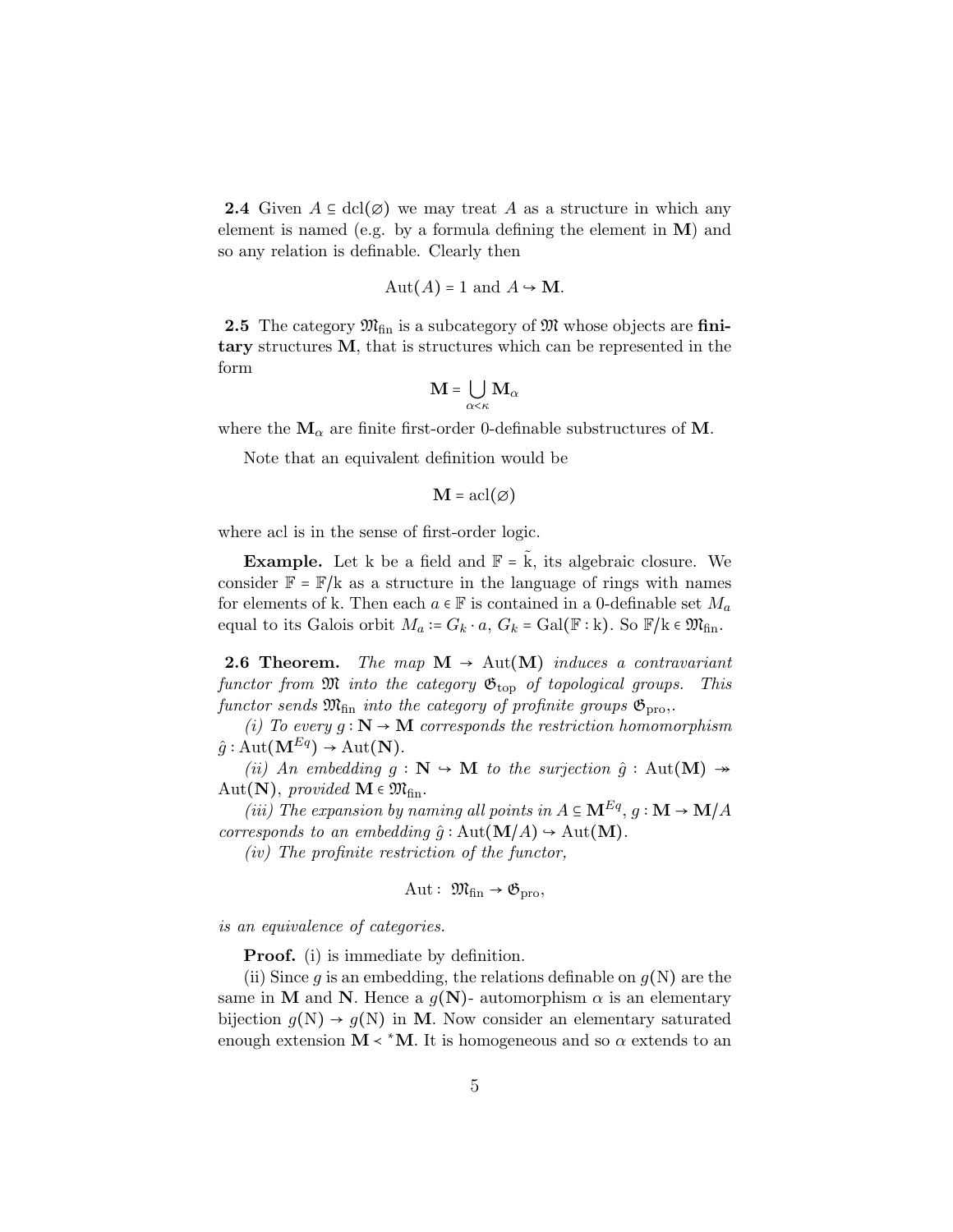**2.4** Given $A \subseteq \mathrm{dcl}(\varnothing)$ we may treat $A$ as a structure in which any element is named (e.g. by a formula defining the element in $\mathbf{M}$) and so any relation is definable. Clearly then

$$\mathrm{Aut}(A) = 1 \text{ and } A \hookrightarrow \mathbf{M}.$$

**2.5** The category $\mathfrak{M}_{\mathrm{fin}}$ is a subcategory of $\mathfrak{M}$ whose objects are **finitary** structures $\mathbf{M}$, that is structures which can be represented in the form

$$\mathbf{M} = \bigcup_{\alpha<\kappa} \mathbf{M}_\alpha$$

where the $\mathbf{M}_\alpha$ are finite first-order 0-definable substructures of $\mathbf{M}$.

Note that an equivalent definition would be

$$\mathbf{M} = \mathrm{acl}(\varnothing)$$

where acl is in the sense of first-order logic.

**Example.** Let k be a field and $\mathbb{F} = \tilde{\mathrm{k}}$, its algebraic closure. We consider $\mathbb{F} = \mathbb{F}/\mathrm{k}$ as a structure in the language of rings with names for elements of k. Then each $a \in \mathbb{F}$ is contained in a 0-definable set $M_a$ equal to its Galois orbit $M_a := G_k \cdot a$, $G_k = \mathrm{Gal}(\mathbb{F} : \mathrm{k})$. So $\mathbb{F}/\mathrm{k} \in \mathfrak{M}_{\mathrm{fin}}$.

**2.6 Theorem.** *The map $\mathbf{M} \to \mathrm{Aut}(\mathbf{M})$ induces a contravariant functor from $\mathfrak{M}$ into the category $\mathfrak{G}_{\mathrm{top}}$ of topological groups. This functor sends $\mathfrak{M}_{\mathrm{fin}}$ into the category of profinite groups $\mathfrak{G}_{\mathrm{pro}}$,.*

*(i) To every $g : \mathbf{N} \to \mathbf{M}$ corresponds the restriction homomorphism $\hat{g} : \mathrm{Aut}(\mathbf{M}^{Eq}) \to \mathrm{Aut}(\mathbf{N})$.*

*(ii) An embedding $g : \mathbf{N} \hookrightarrow \mathbf{M}$ to the surjection $\hat{g} : \mathrm{Aut}(\mathbf{M}) \twoheadrightarrow \mathrm{Aut}(\mathbf{N})$, provided $\mathbf{M} \in \mathfrak{M}_{\mathrm{fin}}$.*

*(iii) The expansion by naming all points in $A \subseteq \mathbf{M}^{Eq}$, $g : \mathbf{M} \to \mathbf{M}/A$ corresponds to an embedding $\hat{g} : \mathrm{Aut}(\mathbf{M}/A) \hookrightarrow \mathrm{Aut}(\mathbf{M})$.*

*(iv) The profinite restriction of the functor,*

$$\mathrm{Aut} : \ \mathfrak{M}_{\mathrm{fin}} \to \mathfrak{G}_{\mathrm{pro}},$$

*is an equivalence of categories.*

**Proof.** (i) is immediate by definition.

(ii) Since $g$ is an embedding, the relations definable on $g(\mathrm{N})$ are the same in $\mathbf{M}$ and $\mathbf{N}$. Hence a $g(\mathbf{N})$- automorphism $\alpha$ is an elementary bijection $g(\mathrm{N}) \to g(\mathrm{N})$ in $\mathbf{M}$. Now consider an elementary saturated enough extension $\mathbf{M} \prec {}^*\mathbf{M}$. It is homogeneous and so $\alpha$ extends to an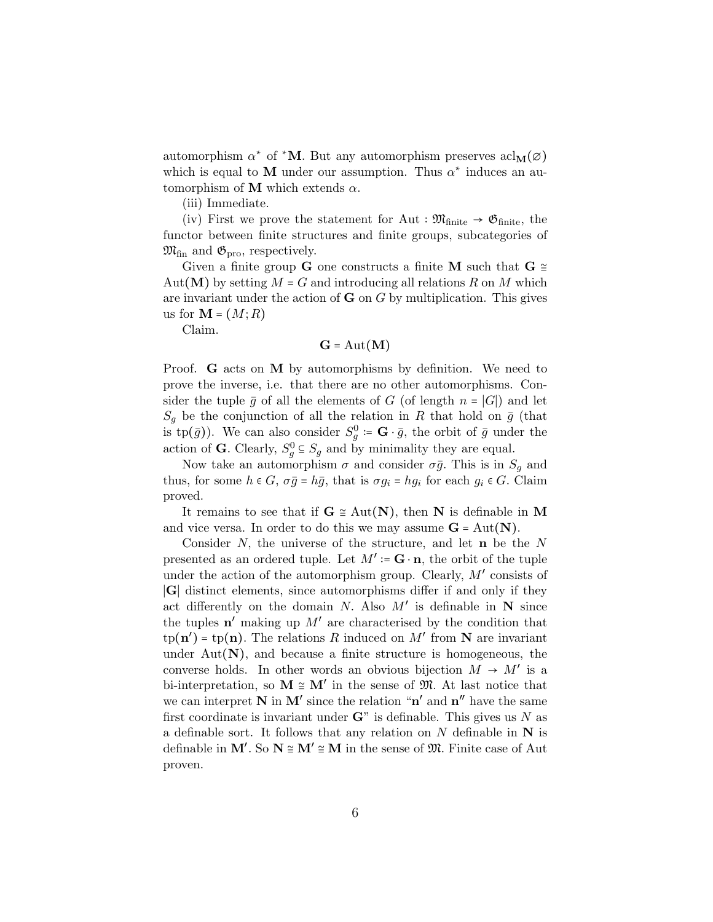automorphism $\alpha^*$ of ${}^*\mathbf{M}$. But any automorphism preserves $\mathrm{acl}_{\mathbf{M}}(\varnothing)$ which is equal to $\mathbf{M}$ under our assumption. Thus $\alpha^*$ induces an automorphism of $\mathbf{M}$ which extends $\alpha$.

(iii) Immediate.

(iv) First we prove the statement for $\mathrm{Aut} : \mathfrak{M}_{\text{finite}} \to \mathfrak{G}_{\text{finite}}$, the functor between finite structures and finite groups, subcategories of $\mathfrak{M}_{\text{fin}}$ and $\mathfrak{G}_{\text{pro}}$, respectively.

Given a finite group $\mathbf{G}$ one constructs a finite $\mathbf{M}$ such that $\mathbf{G} \cong \mathrm{Aut}(\mathbf{M})$ by setting $M = G$ and introducing all relations $R$ on $M$ which are invariant under the action of $\mathbf{G}$ on $G$ by multiplication. This gives us for $\mathbf{M} = (M; R)$

Claim.

$$\mathbf{G} = \mathrm{Aut}(\mathbf{M})$$

Proof. $\mathbf{G}$ acts on $\mathbf{M}$ by automorphisms by definition. We need to prove the inverse, i.e. that there are no other automorphisms. Consider the tuple $\bar{g}$ of all the elements of $G$ (of length $n = |G|$) and let $S_g$ be the conjunction of all the relation in $R$ that hold on $\bar{g}$ (that is $\mathrm{tp}(\bar{g})$). We can also consider $S_g^0 := \mathbf{G} \cdot \bar{g}$, the orbit of $\bar{g}$ under the action of $\mathbf{G}$. Clearly, $S_g^0 \subseteq S_g$ and by minimality they are equal.

Now take an automorphism $\sigma$ and consider $\sigma\bar{g}$. This is in $S_g$ and thus, for some $h \in G$, $\sigma\bar{g} = h\bar{g}$, that is $\sigma g_i = h g_i$ for each $g_i \in G$. Claim proved.

It remains to see that if $\mathbf{G} \cong \mathrm{Aut}(\mathbf{N})$, then $\mathbf{N}$ is definable in $\mathbf{M}$ and vice versa. In order to do this we may assume $\mathbf{G} = \mathrm{Aut}(\mathbf{N})$.

Consider $N$, the universe of the structure, and let $\mathbf{n}$ be the $N$ presented as an ordered tuple. Let $M' := \mathbf{G} \cdot \mathbf{n}$, the orbit of the tuple under the action of the automorphism group. Clearly, $M'$ consists of $|\mathbf{G}|$ distinct elements, since automorphisms differ if and only if they act differently on the domain $N$. Also $M'$ is definable in $\mathbf{N}$ since the tuples $\mathbf{n}'$ making up $M'$ are characterised by the condition that $\mathrm{tp}(\mathbf{n}') = \mathrm{tp}(\mathbf{n})$. The relations $R$ induced on $M'$ from $\mathbf{N}$ are invariant under $\mathrm{Aut}(\mathbf{N})$, and because a finite structure is homogeneous, the converse holds. In other words an obvious bijection $M \to M'$ is a bi-interpretation, so $\mathbf{M} \cong \mathbf{M}'$ in the sense of $\mathfrak{M}$. At last notice that we can interpret $\mathbf{N}$ in $\mathbf{M}'$ since the relation "$\mathbf{n}'$ and $\mathbf{n}''$ have the same first coordinate is invariant under $\mathbf{G}$" is definable. This gives us $N$ as a definable sort. It follows that any relation on $N$ definable in $\mathbf{N}$ is definable in $\mathbf{M}'$. So $\mathbf{N} \cong \mathbf{M}' \cong \mathbf{M}$ in the sense of $\mathfrak{M}$. Finite case of Aut proven.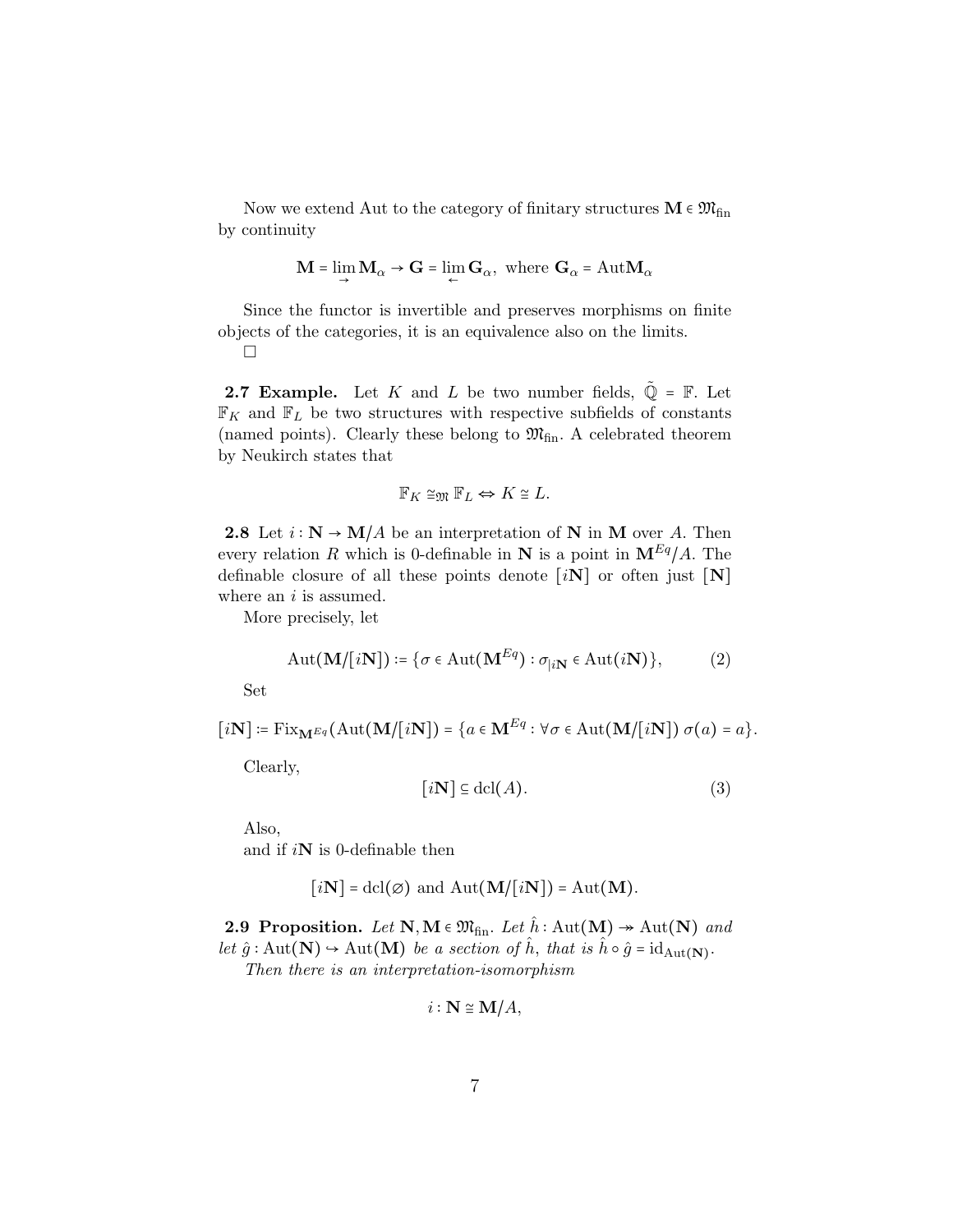Now we extend Aut to the category of finitary structures $\mathbf{M} \in \mathfrak{M}_{\text{fin}}$ by continuity

$$\mathbf{M} = \lim_{\rightarrow} \mathbf{M}_\alpha \to \mathbf{G} = \lim_{\leftarrow} \mathbf{G}_\alpha, \text{ where } \mathbf{G}_\alpha = \mathrm{Aut}\mathbf{M}_\alpha$$

Since the functor is invertible and preserves morphisms on finite objects of the categories, it is an equivalence also on the limits.

$\square$

**2.7 Example.** Let $K$ and $L$ be two number fields, $\tilde{\mathbb{Q}} = \mathbb{F}$. Let $\mathbb{F}_K$ and $\mathbb{F}_L$ be two structures with respective subfields of constants (named points). Clearly these belong to $\mathfrak{M}_{\text{fin}}$. A celebrated theorem by Neukirch states that

$$\mathbb{F}_K \cong_{\mathfrak{M}} \mathbb{F}_L \Leftrightarrow K \cong L.$$

**2.8** Let $i : \mathbf{N} \to \mathbf{M}/A$ be an interpretation of $\mathbf{N}$ in $\mathbf{M}$ over $A$. Then every relation $R$ which is 0-definable in $\mathbf{N}$ is a point in $\mathbf{M}^{Eq}/A$. The definable closure of all these points denote $[i\mathbf{N}]$ or often just $[\mathbf{N}]$ where an $i$ is assumed.

More precisely, let

$$\mathrm{Aut}(\mathbf{M}/[i\mathbf{N}]) := \{\sigma \in \mathrm{Aut}(\mathbf{M}^{Eq}) : \sigma_{|i\mathbf{N}} \in \mathrm{Aut}(i\mathbf{N})\}, \qquad (2)$$

Set

$$[i\mathbf{N}] := \mathrm{Fix}_{\mathbf{M}^{Eq}}(\mathrm{Aut}(\mathbf{M}/[i\mathbf{N}]) = \{a \in \mathbf{M}^{Eq} : \forall \sigma \in \mathrm{Aut}(\mathbf{M}/[i\mathbf{N}])\ \sigma(a) = a\}.$$

Clearly,

$$[i\mathbf{N}] \subseteq \mathrm{dcl}(A). \qquad (3)$$

Also,
and if $i\mathbf{N}$ is 0-definable then

$$[i\mathbf{N}] = \mathrm{dcl}(\varnothing) \text{ and } \mathrm{Aut}(\mathbf{M}/[i\mathbf{N}]) = \mathrm{Aut}(\mathbf{M}).$$

**2.9 Proposition.** *Let $\mathbf{N}, \mathbf{M} \in \mathfrak{M}_{\text{fin}}$. Let $\hat{h} : \mathrm{Aut}(\mathbf{M}) \twoheadrightarrow \mathrm{Aut}(\mathbf{N})$ and let $\hat{g} : \mathrm{Aut}(\mathbf{N}) \hookrightarrow \mathrm{Aut}(\mathbf{M})$ be a section of $\hat{h}$, that is $\hat{h} \circ \hat{g} = \mathrm{id}_{\mathrm{Aut}(\mathbf{N})}$.*

*Then there is an interpretation-isomorphism*

$$i : \mathbf{N} \cong \mathbf{M}/A,$$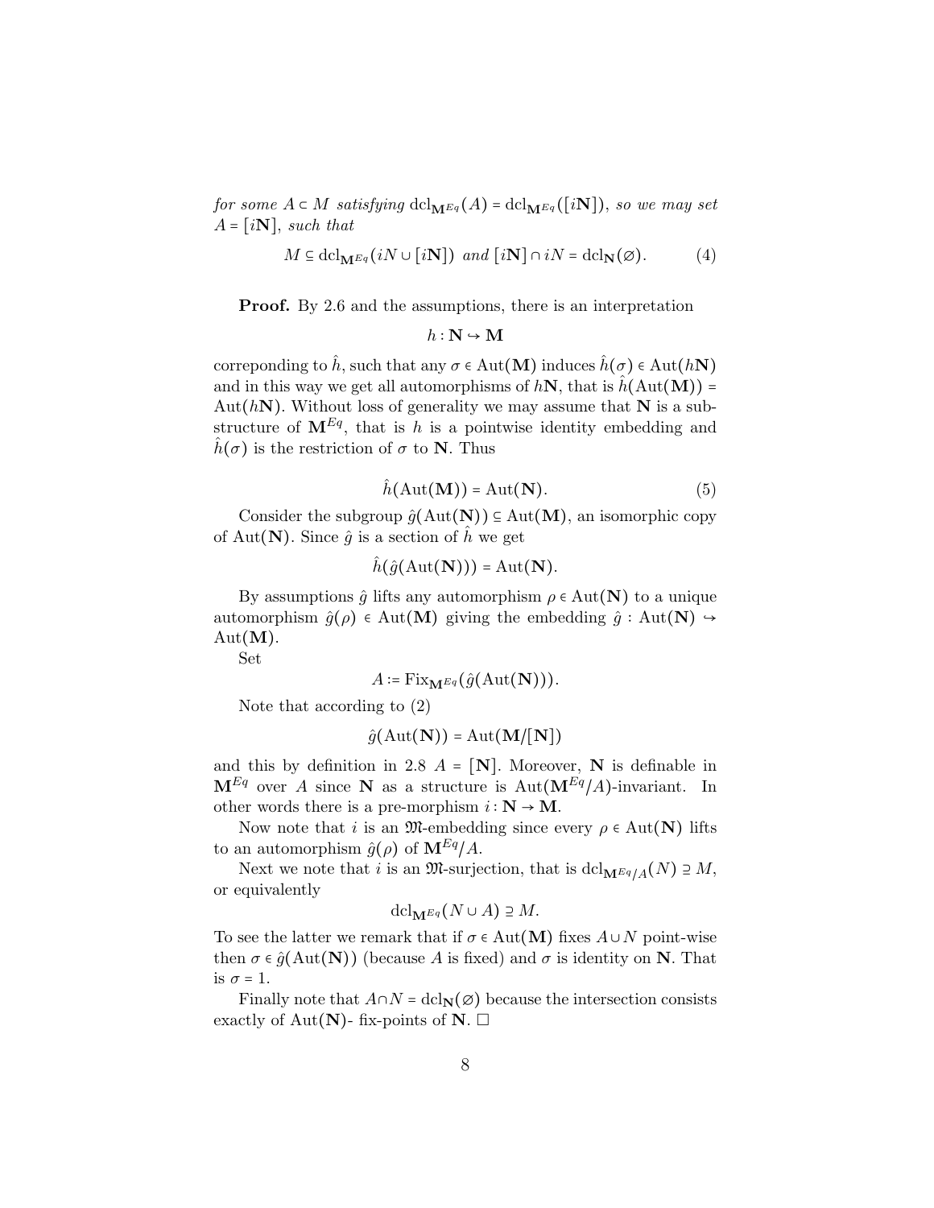*for some $A \subset M$ satisfying $\mathrm{dcl}_{\mathbf{M}^{Eq}}(A) = \mathrm{dcl}_{\mathbf{M}^{Eq}}([i\mathbf{N}])$, so we may set $A = [i\mathbf{N}]$, such that*

$$M \subseteq \mathrm{dcl}_{\mathbf{M}^{Eq}}(iN \cup [i\mathbf{N}]) \text{ and } [i\mathbf{N}] \cap iN = \mathrm{dcl}_{\mathbf{N}}(\varnothing). \tag{4}$$

**Proof.** By 2.6 and the assumptions, there is an interpretation

$$h : \mathbf{N} \hookrightarrow \mathbf{M}$$

correponding to $\hat{h}$, such that any $\sigma \in \mathrm{Aut}(\mathbf{M})$ induces $\hat{h}(\sigma) \in \mathrm{Aut}(h\mathbf{N})$ and in this way we get all automorphisms of $h\mathbf{N}$, that is $\hat{h}(\mathrm{Aut}(\mathbf{M})) = \mathrm{Aut}(h\mathbf{N})$. Without loss of generality we may assume that $\mathbf{N}$ is a substructure of $\mathbf{M}^{Eq}$, that is $h$ is a pointwise identity embedding and $\hat{h}(\sigma)$ is the restriction of $\sigma$ to $\mathbf{N}$. Thus

$$\hat{h}(\mathrm{Aut}(\mathbf{M})) = \mathrm{Aut}(\mathbf{N}). \tag{5}$$

Consider the subgroup $\hat{g}(\mathrm{Aut}(\mathbf{N})) \subseteq \mathrm{Aut}(\mathbf{M})$, an isomorphic copy of $\mathrm{Aut}(\mathbf{N})$. Since $\hat{g}$ is a section of $\hat{h}$ we get

$$\hat{h}(\hat{g}(\mathrm{Aut}(\mathbf{N}))) = \mathrm{Aut}(\mathbf{N}).$$

By assumptions $\hat{g}$ lifts any automorphism $\rho \in \mathrm{Aut}(\mathbf{N})$ to a unique automorphism $\hat{g}(\rho) \in \mathrm{Aut}(\mathbf{M})$ giving the embedding $\hat{g} : \mathrm{Aut}(\mathbf{N}) \hookrightarrow \mathrm{Aut}(\mathbf{M})$.

Set

$$A := \mathrm{Fix}_{\mathbf{M}^{Eq}}(\hat{g}(\mathrm{Aut}(\mathbf{N}))).$$

Note that according to (2)

$$\hat{g}(\mathrm{Aut}(\mathbf{N})) = \mathrm{Aut}(\mathbf{M}/[\mathbf{N}])$$

and this by definition in 2.8 $A = [\mathbf{N}]$. Moreover, $\mathbf{N}$ is definable in $\mathbf{M}^{Eq}$ over $A$ since $\mathbf{N}$ as a structure is $\mathrm{Aut}(\mathbf{M}^{Eq}/A)$-invariant. In other words there is a pre-morphism $i : \mathbf{N} \to \mathbf{M}$.

Now note that $i$ is an $\mathfrak{M}$-embedding since every $\rho \in \mathrm{Aut}(\mathbf{N})$ lifts to an automorphism $\hat{g}(\rho)$ of $\mathbf{M}^{Eq}/A$.

Next we note that $i$ is an $\mathfrak{M}$-surjection, that is $\mathrm{dcl}_{\mathbf{M}^{Eq}/A}(N) \supseteq M$, or equivalently

$$\mathrm{dcl}_{\mathbf{M}^{Eq}}(N \cup A) \supseteq M.$$

To see the latter we remark that if $\sigma \in \mathrm{Aut}(\mathbf{M})$ fixes $A \cup N$ point-wise then $\sigma \in \hat{g}(\mathrm{Aut}(\mathbf{N}))$ (because $A$ is fixed) and $\sigma$ is identity on $\mathbf{N}$. That is $\sigma = 1$.

Finally note that $A \cap N = \mathrm{dcl}_{\mathbf{N}}(\varnothing)$ because the intersection consists exactly of $\mathrm{Aut}(\mathbf{N})$- fix-points of $\mathbf{N}$. $\square$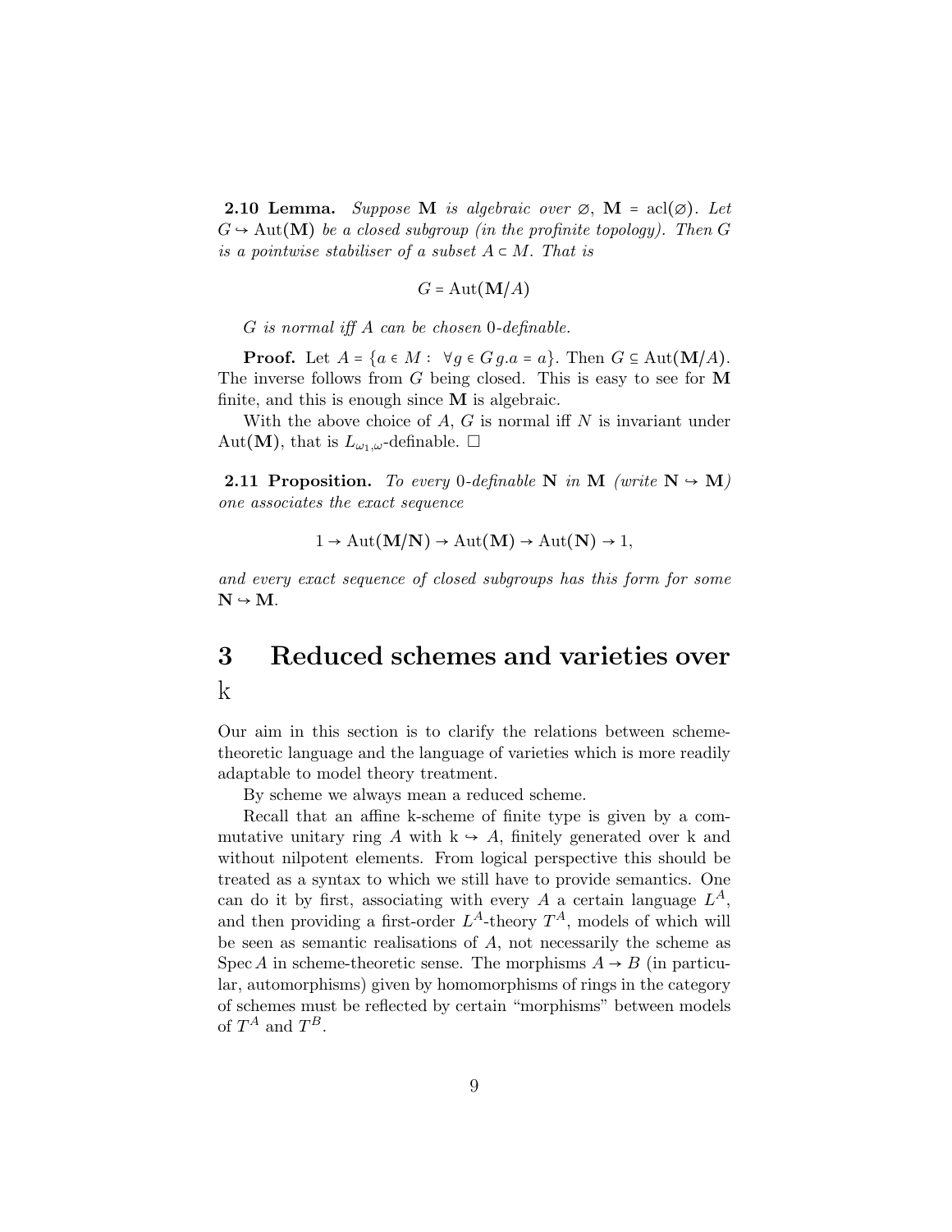**2.10 Lemma.** *Suppose* $\mathbf{M}$ *is algebraic over* $\varnothing$, $\mathbf{M} = \mathrm{acl}(\varnothing)$. *Let* $G \hookrightarrow \mathrm{Aut}(\mathbf{M})$ *be a closed subgroup (in the profinite topology). Then* $G$ *is a pointwise stabiliser of a subset* $A \subset M$. *That is*

$$G = \mathrm{Aut}(\mathbf{M}/A)$$

*G is normal iff A can be chosen* 0*-definable.*

**Proof.** Let $A = \{a \in M : \ \forall g \in G\, g.a = a\}$. Then $G \subseteq \mathrm{Aut}(\mathbf{M}/A)$. The inverse follows from $G$ being closed. This is easy to see for $\mathbf{M}$ finite, and this is enough since $\mathbf{M}$ is algebraic.

With the above choice of $A$, $G$ is normal iff $N$ is invariant under $\mathrm{Aut}(\mathbf{M})$, that is $L_{\omega_1,\omega}$-definable. □

**2.11 Proposition.** *To every* 0*-definable* $\mathbf{N}$ *in* $\mathbf{M}$ *(write* $\mathbf{N} \hookrightarrow \mathbf{M}$*) one associates the exact sequence*

$$1 \to \mathrm{Aut}(\mathbf{M}/\mathbf{N}) \to \mathrm{Aut}(\mathbf{M}) \to \mathrm{Aut}(\mathbf{N}) \to 1,$$

*and every exact sequence of closed subgroups has this form for some* $\mathbf{N} \hookrightarrow \mathbf{M}$.

# 3 Reduced schemes and varieties over k

Our aim in this section is to clarify the relations between scheme-theoretic language and the language of varieties which is more readily adaptable to model theory treatment.

By scheme we always mean a reduced scheme.

Recall that an affine k-scheme of finite type is given by a commutative unitary ring $A$ with $\mathrm{k} \hookrightarrow A$, finitely generated over k and without nilpotent elements. From logical perspective this should be treated as a syntax to which we still have to provide semantics. One can do it by first, associating with every $A$ a certain language $L^A$, and then providing a first-order $L^A$-theory $T^A$, models of which will be seen as semantic realisations of $A$, not necessarily the scheme as $\mathrm{Spec}\, A$ in scheme-theoretic sense. The morphisms $A \to B$ (in particular, automorphisms) given by homomorphisms of rings in the category of schemes must be reflected by certain "morphisms" between models of $T^A$ and $T^B$.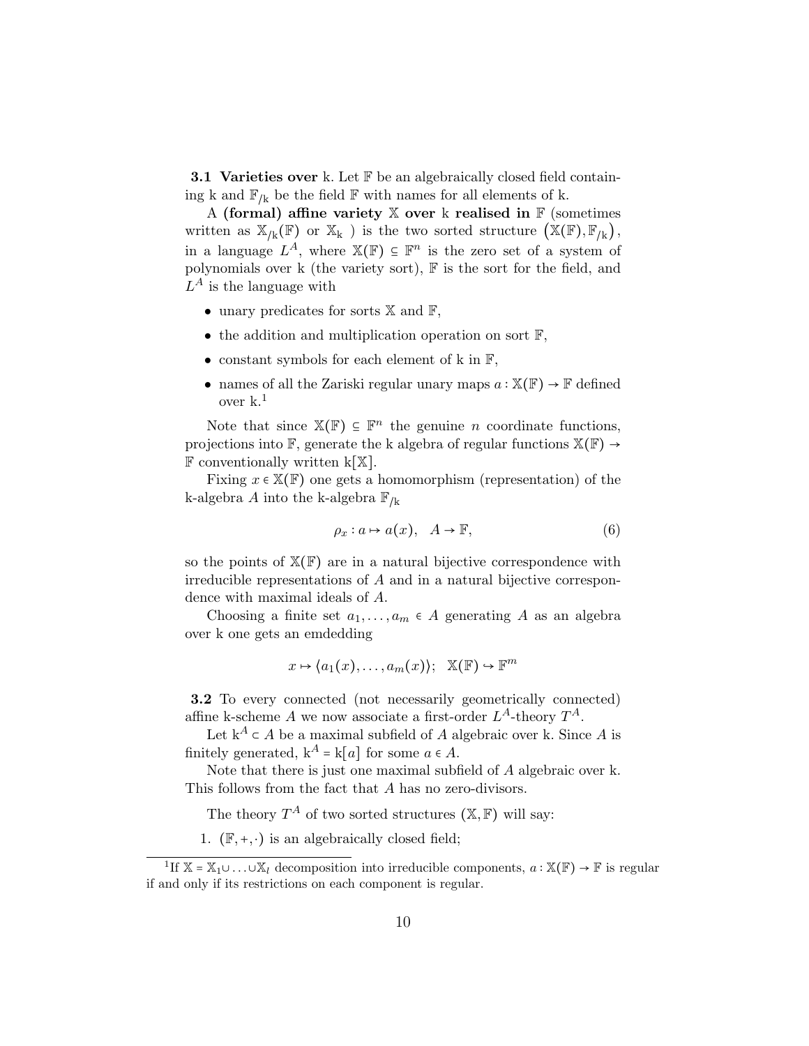**3.1 Varieties over** k. Let $\mathbb{F}$ be an algebraically closed field containing k and $\mathbb{F}_{/\mathrm{k}}$ be the field $\mathbb{F}$ with names for all elements of k.

A **(formal) affine variety** $\mathbb{X}$ **over** k **realised in** $\mathbb{F}$ (sometimes written as $\mathbb{X}_{/\mathrm{k}}(\mathbb{F})$ or $\mathbb{X}_{\mathrm{k}}$ ) is the two sorted structure $\big(\mathbb{X}(\mathbb{F}), \mathbb{F}_{/\mathrm{k}}\big)$, in a language $L^A$, where $\mathbb{X}(\mathbb{F}) \subseteq \mathbb{F}^n$ is the zero set of a system of polynomials over k (the variety sort), $\mathbb{F}$ is the sort for the field, and $L^A$ is the language with

- unary predicates for sorts $\mathbb{X}$ and $\mathbb{F}$,
- the addition and multiplication operation on sort $\mathbb{F}$,
- constant symbols for each element of k in $\mathbb{F}$,
- names of all the Zariski regular unary maps $a : \mathbb{X}(\mathbb{F}) \to \mathbb{F}$ defined over k.[1]

Note that since $\mathbb{X}(\mathbb{F}) \subseteq \mathbb{F}^n$ the genuine $n$ coordinate functions, projections into $\mathbb{F}$, generate the k algebra of regular functions $\mathbb{X}(\mathbb{F}) \to \mathbb{F}$ conventionally written $\mathrm{k}[\mathbb{X}]$.

Fixing $x \in \mathbb{X}(\mathbb{F})$ one gets a homomorphism (representation) of the k-algebra $A$ into the k-algebra $\mathbb{F}_{/\mathrm{k}}$

$$\rho_x : a \mapsto a(x), \quad A \to \mathbb{F}, \tag{6}$$

so the points of $\mathbb{X}(\mathbb{F})$ are in a natural bijective correspondence with irreducible representations of $A$ and in a natural bijective correspondence with maximal ideals of $A$.

Choosing a finite set $a_1, \ldots, a_m \in A$ generating $A$ as an algebra over k one gets an emdedding

$$x \mapsto \langle a_1(x), \ldots, a_m(x) \rangle; \quad \mathbb{X}(\mathbb{F}) \hookrightarrow \mathbb{F}^m$$

**3.2** To every connected (not necessarily geometrically connected) affine k-scheme $A$ we now associate a first-order $L^A$-theory $T^A$.

Let $\mathrm{k}^A \subset A$ be a maximal subfield of $A$ algebraic over k. Since $A$ is finitely generated, $\mathrm{k}^A = \mathrm{k}[a]$ for some $a \in A$.

Note that there is just one maximal subfield of $A$ algebraic over k. This follows from the fact that $A$ has no zero-divisors.

The theory $T^A$ of two sorted structures $(\mathbb{X}, \mathbb{F})$ will say:

1. $(\mathbb{F}, +, \cdot)$ is an algebraically closed field;

[1] If $\mathbb{X} = \mathbb{X}_1 \cup \ldots \cup \mathbb{X}_l$ decomposition into irreducible components, $a : \mathbb{X}(\mathbb{F}) \to \mathbb{F}$ is regular if and only if its restrictions on each component is regular.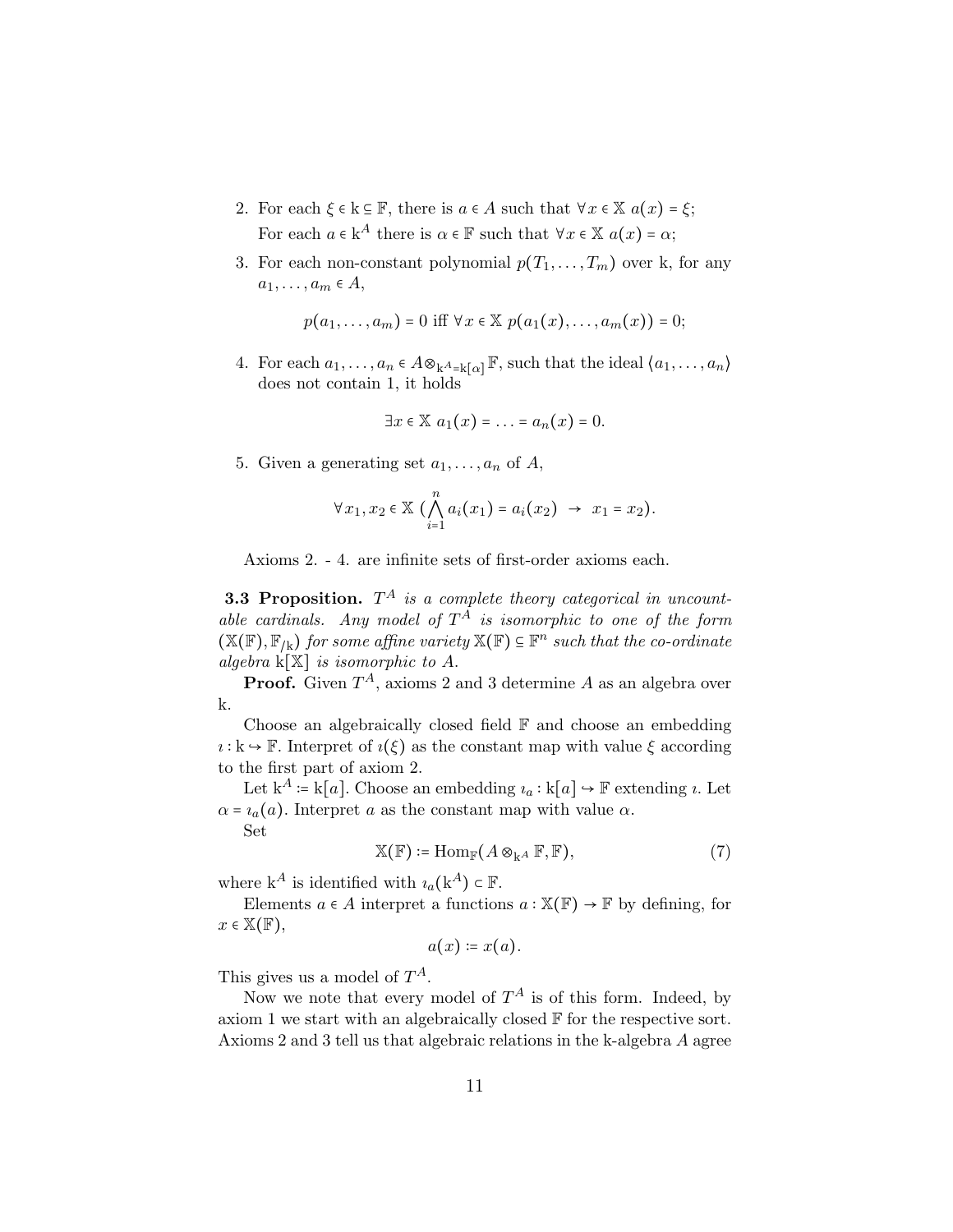2. For each $\xi \in \mathrm{k} \subseteq \mathbb{F}$, there is $a \in A$ such that $\forall x \in \mathbb{X}\ a(x) = \xi$;
   For each $a \in \mathrm{k}^A$ there is $\alpha \in \mathbb{F}$ such that $\forall x \in \mathbb{X}\ a(x) = \alpha$;

3. For each non-constant polynomial $p(T_1, \ldots, T_m)$ over k, for any $a_1, \ldots, a_m \in A$,

$$p(a_1, \ldots, a_m) = 0 \text{ iff } \forall x \in \mathbb{X}\ p(a_1(x), \ldots, a_m(x)) = 0;$$

4. For each $a_1, \ldots, a_n \in A \otimes_{\mathrm{k}^A = \mathrm{k}[\alpha]} \mathbb{F}$, such that the ideal $\langle a_1, \ldots, a_n \rangle$ does not contain 1, it holds

$$\exists x \in \mathbb{X}\ a_1(x) = \ldots = a_n(x) = 0.$$

5. Given a generating set $a_1, \ldots, a_n$ of $A$,

$$\forall x_1, x_2 \in \mathbb{X}\ (\bigwedge_{i=1}^{n} a_i(x_1) = a_i(x_2)\ \rightarrow\ x_1 = x_2).$$

Axioms 2. - 4. are infinite sets of first-order axioms each.

**3.3 Proposition.** *$T^A$ is a complete theory categorical in uncountable cardinals. Any model of $T^A$ is isomorphic to one of the form $(\mathbb{X}(\mathbb{F}), \mathbb{F}_{/\mathrm{k}})$ for some affine variety $\mathbb{X}(\mathbb{F}) \subseteq \mathbb{F}^n$ such that the co-ordinate algebra $\mathrm{k}[\mathbb{X}]$ is isomorphic to $A$.*

**Proof.** Given $T^A$, axioms 2 and 3 determine $A$ as an algebra over k.

Choose an algebraically closed field $\mathbb{F}$ and choose an embedding $\imath : \mathrm{k} \hookrightarrow \mathbb{F}$. Interpret of $\imath(\xi)$ as the constant map with value $\xi$ according to the first part of axiom 2.

Let $\mathrm{k}^A := \mathrm{k}[a]$. Choose an embedding $\imath_a : \mathrm{k}[a] \hookrightarrow \mathbb{F}$ extending $\imath$. Let $\alpha = \imath_a(a)$. Interpret $a$ as the constant map with value $\alpha$.

Set

$$\mathbb{X}(\mathbb{F}) := \mathrm{Hom}_{\mathbb{F}}(A \otimes_{\mathrm{k}^A} \mathbb{F}, \mathbb{F}), \tag{7}$$

where $\mathrm{k}^A$ is identified with $\imath_a(\mathrm{k}^A) \subset \mathbb{F}$.

Elements $a \in A$ interpret a functions $a : \mathbb{X}(\mathbb{F}) \to \mathbb{F}$ by defining, for $x \in \mathbb{X}(\mathbb{F})$,

$$a(x) := x(a).$$

This gives us a model of $T^A$.

Now we note that every model of $T^A$ is of this form. Indeed, by axiom 1 we start with an algebraically closed $\mathbb{F}$ for the respective sort. Axioms 2 and 3 tell us that algebraic relations in the k-algebra $A$ agree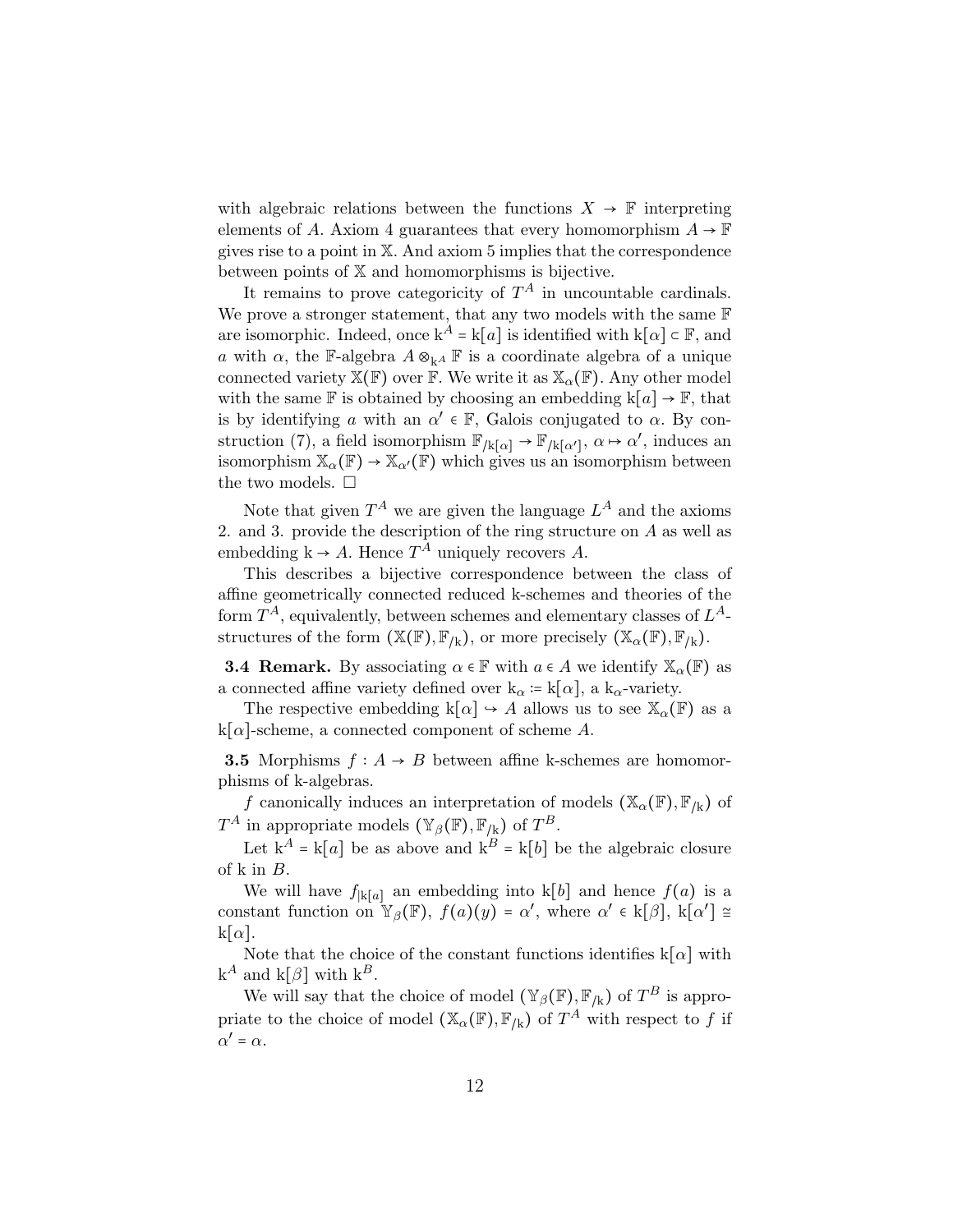with algebraic relations between the functions $X \to \mathbb{F}$ interpreting elements of $A$. Axiom 4 guarantees that every homomorphism $A \to \mathbb{F}$ gives rise to a point in $\mathbb{X}$. And axiom 5 implies that the correspondence between points of $\mathbb{X}$ and homomorphisms is bijective.

It remains to prove categoricity of $T^A$ in uncountable cardinals. We prove a stronger statement, that any two models with the same $\mathbb{F}$ are isomorphic. Indeed, once $\mathrm{k}^A = \mathrm{k}[a]$ is identified with $\mathrm{k}[\alpha] \subset \mathbb{F}$, and $a$ with $\alpha$, the $\mathbb{F}$-algebra $A \otimes_{\mathrm{k}^A} \mathbb{F}$ is a coordinate algebra of a unique connected variety $\mathbb{X}(\mathbb{F})$ over $\mathbb{F}$. We write it as $\mathbb{X}_\alpha(\mathbb{F})$. Any other model with the same $\mathbb{F}$ is obtained by choosing an embedding $\mathrm{k}[a] \to \mathbb{F}$, that is by identifying $a$ with an $\alpha' \in \mathbb{F}$, Galois conjugated to $\alpha$. By construction (7), a field isomorphism $\mathbb{F}_{/\mathrm{k}[\alpha]} \to \mathbb{F}_{/\mathrm{k}[\alpha']}$, $\alpha \mapsto \alpha'$, induces an isomorphism $\mathbb{X}_\alpha(\mathbb{F}) \to \mathbb{X}_{\alpha'}(\mathbb{F})$ which gives us an isomorphism between the two models. □

Note that given $T^A$ we are given the language $L^A$ and the axioms 2. and 3. provide the description of the ring structure on $A$ as well as embedding $\mathrm{k} \to A$. Hence $T^A$ uniquely recovers $A$.

This describes a bijective correspondence between the class of affine geometrically connected reduced k-schemes and theories of the form $T^A$, equivalently, between schemes and elementary classes of $L^A$-structures of the form $(\mathbb{X}(\mathbb{F}), \mathbb{F}_{/\mathrm{k}})$, or more precisely $(\mathbb{X}_\alpha(\mathbb{F}), \mathbb{F}_{/\mathrm{k}})$.

**3.4 Remark.** By associating $\alpha \in \mathbb{F}$ with $a \in A$ we identify $\mathbb{X}_\alpha(\mathbb{F})$ as a connected affine variety defined over $\mathrm{k}_\alpha := \mathrm{k}[\alpha]$, a $\mathrm{k}_\alpha$-variety.

The respective embedding $\mathrm{k}[\alpha] \hookrightarrow A$ allows us to see $\mathbb{X}_\alpha(\mathbb{F})$ as a $\mathrm{k}[\alpha]$-scheme, a connected component of scheme $A$.

**3.5** Morphisms $f : A \to B$ between affine k-schemes are homomorphisms of k-algebras.

$f$ canonically induces an interpretation of models $(\mathbb{X}_\alpha(\mathbb{F}), \mathbb{F}_{/\mathrm{k}})$ of $T^A$ in appropriate models $(\mathbb{Y}_\beta(\mathbb{F}), \mathbb{F}_{/\mathrm{k}})$ of $T^B$.

Let $\mathrm{k}^A = \mathrm{k}[a]$ be as above and $\mathrm{k}^B = \mathrm{k}[b]$ be the algebraic closure of k in $B$.

We will have $f_{|\mathrm{k}[a]}$ an embedding into $\mathrm{k}[b]$ and hence $f(a)$ is a constant function on $\mathbb{Y}_\beta(\mathbb{F})$, $f(a)(y) = \alpha'$, where $\alpha' \in \mathrm{k}[\beta]$, $\mathrm{k}[\alpha'] \cong \mathrm{k}[\alpha]$.

Note that the choice of the constant functions identifies $\mathrm{k}[\alpha]$ with $\mathrm{k}^A$ and $\mathrm{k}[\beta]$ with $\mathrm{k}^B$.

We will say that the choice of model $(\mathbb{Y}_\beta(\mathbb{F}), \mathbb{F}_{/\mathrm{k}})$ of $T^B$ is appropriate to the choice of model $(\mathbb{X}_\alpha(\mathbb{F}), \mathbb{F}_{/\mathrm{k}})$ of $T^A$ with respect to $f$ if $\alpha' = \alpha$.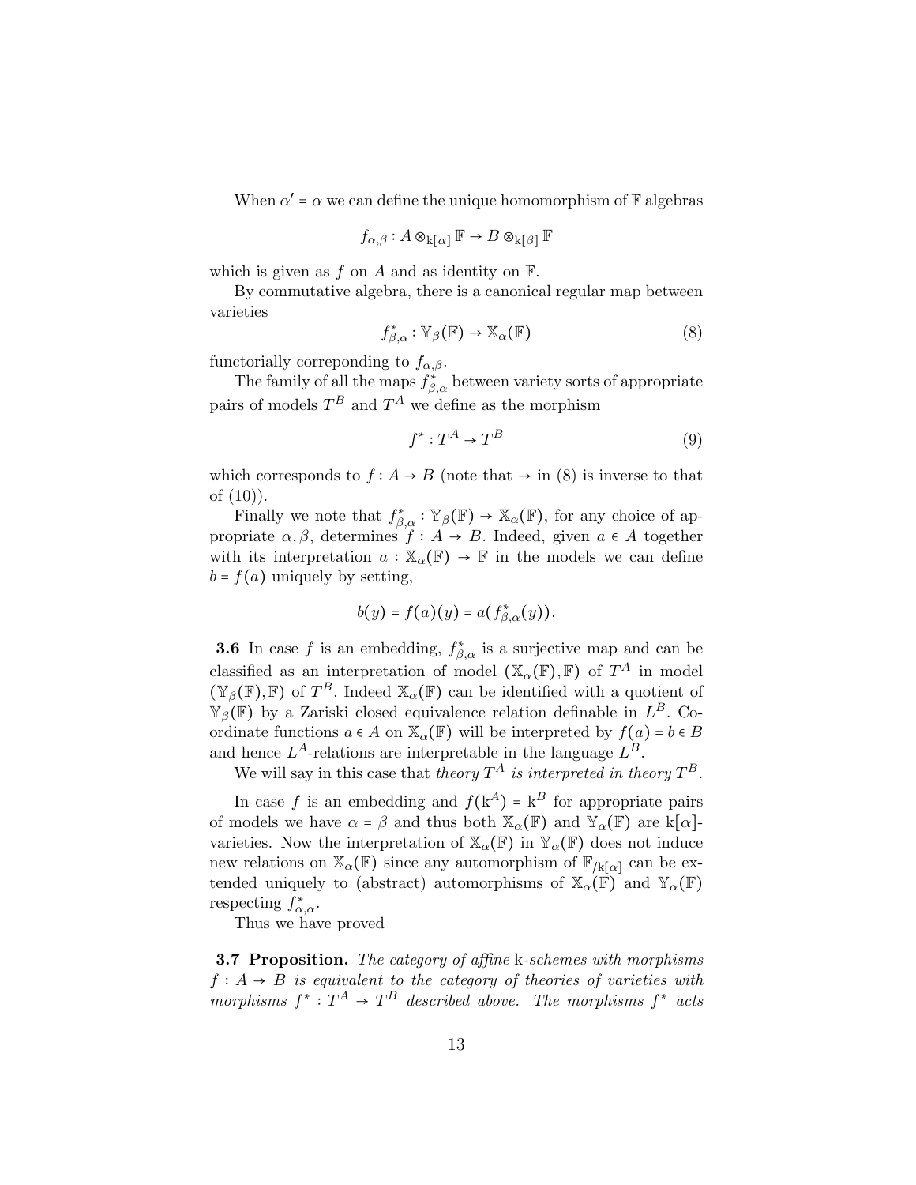When $\alpha' = \alpha$ we can define the unique homomorphism of $\mathbb{F}$ algebras

$$f_{\alpha,\beta} : A \otimes_{\mathrm{k}[\alpha]} \mathbb{F} \to B \otimes_{\mathrm{k}[\beta]} \mathbb{F}$$

which is given as $f$ on $A$ and as identity on $\mathbb{F}$.

By commutative algebra, there is a canonical regular map between varieties

$$f^*_{\beta,\alpha} : \mathbb{Y}_\beta(\mathbb{F}) \to \mathbb{X}_\alpha(\mathbb{F}) \tag{8}$$

functorially correponding to $f_{\alpha,\beta}$.

The family of all the maps $f^*_{\beta,\alpha}$ between variety sorts of appropriate pairs of models $T^B$ and $T^A$ we define as the morphism

$$f^* : T^A \to T^B \tag{9}$$

which corresponds to $f : A \to B$ (note that $\to$ in (8) is inverse to that of (10)).

Finally we note that $f^*_{\beta,\alpha} : \mathbb{Y}_\beta(\mathbb{F}) \to \mathbb{X}_\alpha(\mathbb{F})$, for any choice of appropriate $\alpha, \beta$, determines $f : A \to B$. Indeed, given $a \in A$ together with its interpretation $a : \mathbb{X}_\alpha(\mathbb{F}) \to \mathbb{F}$ in the models we can define $b = f(a)$ uniquely by setting,

$$b(y) = f(a)(y) = a(f^*_{\beta,\alpha}(y)).$$

**3.6** In case $f$ is an embedding, $f^*_{\beta,\alpha}$ is a surjective map and can be classified as an interpretation of model $(\mathbb{X}_\alpha(\mathbb{F}), \mathbb{F})$ of $T^A$ in model $(\mathbb{Y}_\beta(\mathbb{F}), \mathbb{F})$ of $T^B$. Indeed $\mathbb{X}_\alpha(\mathbb{F})$ can be identified with a quotient of $\mathbb{Y}_\beta(\mathbb{F})$ by a Zariski closed equivalence relation definable in $L^B$. Coordinate functions $a \in A$ on $\mathbb{X}_\alpha(\mathbb{F})$ will be interpreted by $f(a) = b \in B$ and hence $L^A$-relations are interpretable in the language $L^B$.

We will say in this case that *theory $T^A$ is interpreted in theory $T^B$*.

In case $f$ is an embedding and $f(\mathrm{k}^A) = \mathrm{k}^B$ for appropriate pairs of models we have $\alpha = \beta$ and thus both $\mathbb{X}_\alpha(\mathbb{F})$ and $\mathbb{Y}_\alpha(\mathbb{F})$ are $\mathrm{k}[\alpha]$-varieties. Now the interpretation of $\mathbb{X}_\alpha(\mathbb{F})$ in $\mathbb{Y}_\alpha(\mathbb{F})$ does not induce new relations on $\mathbb{X}_\alpha(\mathbb{F})$ since any automorphism of $\mathbb{F}_{/\mathrm{k}[\alpha]}$ can be extended uniquely to (abstract) automorphisms of $\mathbb{X}_\alpha(\mathbb{F})$ and $\mathbb{Y}_\alpha(\mathbb{F})$ respecting $f^*_{\alpha,\alpha}$.

Thus we have proved

**3.7 Proposition.** *The category of affine* k*-schemes with morphisms $f : A \to B$ is equivalent to the category of theories of varieties with morphisms $f^* : T^A \to T^B$ described above. The morphisms $f^*$ acts*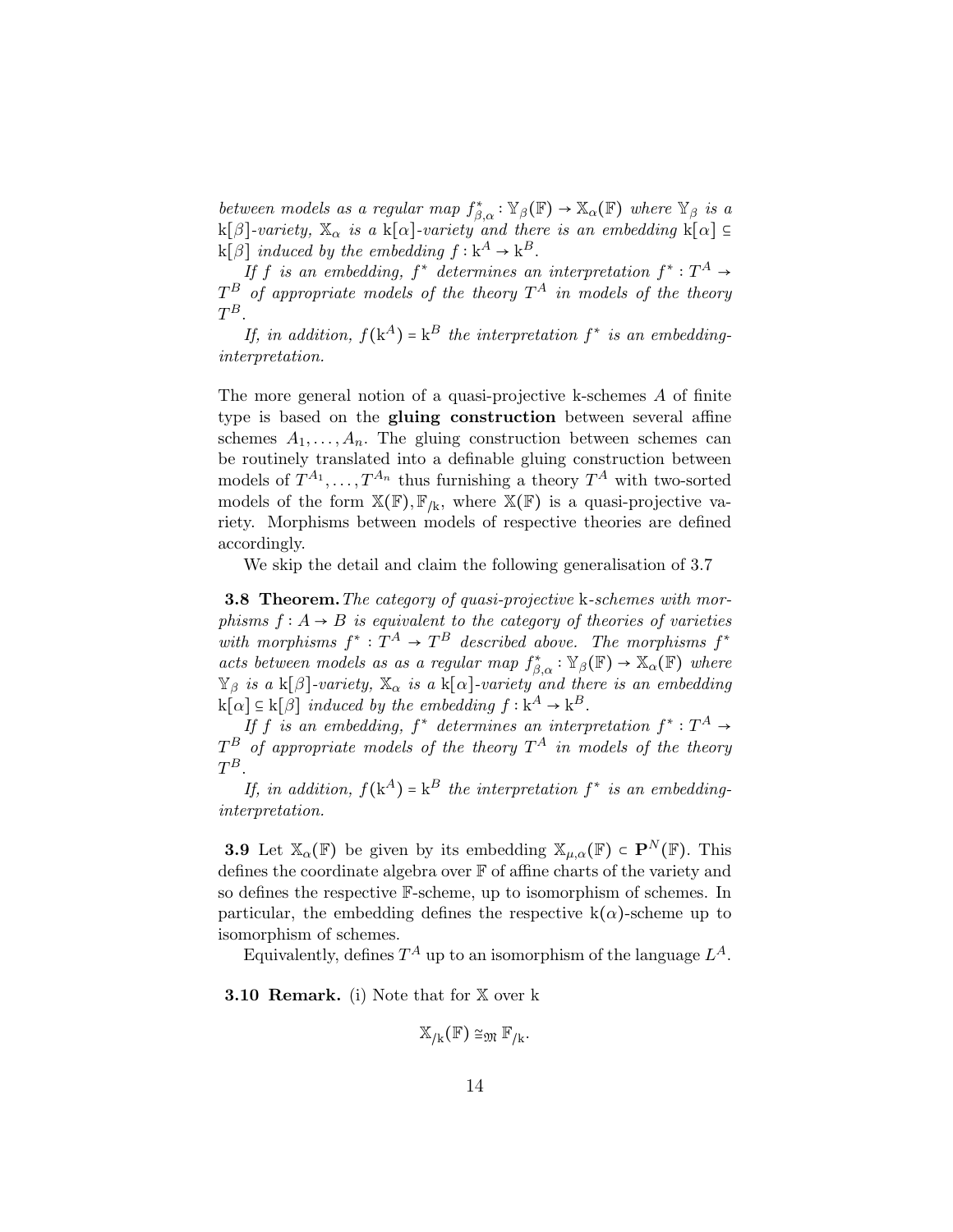*between models as a regular map $f^*_{\beta,\alpha} : \mathbb{Y}_\beta(\mathbb{F}) \to \mathbb{X}_\alpha(\mathbb{F})$ where $\mathbb{Y}_\beta$ is a $\mathrm{k}[\beta]$-variety, $\mathbb{X}_\alpha$ is a $\mathrm{k}[\alpha]$-variety and there is an embedding $\mathrm{k}[\alpha] \subseteq \mathrm{k}[\beta]$ induced by the embedding $f : \mathrm{k}^A \to \mathrm{k}^B$.*

*If $f$ is an embedding, $f^*$ determines an interpretation $f^* : T^A \to T^B$ of appropriate models of the theory $T^A$ in models of the theory $T^B$.*

*If, in addition, $f(\mathrm{k}^A) = \mathrm{k}^B$ the interpretation $f^*$ is an embedding-interpretation.*

The more general notion of a quasi-projective k-schemes $A$ of finite type is based on the **gluing construction** between several affine schemes $A_1, \ldots, A_n$. The gluing construction between schemes can be routinely translated into a definable gluing construction between models of $T^{A_1}, \ldots, T^{A_n}$ thus furnishing a theory $T^A$ with two-sorted models of the form $\mathbb{X}(\mathbb{F}), \mathbb{F}_{/\mathrm{k}}$, where $\mathbb{X}(\mathbb{F})$ is a quasi-projective variety. Morphisms between models of respective theories are defined accordingly.

We skip the detail and claim the following generalisation of 3.7

**3.8 Theorem.** *The category of quasi-projective* k*-schemes with morphisms $f : A \to B$ is equivalent to the category of theories of varieties with morphisms $f^* : T^A \to T^B$ described above. The morphisms $f^*$ acts between models as as a regular map $f^*_{\beta,\alpha} : \mathbb{Y}_\beta(\mathbb{F}) \to \mathbb{X}_\alpha(\mathbb{F})$ where $\mathbb{Y}_\beta$ is a $\mathrm{k}[\beta]$-variety, $\mathbb{X}_\alpha$ is a $\mathrm{k}[\alpha]$-variety and there is an embedding $\mathrm{k}[\alpha] \subseteq \mathrm{k}[\beta]$ induced by the embedding $f : \mathrm{k}^A \to \mathrm{k}^B$.*

*If $f$ is an embedding, $f^*$ determines an interpretation $f^* : T^A \to T^B$ of appropriate models of the theory $T^A$ in models of the theory $T^B$.*

*If, in addition, $f(\mathrm{k}^A) = \mathrm{k}^B$ the interpretation $f^*$ is an embedding-interpretation.*

**3.9** Let $\mathbb{X}_\alpha(\mathbb{F})$ be given by its embedding $\mathbb{X}_{\mu,\alpha}(\mathbb{F}) \subset \mathbf{P}^N(\mathbb{F})$. This defines the coordinate algebra over $\mathbb{F}$ of affine charts of the variety and so defines the respective $\mathbb{F}$-scheme, up to isomorphism of schemes. In particular, the embedding defines the respective $\mathrm{k}(\alpha)$-scheme up to isomorphism of schemes.

Equivalently, defines $T^A$ up to an isomorphism of the language $L^A$.

**3.10 Remark.** (i) Note that for $\mathbb{X}$ over k

$$\mathbb{X}_{/\mathrm{k}}(\mathbb{F}) \cong_{\mathfrak{M}} \mathbb{F}_{/\mathrm{k}}.$$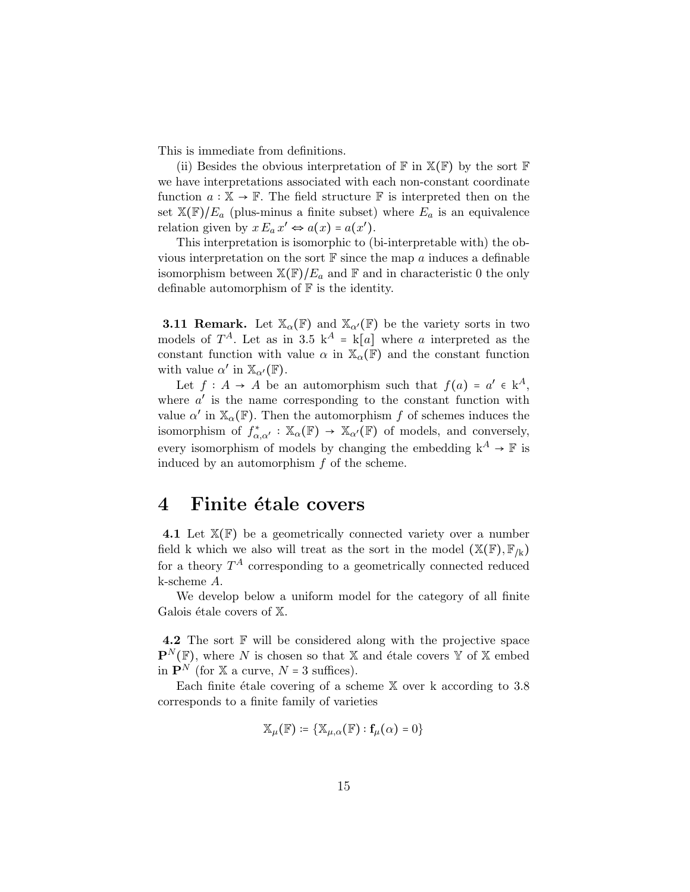This is immediate from definitions.

(ii) Besides the obvious interpretation of $\mathbb{F}$ in $\mathbb{X}(\mathbb{F})$ by the sort $\mathbb{F}$ we have interpretations associated with each non-constant coordinate function $a : \mathbb{X} \to \mathbb{F}$. The field structure $\mathbb{F}$ is interpreted then on the set $\mathbb{X}(\mathbb{F})/E_a$ (plus-minus a finite subset) where $E_a$ is an equivalence relation given by $x\, E_a\, x' \Leftrightarrow a(x) = a(x')$.

This interpretation is isomorphic to (bi-interpretable with) the obvious interpretation on the sort $\mathbb{F}$ since the map $a$ induces a definable isomorphism between $\mathbb{X}(\mathbb{F})/E_a$ and $\mathbb{F}$ and in characteristic 0 the only definable automorphism of $\mathbb{F}$ is the identity.

**3.11 Remark.** Let $\mathbb{X}_\alpha(\mathbb{F})$ and $\mathbb{X}_{\alpha'}(\mathbb{F})$ be the variety sorts in two models of $T^A$. Let as in 3.5 $\mathrm{k}^A = \mathrm{k}[a]$ where $a$ interpreted as the constant function with value $\alpha$ in $\mathbb{X}_\alpha(\mathbb{F})$ and the constant function with value $\alpha'$ in $\mathbb{X}_{\alpha'}(\mathbb{F})$.

Let $f : A \to A$ be an automorphism such that $f(a) = a' \in \mathrm{k}^A$, where $a'$ is the name corresponding to the constant function with value $\alpha'$ in $\mathbb{X}_\alpha(\mathbb{F})$. Then the automorphism $f$ of schemes induces the isomorphism of $f^*_{\alpha,\alpha'} : \mathbb{X}_\alpha(\mathbb{F}) \to \mathbb{X}_{\alpha'}(\mathbb{F})$ of models, and conversely, every isomorphism of models by changing the embedding $\mathrm{k}^A \to \mathbb{F}$ is induced by an automorphism $f$ of the scheme.

# 4 Finite étale covers

**4.1** Let $\mathbb{X}(\mathbb{F})$ be a geometrically connected variety over a number field k which we also will treat as the sort in the model $(\mathbb{X}(\mathbb{F}), \mathbb{F}_{/\mathrm{k}})$ for a theory $T^A$ corresponding to a geometrically connected reduced k-scheme $A$.

We develop below a uniform model for the category of all finite Galois étale covers of $\mathbb{X}$.

**4.2** The sort $\mathbb{F}$ will be considered along with the projective space $\mathbf{P}^N(\mathbb{F})$, where $N$ is chosen so that $\mathbb{X}$ and étale covers $\mathbb{Y}$ of $\mathbb{X}$ embed in $\mathbf{P}^N$ (for $\mathbb{X}$ a curve, $N = 3$ suffices).

Each finite étale covering of a scheme $\mathbb{X}$ over k according to 3.8 corresponds to a finite family of varieties

$$\mathbb{X}_\mu(\mathbb{F}) := \{\mathbb{X}_{\mu,\alpha}(\mathbb{F}) : \mathbf{f}_\mu(\alpha) = 0\}$$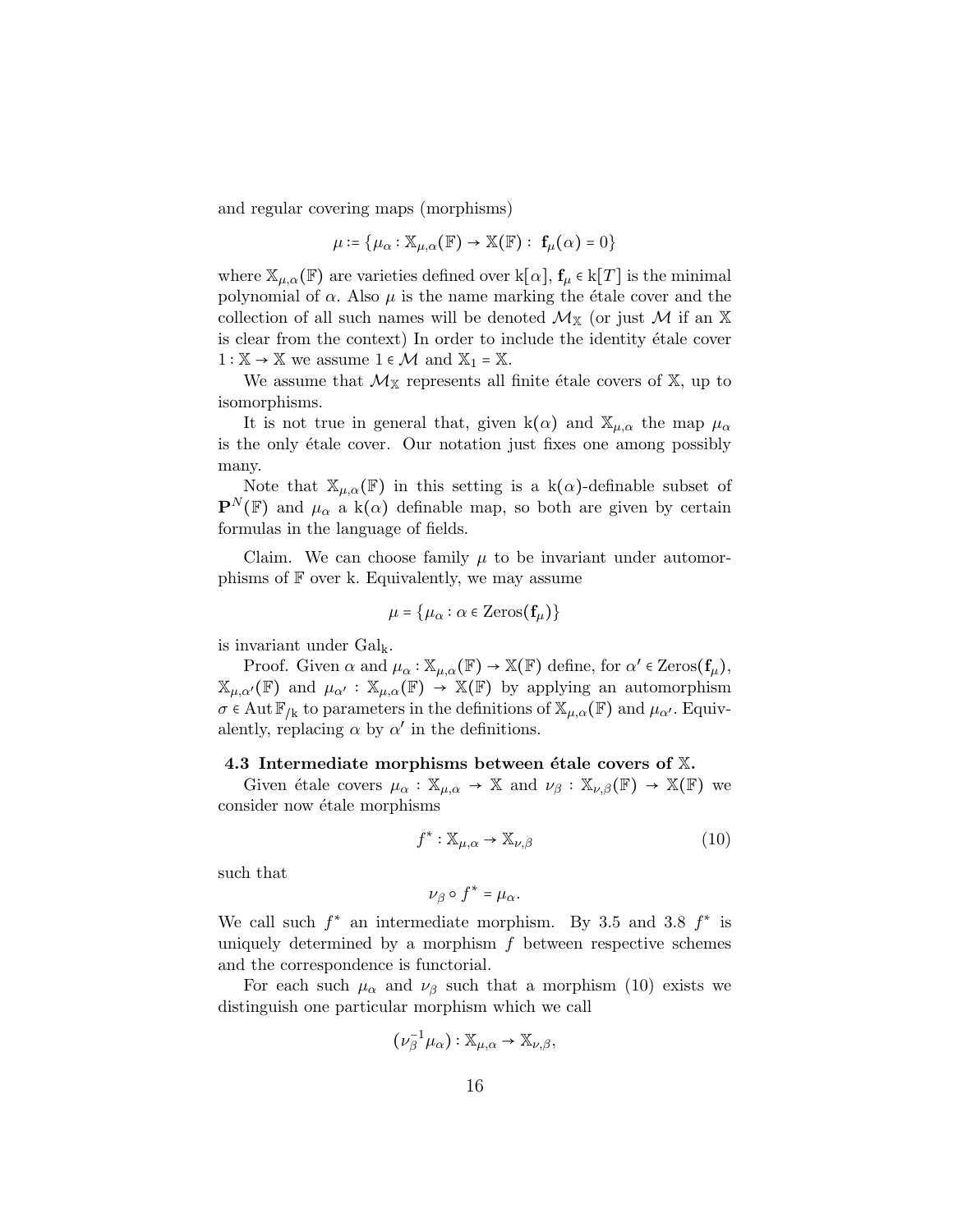and regular covering maps (morphisms)

$$\mu := \{\mu_\alpha : \mathbb{X}_{\mu,\alpha}(\mathbb{F}) \to \mathbb{X}(\mathbb{F}) : \ \mathbf{f}_\mu(\alpha) = 0\}$$

where $\mathbb{X}_{\mu,\alpha}(\mathbb{F})$ are varieties defined over $\mathrm{k}[\alpha]$, $\mathbf{f}_\mu \in \mathrm{k}[T]$ is the minimal polynomial of $\alpha$. Also $\mu$ is the name marking the étale cover and the collection of all such names will be denoted $\mathcal{M}_\mathbb{X}$ (or just $\mathcal{M}$ if an $\mathbb{X}$ is clear from the context) In order to include the identity étale cover $1 : \mathbb{X} \to \mathbb{X}$ we assume $1 \in \mathcal{M}$ and $\mathbb{X}_1 = \mathbb{X}$.

We assume that $\mathcal{M}_\mathbb{X}$ represents all finite étale covers of $\mathbb{X}$, up to isomorphisms.

It is not true in general that, given $\mathrm{k}(\alpha)$ and $\mathbb{X}_{\mu,\alpha}$ the map $\mu_\alpha$ is the only étale cover. Our notation just fixes one among possibly many.

Note that $\mathbb{X}_{\mu,\alpha}(\mathbb{F})$ in this setting is a $\mathrm{k}(\alpha)$-definable subset of $\mathbf{P}^N(\mathbb{F})$ and $\mu_\alpha$ a $\mathrm{k}(\alpha)$ definable map, so both are given by certain formulas in the language of fields.

Claim. We can choose family $\mu$ to be invariant under automorphisms of $\mathbb{F}$ over k. Equivalently, we may assume

$$\mu = \{\mu_\alpha : \alpha \in \mathrm{Zeros}(\mathbf{f}_\mu)\}$$

is invariant under $\mathrm{Gal}_\mathrm{k}$.

Proof. Given $\alpha$ and $\mu_\alpha : \mathbb{X}_{\mu,\alpha}(\mathbb{F}) \to \mathbb{X}(\mathbb{F})$ define, for $\alpha' \in \mathrm{Zeros}(\mathbf{f}_\mu)$, $\mathbb{X}_{\mu,\alpha'}(\mathbb{F})$ and $\mu_{\alpha'} : \mathbb{X}_{\mu,\alpha}(\mathbb{F}) \to \mathbb{X}(\mathbb{F})$ by applying an automorphism $\sigma \in \mathrm{Aut}\,\mathbb{F}_{/\mathrm{k}}$ to parameters in the definitions of $\mathbb{X}_{\mu,\alpha}(\mathbb{F})$ and $\mu_{\alpha'}$. Equivalently, replacing $\alpha$ by $\alpha'$ in the definitions.

### 4.3 Intermediate morphisms between étale covers of $\mathbb{X}$.

Given étale covers $\mu_\alpha : \mathbb{X}_{\mu,\alpha} \to \mathbb{X}$ and $\nu_\beta : \mathbb{X}_{\nu,\beta}(\mathbb{F}) \to \mathbb{X}(\mathbb{F})$ we consider now étale morphisms

$$f^* : \mathbb{X}_{\mu,\alpha} \to \mathbb{X}_{\nu,\beta} \tag{10}$$

such that

$$\nu_\beta \circ f^* = \mu_\alpha.$$

We call such $f^*$ an intermediate morphism. By 3.5 and 3.8 $f^*$ is uniquely determined by a morphism $f$ between respective schemes and the correspondence is functorial.

For each such $\mu_\alpha$ and $\nu_\beta$ such that a morphism (10) exists we distinguish one particular morphism which we call

$$(\nu_\beta^{-1}\mu_\alpha) : \mathbb{X}_{\mu,\alpha} \to \mathbb{X}_{\nu,\beta},$$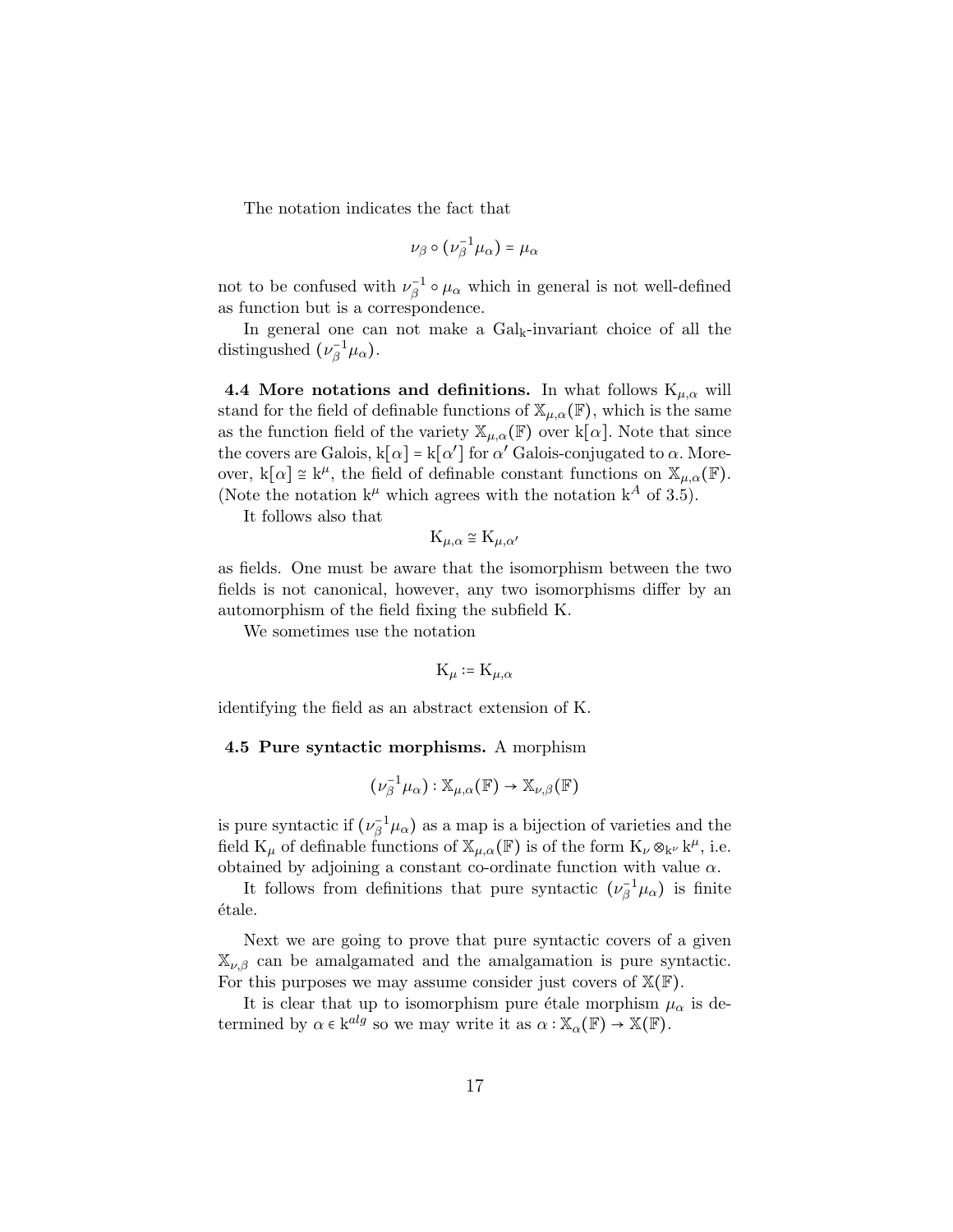The notation indicates the fact that

$$\nu_\beta \circ (\nu_\beta^{-1}\mu_\alpha) = \mu_\alpha$$

not to be confused with $\nu_\beta^{-1} \circ \mu_\alpha$ which in general is not well-defined as function but is a correspondence.

In general one can not make a $\mathrm{Gal}_\mathrm{k}$-invariant choice of all the distingushed $(\nu_\beta^{-1}\mu_\alpha)$.

**4.4 More notations and definitions.** In what follows $\mathrm{K}_{\mu,\alpha}$ will stand for the field of definable functions of $\mathbb{X}_{\mu,\alpha}(\mathbb{F})$, which is the same as the function field of the variety $\mathbb{X}_{\mu,\alpha}(\mathbb{F})$ over $\mathrm{k}[\alpha]$. Note that since the covers are Galois, $\mathrm{k}[\alpha] = \mathrm{k}[\alpha']$ for $\alpha'$ Galois-conjugated to $\alpha$. Moreover, $\mathrm{k}[\alpha] \cong \mathrm{k}^\mu$, the field of definable constant functions on $\mathbb{X}_{\mu,\alpha}(\mathbb{F})$. (Note the notation $\mathrm{k}^\mu$ which agrees with the notation $\mathrm{k}^A$ of 3.5).

It follows also that

$$\mathrm{K}_{\mu,\alpha} \cong \mathrm{K}_{\mu,\alpha'}$$

as fields. One must be aware that the isomorphism between the two fields is not canonical, however, any two isomorphisms differ by an automorphism of the field fixing the subfield K.

We sometimes use the notation

$$\mathrm{K}_\mu := \mathrm{K}_{\mu,\alpha}$$

identifying the field as an abstract extension of K.

**4.5 Pure syntactic morphisms.** A morphism

$$(\nu_\beta^{-1}\mu_\alpha) : \mathbb{X}_{\mu,\alpha}(\mathbb{F}) \to \mathbb{X}_{\nu,\beta}(\mathbb{F})$$

is pure syntactic if $(\nu_\beta^{-1}\mu_\alpha)$ as a map is a bijection of varieties and the field $\mathrm{K}_\mu$ of definable functions of $\mathbb{X}_{\mu,\alpha}(\mathbb{F})$ is of the form $\mathrm{K}_\nu \otimes_{\mathrm{k}^\nu} \mathrm{k}^\mu$, i.e. obtained by adjoining a constant co-ordinate function with value $\alpha$.

It follows from definitions that pure syntactic $(\nu_\beta^{-1}\mu_\alpha)$ is finite étale.

Next we are going to prove that pure syntactic covers of a given $\mathbb{X}_{\nu,\beta}$ can be amalgamated and the amalgamation is pure syntactic. For this purposes we may assume consider just covers of $\mathbb{X}(\mathbb{F})$.

It is clear that up to isomorphism pure étale morphism $\mu_\alpha$ is determined by $\alpha \in \mathrm{k}^{alg}$ so we may write it as $\alpha : \mathbb{X}_\alpha(\mathbb{F}) \to \mathbb{X}(\mathbb{F})$.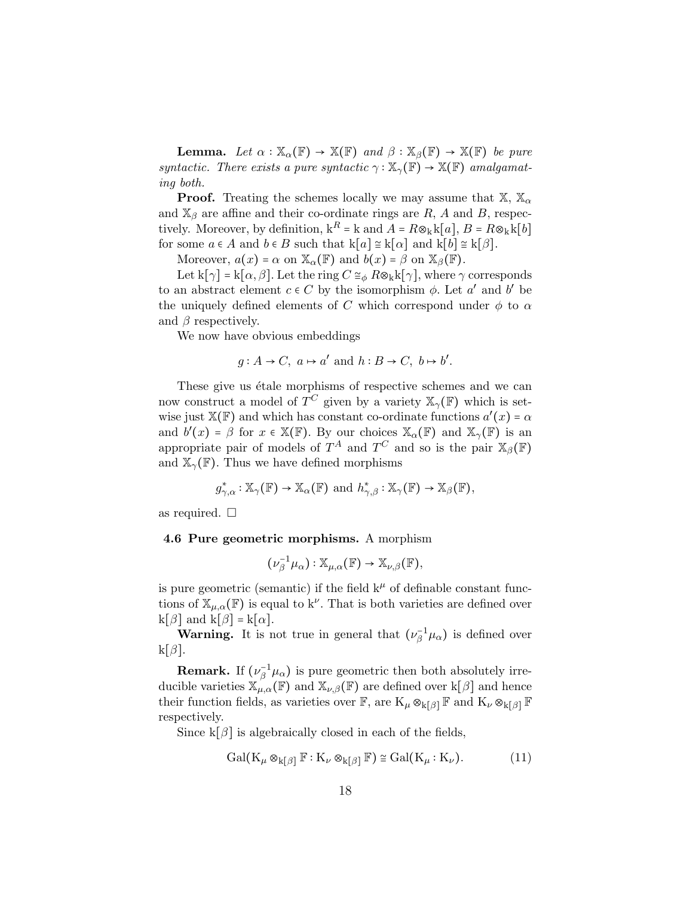**Lemma.** *Let $\alpha : \mathbb{X}_\alpha(\mathbb{F}) \to \mathbb{X}(\mathbb{F})$ and $\beta : \mathbb{X}_\beta(\mathbb{F}) \to \mathbb{X}(\mathbb{F})$ be pure syntactic. There exists a pure syntactic $\gamma : \mathbb{X}_\gamma(\mathbb{F}) \to \mathbb{X}(\mathbb{F})$ amalgamating both.*

**Proof.** Treating the schemes locally we may assume that $\mathbb{X}$, $\mathbb{X}_\alpha$ and $\mathbb{X}_\beta$ are affine and their co-ordinate rings are $R$, $A$ and $B$, respectively. Moreover, by definition, $\mathrm{k}^R = \mathrm{k}$ and $A = R \otimes_{\mathrm{k}} \mathrm{k}[a]$, $B = R \otimes_{\mathrm{k}} \mathrm{k}[b]$ for some $a \in A$ and $b \in B$ such that $\mathrm{k}[a] \cong \mathrm{k}[\alpha]$ and $\mathrm{k}[b] \cong \mathrm{k}[\beta]$.

Moreover, $a(x) = \alpha$ on $\mathbb{X}_\alpha(\mathbb{F})$ and $b(x) = \beta$ on $\mathbb{X}_\beta(\mathbb{F})$.

Let $\mathrm{k}[\gamma] = \mathrm{k}[\alpha, \beta]$. Let the ring $C \cong_\phi R \otimes_{\mathrm{k}} \mathrm{k}[\gamma]$, where $\gamma$ corresponds to an abstract element $c \in C$ by the isomorphism $\phi$. Let $a'$ and $b'$ be the uniquely defined elements of $C$ which correspond under $\phi$ to $\alpha$ and $\beta$ respectively.

We now have obvious embeddings

$$g : A \to C,\ a \mapsto a' \text{ and } h : B \to C,\ b \mapsto b'.$$

These give us étale morphisms of respective schemes and we can now construct a model of $T^C$ given by a variety $\mathbb{X}_\gamma(\mathbb{F})$ which is setwise just $\mathbb{X}(\mathbb{F})$ and which has constant co-ordinate functions $a'(x) = \alpha$ and $b'(x) = \beta$ for $x \in \mathbb{X}(\mathbb{F})$. By our choices $\mathbb{X}_\alpha(\mathbb{F})$ and $\mathbb{X}_\gamma(\mathbb{F})$ is an appropriate pair of models of $T^A$ and $T^C$ and so is the pair $\mathbb{X}_\beta(\mathbb{F})$ and $\mathbb{X}_\gamma(\mathbb{F})$. Thus we have defined morphisms

$$g^*_{\gamma,\alpha} : \mathbb{X}_\gamma(\mathbb{F}) \to \mathbb{X}_\alpha(\mathbb{F}) \text{ and } h^*_{\gamma,\beta} : \mathbb{X}_\gamma(\mathbb{F}) \to \mathbb{X}_\beta(\mathbb{F}),$$

as required. □

**4.6 Pure geometric morphisms.** A morphism

$$(\nu_\beta^{-1}\mu_\alpha) : \mathbb{X}_{\mu,\alpha}(\mathbb{F}) \to \mathbb{X}_{\nu,\beta}(\mathbb{F}),$$

is pure geometric (semantic) if the field $\mathrm{k}^\mu$ of definable constant functions of $\mathbb{X}_{\mu,\alpha}(\mathbb{F})$ is equal to $\mathrm{k}^\nu$. That is both varieties are defined over $\mathrm{k}[\beta]$ and $\mathrm{k}[\beta] = \mathrm{k}[\alpha]$.

**Warning.** It is not true in general that $(\nu_\beta^{-1}\mu_\alpha)$ is defined over $\mathrm{k}[\beta]$.

**Remark.** If $(\nu_\beta^{-1}\mu_\alpha)$ is pure geometric then both absolutely irreducible varieties $\mathbb{X}_{\mu,\alpha}(\mathbb{F})$ and $\mathbb{X}_{\nu,\beta}(\mathbb{F})$ are defined over $\mathrm{k}[\beta]$ and hence their function fields, as varieties over $\mathbb{F}$, are $\mathrm{K}_\mu \otimes_{\mathrm{k}[\beta]} \mathbb{F}$ and $\mathrm{K}_\nu \otimes_{\mathrm{k}[\beta]} \mathbb{F}$ respectively.

Since $\mathrm{k}[\beta]$ is algebraically closed in each of the fields,

$$\mathrm{Gal}(\mathrm{K}_\mu \otimes_{\mathrm{k}[\beta]} \mathbb{F} : \mathrm{K}_\nu \otimes_{\mathrm{k}[\beta]} \mathbb{F}) \cong \mathrm{Gal}(\mathrm{K}_\mu : \mathrm{K}_\nu). \tag{11}$$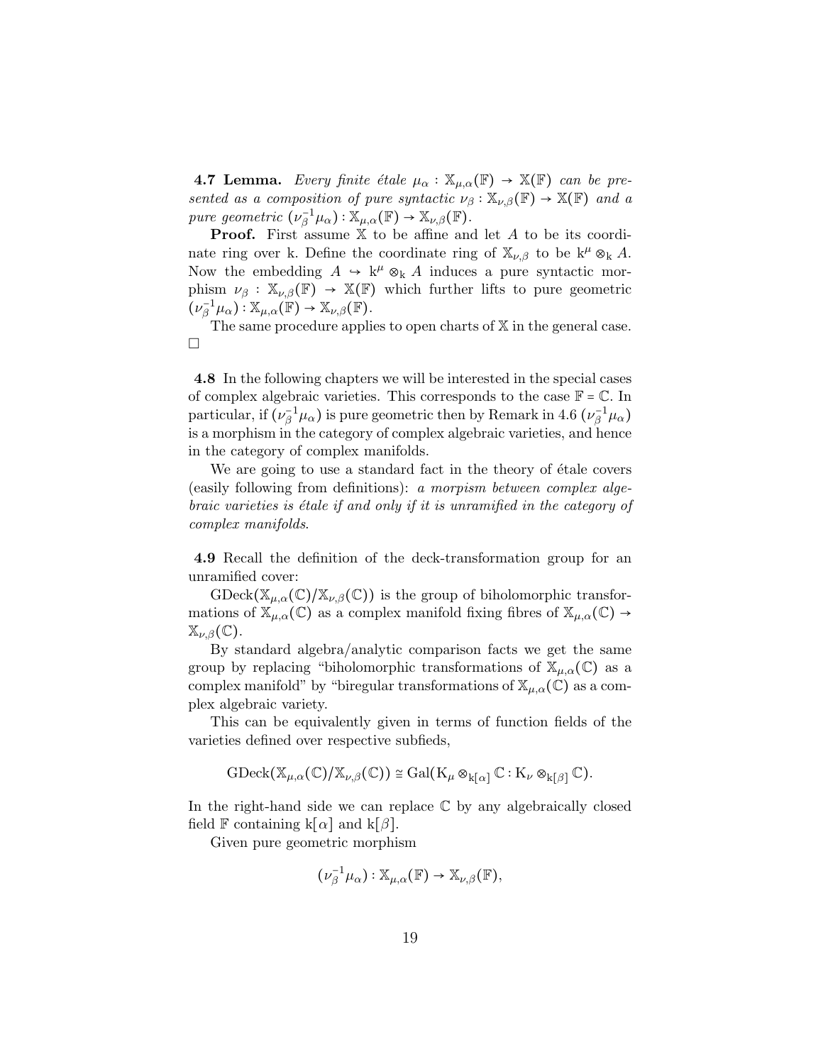**4.7 Lemma.** *Every finite étale $\mu_\alpha : \mathbb{X}_{\mu,\alpha}(\mathbb{F}) \to \mathbb{X}(\mathbb{F})$ can be presented as a composition of pure syntactic $\nu_\beta : \mathbb{X}_{\nu,\beta}(\mathbb{F}) \to \mathbb{X}(\mathbb{F})$ and a pure geometric $(\nu_\beta^{-1}\mu_\alpha) : \mathbb{X}_{\mu,\alpha}(\mathbb{F}) \to \mathbb{X}_{\nu,\beta}(\mathbb{F})$.*

**Proof.** First assume $\mathbb{X}$ to be affine and let $A$ to be its coordinate ring over k. Define the coordinate ring of $\mathbb{X}_{\nu,\beta}$ to be $\mathrm{k}^\mu \otimes_\mathrm{k} A$. Now the embedding $A \hookrightarrow \mathrm{k}^\mu \otimes_\mathrm{k} A$ induces a pure syntactic morphism $\nu_\beta : \mathbb{X}_{\nu,\beta}(\mathbb{F}) \to \mathbb{X}(\mathbb{F})$ which further lifts to pure geometric $(\nu_\beta^{-1}\mu_\alpha) : \mathbb{X}_{\mu,\alpha}(\mathbb{F}) \to \mathbb{X}_{\nu,\beta}(\mathbb{F})$.

The same procedure applies to open charts of $\mathbb{X}$ in the general case. □

**4.8** In the following chapters we will be interested in the special cases of complex algebraic varieties. This corresponds to the case $\mathbb{F} = \mathbb{C}$. In particular, if $(\nu_\beta^{-1}\mu_\alpha)$ is pure geometric then by Remark in 4.6 $(\nu_\beta^{-1}\mu_\alpha)$ is a morphism in the category of complex algebraic varieties, and hence in the category of complex manifolds.

We are going to use a standard fact in the theory of étale covers (easily following from definitions): *a morpism between complex algebraic varieties is étale if and only if it is unramified in the category of complex manifolds*.

**4.9** Recall the definition of the deck-transformation group for an unramified cover:

$\mathrm{GDeck}(\mathbb{X}_{\mu,\alpha}(\mathbb{C})/\mathbb{X}_{\nu,\beta}(\mathbb{C}))$ is the group of biholomorphic transformations of $\mathbb{X}_{\mu,\alpha}(\mathbb{C})$ as a complex manifold fixing fibres of $\mathbb{X}_{\mu,\alpha}(\mathbb{C}) \to \mathbb{X}_{\nu,\beta}(\mathbb{C})$.

By standard algebra/analytic comparison facts we get the same group by replacing "biholomorphic transformations of $\mathbb{X}_{\mu,\alpha}(\mathbb{C})$ as a complex manifold" by "biregular transformations of $\mathbb{X}_{\mu,\alpha}(\mathbb{C})$ as a complex algebraic variety.

This can be equivalently given in terms of function fields of the varieties defined over respective subfieds,

$$\mathrm{GDeck}(\mathbb{X}_{\mu,\alpha}(\mathbb{C})/\mathbb{X}_{\nu,\beta}(\mathbb{C})) \cong \mathrm{Gal}(\mathrm{K}_\mu \otimes_{\mathrm{k}[\alpha]} \mathbb{C} : \mathrm{K}_\nu \otimes_{\mathrm{k}[\beta]} \mathbb{C}).$$

In the right-hand side we can replace $\mathbb{C}$ by any algebraically closed field $\mathbb{F}$ containing $\mathrm{k}[\alpha]$ and $\mathrm{k}[\beta]$.

Given pure geometric morphism

$$(\nu_\beta^{-1}\mu_\alpha) : \mathbb{X}_{\mu,\alpha}(\mathbb{F}) \to \mathbb{X}_{\nu,\beta}(\mathbb{F}),$$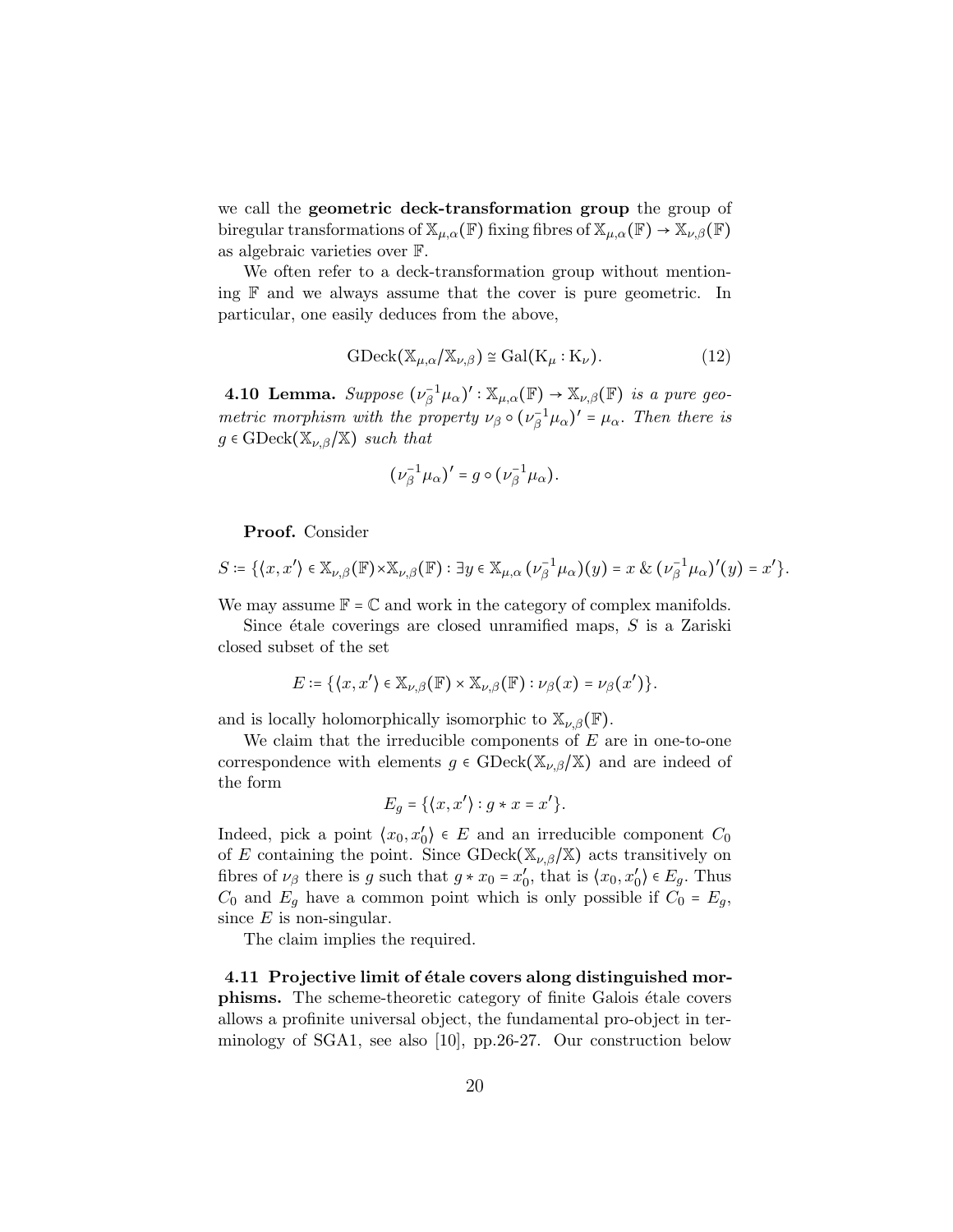we call the **geometric deck-transformation group** the group of biregular transformations of $\mathbb{X}_{\mu,\alpha}(\mathbb{F})$ fixing fibres of $\mathbb{X}_{\mu,\alpha}(\mathbb{F}) \to \mathbb{X}_{\nu,\beta}(\mathbb{F})$ as algebraic varieties over $\mathbb{F}$.

We often refer to a deck-transformation group without mentioning $\mathbb{F}$ and we always assume that the cover is pure geometric. In particular, one easily deduces from the above,

$$\mathrm{GDeck}(\mathbb{X}_{\mu,\alpha}/\mathbb{X}_{\nu,\beta}) \cong \mathrm{Gal}(\mathrm{K}_\mu : \mathrm{K}_\nu). \tag{12}$$

**4.10 Lemma.** *Suppose $(\nu_\beta^{-1}\mu_\alpha)' : \mathbb{X}_{\mu,\alpha}(\mathbb{F}) \to \mathbb{X}_{\nu,\beta}(\mathbb{F})$ is a pure geometric morphism with the property $\nu_\beta \circ (\nu_\beta^{-1}\mu_\alpha)' = \mu_\alpha$. Then there is $g \in \mathrm{GDeck}(\mathbb{X}_{\nu,\beta}/\mathbb{X})$ such that*

$$(\nu_\beta^{-1}\mu_\alpha)' = g \circ (\nu_\beta^{-1}\mu_\alpha).$$

**Proof.** Consider

$$S := \{\langle x, x'\rangle \in \mathbb{X}_{\nu,\beta}(\mathbb{F}) \times \mathbb{X}_{\nu,\beta}(\mathbb{F}) : \exists y \in \mathbb{X}_{\mu,\alpha}\, (\nu_\beta^{-1}\mu_\alpha)(y) = x \;\&\; (\nu_\beta^{-1}\mu_\alpha)'(y) = x'\}.$$

We may assume $\mathbb{F} = \mathbb{C}$ and work in the category of complex manifolds.

Since étale coverings are closed unramified maps, $S$ is a Zariski closed subset of the set

$$E := \{\langle x, x'\rangle \in \mathbb{X}_{\nu,\beta}(\mathbb{F}) \times \mathbb{X}_{\nu,\beta}(\mathbb{F}) : \nu_\beta(x) = \nu_\beta(x')\}.$$

and is locally holomorphically isomorphic to $\mathbb{X}_{\nu,\beta}(\mathbb{F})$.

We claim that the irreducible components of $E$ are in one-to-one correspondence with elements $g \in \mathrm{GDeck}(\mathbb{X}_{\nu,\beta}/\mathbb{X})$ and are indeed of the form

$$E_g = \{\langle x, x'\rangle : g * x = x'\}.$$

Indeed, pick a point $\langle x_0, x_0'\rangle \in E$ and an irreducible component $C_0$ of $E$ containing the point. Since $\mathrm{GDeck}(\mathbb{X}_{\nu,\beta}/\mathbb{X})$ acts transitively on fibres of $\nu_\beta$ there is $g$ such that $g * x_0 = x_0'$, that is $\langle x_0, x_0'\rangle \in E_g$. Thus $C_0$ and $E_g$ have a common point which is only possible if $C_0 = E_g$, since $E$ is non-singular.

The claim implies the required.

**4.11 Projective limit of étale covers along distinguished morphisms.** The scheme-theoretic category of finite Galois étale covers allows a profinite universal object, the fundamental pro-object in terminology of SGA1, see also [10], pp.26-27. Our construction below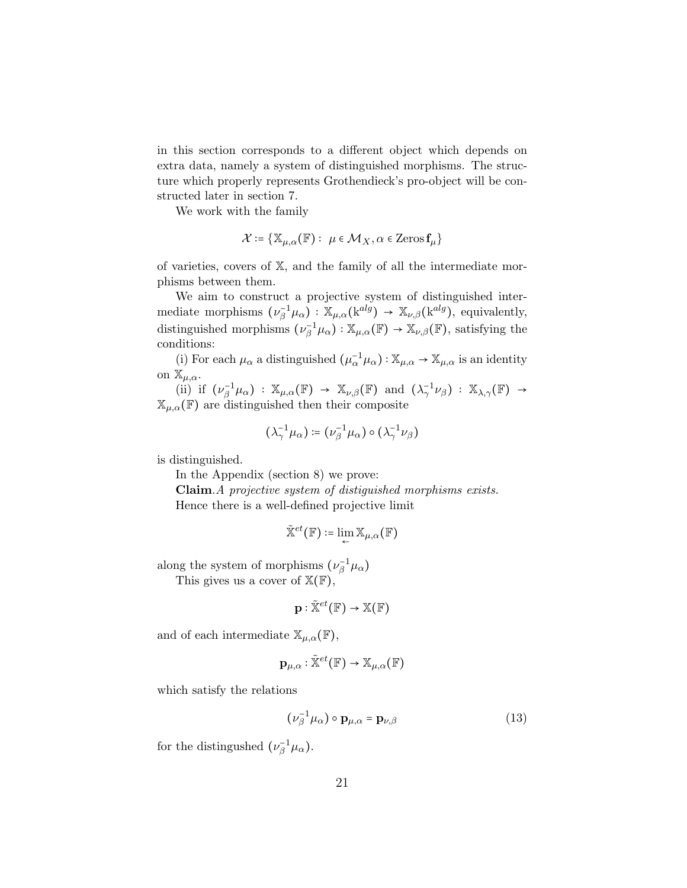in this section corresponds to a different object which depends on extra data, namely a system of distinguished morphisms. The structure which properly represents Grothendieck's pro-object will be constructed later in section 7.

We work with the family

$$\mathcal{X} := \{\mathbb{X}_{\mu,\alpha}(\mathbb{F}) : \ \mu \in \mathcal{M}_X, \alpha \in \mathrm{Zeros}\, \mathbf{f}_\mu\}$$

of varieties, covers of $\mathbb{X}$, and the family of all the intermediate morphisms between them.

We aim to construct a projective system of distinguished intermediate morphisms $(\nu_\beta^{-1}\mu_\alpha) : \mathbb{X}_{\mu,\alpha}(\mathrm{k}^{alg}) \to \mathbb{X}_{\nu,\beta}(\mathrm{k}^{alg})$, equivalently, distinguished morphisms $(\nu_\beta^{-1}\mu_\alpha) : \mathbb{X}_{\mu,\alpha}(\mathbb{F}) \to \mathbb{X}_{\nu,\beta}(\mathbb{F})$, satisfying the conditions:

(i) For each $\mu_\alpha$ a distinguished $(\mu_\alpha^{-1}\mu_\alpha) : \mathbb{X}_{\mu,\alpha} \to \mathbb{X}_{\mu,\alpha}$ is an identity on $\mathbb{X}_{\mu,\alpha}$.

(ii) if $(\nu_\beta^{-1}\mu_\alpha) : \mathbb{X}_{\mu,\alpha}(\mathbb{F}) \to \mathbb{X}_{\nu,\beta}(\mathbb{F})$ and $(\lambda_\gamma^{-1}\nu_\beta) : \mathbb{X}_{\lambda,\gamma}(\mathbb{F}) \to \mathbb{X}_{\mu,\alpha}(\mathbb{F})$ are distinguished then their composite

$$(\lambda_\gamma^{-1}\mu_\alpha) := (\nu_\beta^{-1}\mu_\alpha) \circ (\lambda_\gamma^{-1}\nu_\beta)$$

is distinguished.

In the Appendix (section 8) we prove:

**Claim**. *A projective system of distiguished morphisms exists.*

Hence there is a well-defined projective limit

$$\tilde{\mathbb{X}}^{et}(\mathbb{F}) := \lim_{\leftarrow} \mathbb{X}_{\mu,\alpha}(\mathbb{F})$$

along the system of morphisms $(\nu_\beta^{-1}\mu_\alpha)$

This gives us a cover of $\mathbb{X}(\mathbb{F})$,

$$\mathbf{p} : \tilde{\mathbb{X}}^{et}(\mathbb{F}) \to \mathbb{X}(\mathbb{F})$$

and of each intermediate $\mathbb{X}_{\mu,\alpha}(\mathbb{F})$,

$$\mathbf{p}_{\mu,\alpha} : \tilde{\mathbb{X}}^{et}(\mathbb{F}) \to \mathbb{X}_{\mu,\alpha}(\mathbb{F})$$

which satisfy the relations

$$(\nu_\beta^{-1}\mu_\alpha) \circ \mathbf{p}_{\mu,\alpha} = \mathbf{p}_{\nu,\beta} \tag{13}$$

for the distingushed $(\nu_\beta^{-1}\mu_\alpha)$.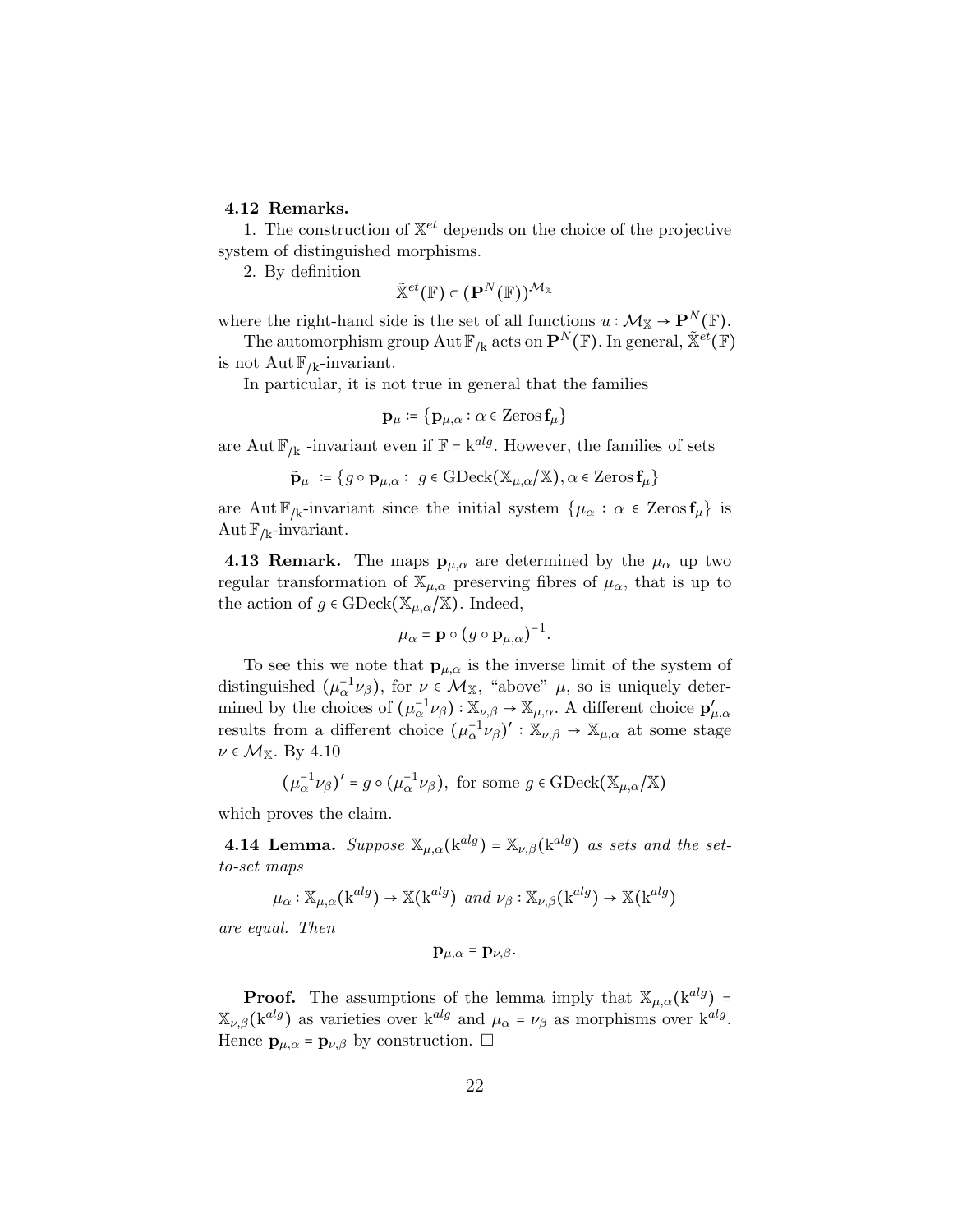**4.12 Remarks.**

1. The construction of $\mathbb{X}^{et}$ depends on the choice of the projective system of distinguished morphisms.

2. By definition

$$\tilde{\mathbb{X}}^{et}(\mathbb{F}) \subset (\mathbf{P}^N(\mathbb{F}))^{\mathcal{M}_{\mathbb{X}}}$$

where the right-hand side is the set of all functions $u : \mathcal{M}_{\mathbb{X}} \to \mathbf{P}^N(\mathbb{F})$.

The automorphism group $\mathrm{Aut}\, \mathbb{F}_{/\mathrm{k}}$ acts on $\mathbf{P}^N(\mathbb{F})$. In general, $\tilde{\mathbb{X}}^{et}(\mathbb{F})$ is not $\mathrm{Aut}\, \mathbb{F}_{/\mathrm{k}}$-invariant.

In particular, it is not true in general that the families

$$\mathbf{p}_\mu := \{\mathbf{p}_{\mu,\alpha} : \alpha \in \mathrm{Zeros}\, \mathbf{f}_\mu\}$$

are $\mathrm{Aut}\, \mathbb{F}_{/\mathrm{k}}$ -invariant even if $\mathbb{F} = \mathrm{k}^{alg}$. However, the families of sets

$$\tilde{\mathbf{p}}_\mu := \{g \circ \mathbf{p}_{\mu,\alpha} : \; g \in \mathrm{GDeck}(\mathbb{X}_{\mu,\alpha}/\mathbb{X}), \alpha \in \mathrm{Zeros}\, \mathbf{f}_\mu\}$$

are $\mathrm{Aut}\, \mathbb{F}_{/\mathrm{k}}$-invariant since the initial system $\{\mu_\alpha : \alpha \in \mathrm{Zeros}\, \mathbf{f}_\mu\}$ is $\mathrm{Aut}\, \mathbb{F}_{/\mathrm{k}}$-invariant.

**4.13 Remark.** The maps $\mathbf{p}_{\mu,\alpha}$ are determined by the $\mu_\alpha$ up two regular transformation of $\mathbb{X}_{\mu,\alpha}$ preserving fibres of $\mu_\alpha$, that is up to the action of $g \in \mathrm{GDeck}(\mathbb{X}_{\mu,\alpha}/\mathbb{X})$. Indeed,

$$\mu_\alpha = \mathbf{p} \circ (g \circ \mathbf{p}_{\mu,\alpha})^{-1}.$$

To see this we note that $\mathbf{p}_{\mu,\alpha}$ is the inverse limit of the system of distinguished $(\mu_\alpha^{-1}\nu_\beta)$, for $\nu \in \mathcal{M}_{\mathbb{X}}$, "above" $\mu$, so is uniquely determined by the choices of $(\mu_\alpha^{-1}\nu_\beta) : \mathbb{X}_{\nu,\beta} \to \mathbb{X}_{\mu,\alpha}$. A different choice $\mathbf{p}'_{\mu,\alpha}$ results from a different choice $(\mu_\alpha^{-1}\nu_\beta)' : \mathbb{X}_{\nu,\beta} \to \mathbb{X}_{\mu,\alpha}$ at some stage $\nu \in \mathcal{M}_{\mathbb{X}}$. By 4.10

$$(\mu_\alpha^{-1}\nu_\beta)' = g \circ (\mu_\alpha^{-1}\nu_\beta), \text{ for some } g \in \mathrm{GDeck}(\mathbb{X}_{\mu,\alpha}/\mathbb{X})$$

which proves the claim.

**4.14 Lemma.** *Suppose* $\mathbb{X}_{\mu,\alpha}(\mathrm{k}^{alg}) = \mathbb{X}_{\nu,\beta}(\mathrm{k}^{alg})$ *as sets and the set-to-set maps*

$$\mu_\alpha : \mathbb{X}_{\mu,\alpha}(\mathrm{k}^{alg}) \to \mathbb{X}(\mathrm{k}^{alg}) \text{ and } \nu_\beta : \mathbb{X}_{\nu,\beta}(\mathrm{k}^{alg}) \to \mathbb{X}(\mathrm{k}^{alg})$$

*are equal. Then*

$$\mathbf{p}_{\mu,\alpha} = \mathbf{p}_{\nu,\beta}.$$

**Proof.** The assumptions of the lemma imply that $\mathbb{X}_{\mu,\alpha}(\mathrm{k}^{alg}) = \mathbb{X}_{\nu,\beta}(\mathrm{k}^{alg})$ as varieties over $\mathrm{k}^{alg}$ and $\mu_\alpha = \nu_\beta$ as morphisms over $\mathrm{k}^{alg}$. Hence $\mathbf{p}_{\mu,\alpha} = \mathbf{p}_{\nu,\beta}$ by construction. □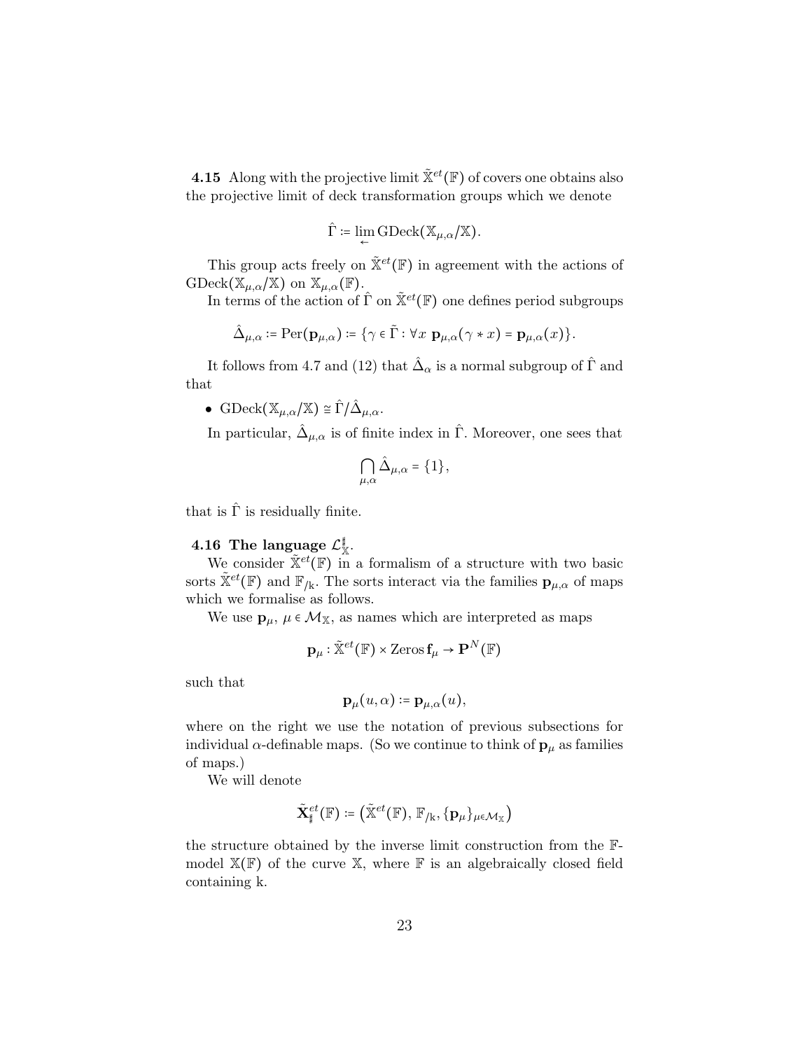**4.15** Along with the projective limit $\tilde{\mathbb{X}}^{et}(\mathbb{F})$ of covers one obtains also the projective limit of deck transformation groups which we denote

$$\hat{\Gamma} \coloneqq \lim_{\leftarrow} \mathrm{GDeck}(\mathbb{X}_{\mu,\alpha}/\mathbb{X}).$$

This group acts freely on $\tilde{\mathbb{X}}^{et}(\mathbb{F})$ in agreement with the actions of $\mathrm{GDeck}(\mathbb{X}_{\mu,\alpha}/\mathbb{X})$ on $\mathbb{X}_{\mu,\alpha}(\mathbb{F})$.

In terms of the action of $\hat{\Gamma}$ on $\tilde{\mathbb{X}}^{et}(\mathbb{F})$ one defines period subgroups

$$\hat{\Delta}_{\mu,\alpha} \coloneqq \mathrm{Per}(\mathbf{p}_{\mu,\alpha}) \coloneqq \{\gamma \in \tilde{\Gamma} : \forall x \ \mathbf{p}_{\mu,\alpha}(\gamma * x) = \mathbf{p}_{\mu,\alpha}(x)\}.$$

It follows from 4.7 and (12) that $\hat{\Delta}_{\alpha}$ is a normal subgroup of $\hat{\Gamma}$ and that

- $\mathrm{GDeck}(\mathbb{X}_{\mu,\alpha}/\mathbb{X}) \cong \hat{\Gamma}/\hat{\Delta}_{\mu,\alpha}$.

In particular, $\hat{\Delta}_{\mu,\alpha}$ is of finite index in $\hat{\Gamma}$. Moreover, one sees that

$$\bigcap_{\mu,\alpha} \hat{\Delta}_{\mu,\alpha} = \{1\},$$

that is $\hat{\Gamma}$ is residually finite.

**4.16 The language $\mathcal{L}^{\sharp}_{\mathbb{X}}$.**

We consider $\tilde{\mathbb{X}}^{et}(\mathbb{F})$ in a formalism of a structure with two basic sorts $\tilde{\mathbb{X}}^{et}(\mathbb{F})$ and $\mathbb{F}_{/\mathrm{k}}$. The sorts interact via the families $\mathbf{p}_{\mu,\alpha}$ of maps which we formalise as follows.

We use $\mathbf{p}_{\mu}$, $\mu \in \mathcal{M}_{\mathbb{X}}$, as names which are interpreted as maps

$$\mathbf{p}_{\mu} : \tilde{\mathbb{X}}^{et}(\mathbb{F}) \times \mathrm{Zeros}\, \mathbf{f}_{\mu} \to \mathbf{P}^{N}(\mathbb{F})$$

such that

$$\mathbf{p}_{\mu}(u, \alpha) \coloneqq \mathbf{p}_{\mu,\alpha}(u),$$

where on the right we use the notation of previous subsections for individual $\alpha$-definable maps. (So we continue to think of $\mathbf{p}_{\mu}$ as families of maps.)

We will denote

$$\tilde{\mathbf{X}}^{et}_{\sharp}(\mathbb{F}) \coloneqq \left(\tilde{\mathbb{X}}^{et}(\mathbb{F}),\, \mathbb{F}_{/\mathrm{k}},\, \{\mathbf{p}_{\mu}\}_{\mu \in \mathcal{M}_{\mathbb{X}}}\right)$$

the structure obtained by the inverse limit construction from the $\mathbb{F}$-model $\mathbb{X}(\mathbb{F})$ of the curve $\mathbb{X}$, where $\mathbb{F}$ is an algebraically closed field containing k.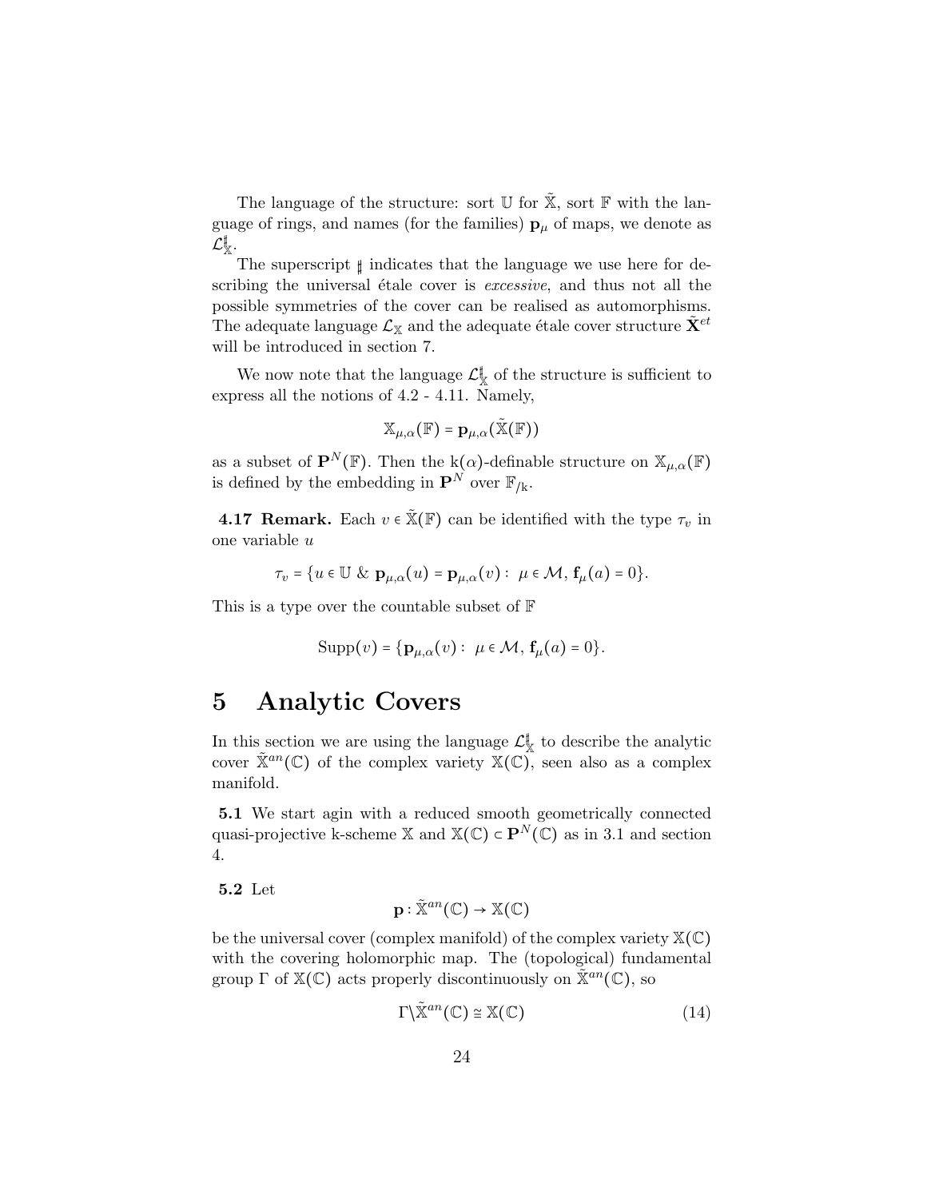The language of the structure: sort $\mathbb{U}$ for $\tilde{\mathbb{X}}$, sort $\mathbb{F}$ with the language of rings, and names (for the families) $\mathbf{p}_\mu$ of maps, we denote as $\mathcal{L}^\sharp_{\mathbb{X}}$.

The superscript $\sharp$ indicates that the language we use here for describing the universal étale cover is *excessive*, and thus not all the possible symmetries of the cover can be realised as automorphisms. The adequate language $\mathcal{L}_{\mathbb{X}}$ and the adequate étale cover structure $\tilde{\mathbf{X}}^{et}$ will be introduced in section 7.

We now note that the language $\mathcal{L}^\sharp_{\mathbb{X}}$ of the structure is sufficient to express all the notions of 4.2 - 4.11. Namely,

$$\mathbb{X}_{\mu,\alpha}(\mathbb{F}) = \mathbf{p}_{\mu,\alpha}(\tilde{\mathbb{X}}(\mathbb{F}))$$

as a subset of $\mathbf{P}^N(\mathbb{F})$. Then the $\mathrm{k}(\alpha)$-definable structure on $\mathbb{X}_{\mu,\alpha}(\mathbb{F})$ is defined by the embedding in $\mathbf{P}^N$ over $\mathbb{F}_{/\mathrm{k}}$.

**4.17 Remark.** Each $v \in \tilde{\mathbb{X}}(\mathbb{F})$ can be identified with the type $\tau_v$ in one variable $u$

$$\tau_v = \{u \in \mathbb{U} \ \&\ \mathbf{p}_{\mu,\alpha}(u) = \mathbf{p}_{\mu,\alpha}(v) : \ \mu \in \mathcal{M},\ \mathbf{f}_\mu(a) = 0\}.$$

This is a type over the countable subset of $\mathbb{F}$

$$\mathrm{Supp}(v) = \{\mathbf{p}_{\mu,\alpha}(v) : \ \mu \in \mathcal{M},\ \mathbf{f}_\mu(a) = 0\}.$$

# 5 Analytic Covers

In this section we are using the language $\mathcal{L}^\sharp_{\mathbb{X}}$ to describe the analytic cover $\tilde{\mathbb{X}}^{an}(\mathbb{C})$ of the complex variety $\mathbb{X}(\mathbb{C})$, seen also as a complex manifold.

**5.1** We start agin with a reduced smooth geometrically connected quasi-projective k-scheme $\mathbb{X}$ and $\mathbb{X}(\mathbb{C}) \subset \mathbf{P}^N(\mathbb{C})$ as in 3.1 and section 4.

**5.2** Let

$$\mathbf{p} : \tilde{\mathbb{X}}^{an}(\mathbb{C}) \to \mathbb{X}(\mathbb{C})$$

be the universal cover (complex manifold) of the complex variety $\mathbb{X}(\mathbb{C})$ with the covering holomorphic map. The (topological) fundamental group $\Gamma$ of $\mathbb{X}(\mathbb{C})$ acts properly discontinuously on $\tilde{\mathbb{X}}^{an}(\mathbb{C})$, so

$$\Gamma \backslash \tilde{\mathbb{X}}^{an}(\mathbb{C}) \cong \mathbb{X}(\mathbb{C}) \tag{14}$$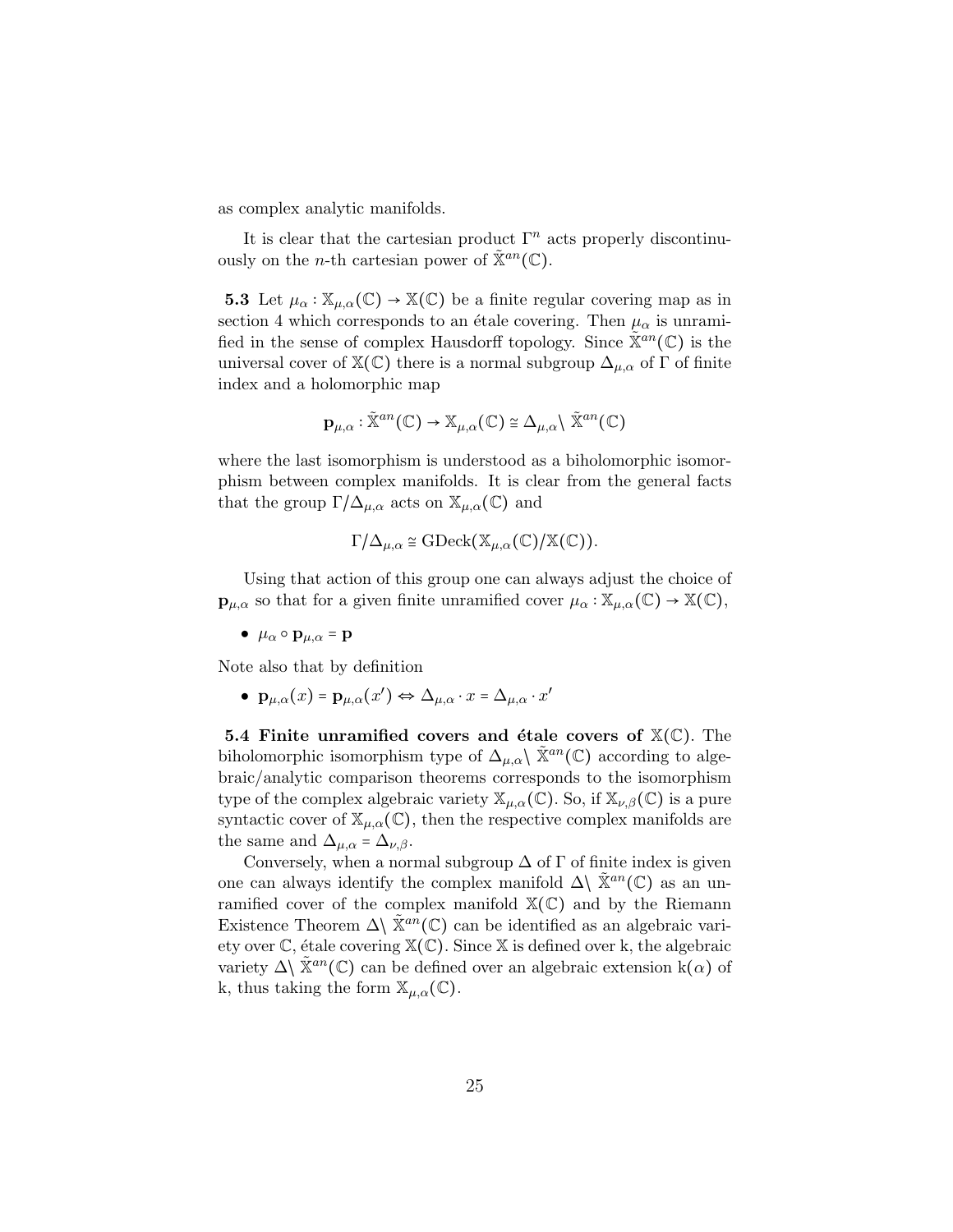as complex analytic manifolds.

It is clear that the cartesian product $\Gamma^n$ acts properly discontinuously on the $n$-th cartesian power of $\tilde{\mathbb{X}}^{an}(\mathbb{C})$.

**5.3** Let $\mu_\alpha : \mathbb{X}_{\mu,\alpha}(\mathbb{C}) \to \mathbb{X}(\mathbb{C})$ be a finite regular covering map as in section 4 which corresponds to an étale covering. Then $\mu_\alpha$ is unramified in the sense of complex Hausdorff topology. Since $\tilde{\mathbb{X}}^{an}(\mathbb{C})$ is the universal cover of $\mathbb{X}(\mathbb{C})$ there is a normal subgroup $\Delta_{\mu,\alpha}$ of $\Gamma$ of finite index and a holomorphic map

$$\mathbf{p}_{\mu,\alpha} : \tilde{\mathbb{X}}^{an}(\mathbb{C}) \to \mathbb{X}_{\mu,\alpha}(\mathbb{C}) \cong \Delta_{\mu,\alpha} \backslash \tilde{\mathbb{X}}^{an}(\mathbb{C})$$

where the last isomorphism is understood as a biholomorphic isomorphism between complex manifolds. It is clear from the general facts that the group $\Gamma/\Delta_{\mu,\alpha}$ acts on $\mathbb{X}_{\mu,\alpha}(\mathbb{C})$ and

$$\Gamma/\Delta_{\mu,\alpha} \cong \mathrm{GDeck}(\mathbb{X}_{\mu,\alpha}(\mathbb{C})/\mathbb{X}(\mathbb{C})).$$

Using that action of this group one can always adjust the choice of $\mathbf{p}_{\mu,\alpha}$ so that for a given finite unramified cover $\mu_\alpha : \mathbb{X}_{\mu,\alpha}(\mathbb{C}) \to \mathbb{X}(\mathbb{C})$,

- $\mu_\alpha \circ \mathbf{p}_{\mu,\alpha} = \mathbf{p}$

Note also that by definition

- $\mathbf{p}_{\mu,\alpha}(x) = \mathbf{p}_{\mu,\alpha}(x') \Leftrightarrow \Delta_{\mu,\alpha} \cdot x = \Delta_{\mu,\alpha} \cdot x'$

**5.4 Finite unramified covers and étale covers of $\mathbb{X}(\mathbb{C})$.** The biholomorphic isomorphism type of $\Delta_{\mu,\alpha} \backslash \tilde{\mathbb{X}}^{an}(\mathbb{C})$ according to algebraic/analytic comparison theorems corresponds to the isomorphism type of the complex algebraic variety $\mathbb{X}_{\mu,\alpha}(\mathbb{C})$. So, if $\mathbb{X}_{\nu,\beta}(\mathbb{C})$ is a pure syntactic cover of $\mathbb{X}_{\mu,\alpha}(\mathbb{C})$, then the respective complex manifolds are the same and $\Delta_{\mu,\alpha} = \Delta_{\nu,\beta}$.

Conversely, when a normal subgroup $\Delta$ of $\Gamma$ of finite index is given one can always identify the complex manifold $\Delta \backslash \tilde{\mathbb{X}}^{an}(\mathbb{C})$ as an unramified cover of the complex manifold $\mathbb{X}(\mathbb{C})$ and by the Riemann Existence Theorem $\Delta \backslash \tilde{\mathbb{X}}^{an}(\mathbb{C})$ can be identified as an algebraic variety over $\mathbb{C}$, étale covering $\mathbb{X}(\mathbb{C})$. Since $\mathbb{X}$ is defined over k, the algebraic variety $\Delta \backslash \tilde{\mathbb{X}}^{an}(\mathbb{C})$ can be defined over an algebraic extension $\mathrm{k}(\alpha)$ of k, thus taking the form $\mathbb{X}_{\mu,\alpha}(\mathbb{C})$.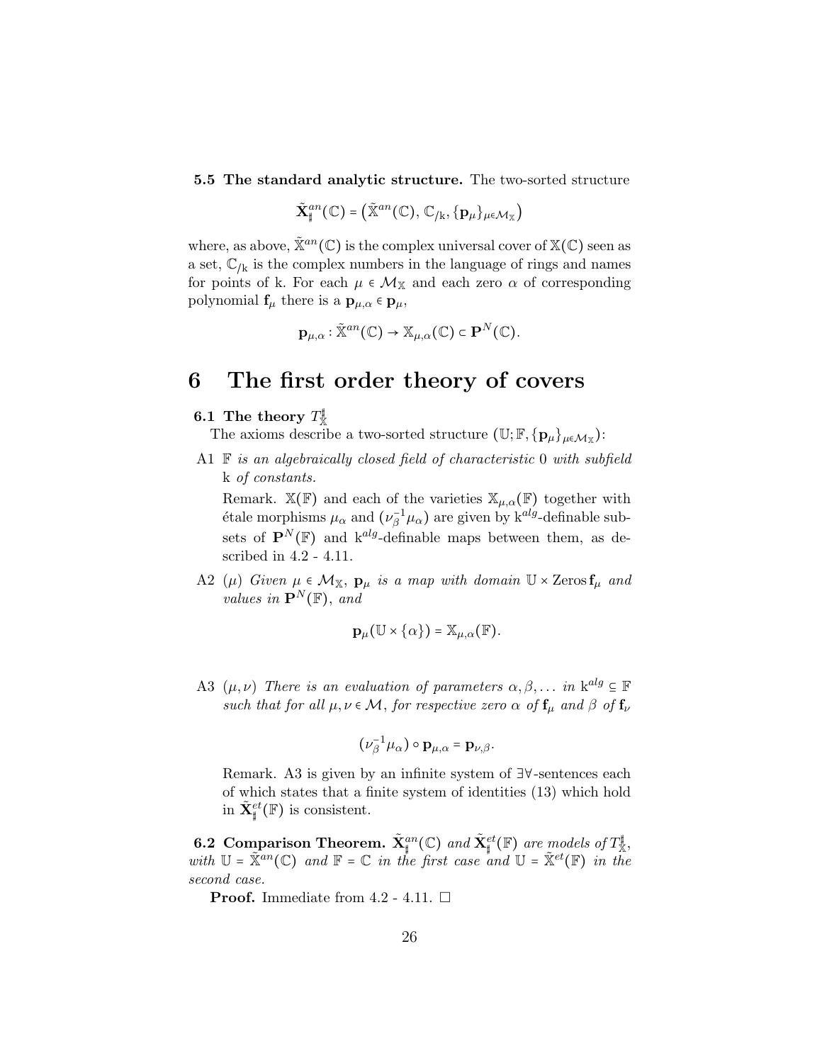**5.5 The standard analytic structure.** The two-sorted structure

$$\tilde{\mathbf{X}}^{an}_{\sharp}(\mathbb{C}) = \left(\tilde{\mathbb{X}}^{an}(\mathbb{C}),\, \mathbb{C}_{/\mathrm{k}}, \{\mathbf{p}_\mu\}_{\mu\in\mathcal{M}_{\mathbb{X}}}\right)$$

where, as above, $\tilde{\mathbb{X}}^{an}(\mathbb{C})$ is the complex universal cover of $\mathbb{X}(\mathbb{C})$ seen as a set, $\mathbb{C}_{/\mathrm{k}}$ is the complex numbers in the language of rings and names for points of k. For each $\mu \in \mathcal{M}_{\mathbb{X}}$ and each zero $\alpha$ of corresponding polynomial $\mathbf{f}_\mu$ there is a $\mathbf{p}_{\mu,\alpha} \in \mathbf{p}_\mu$,

$$\mathbf{p}_{\mu,\alpha} : \tilde{\mathbb{X}}^{an}(\mathbb{C}) \to \mathbb{X}_{\mu,\alpha}(\mathbb{C}) \subset \mathbf{P}^N(\mathbb{C}).$$

# 6 The first order theory of covers

**6.1 The theory $T^{\sharp}_{\mathbb{X}}$**

The axioms describe a two-sorted structure $(\mathbb{U}; \mathbb{F}, \{\mathbf{p}_\mu\}_{\mu\in\mathcal{M}_{\mathbb{X}}})$:

A1 *$\mathbb{F}$ is an algebraically closed field of characteristic 0 with subfield k of constants.*

Remark. $\mathbb{X}(\mathbb{F})$ and each of the varieties $\mathbb{X}_{\mu,\alpha}(\mathbb{F})$ together with étale morphisms $\mu_\alpha$ and $(\nu_\beta^{-1}\mu_\alpha)$ are given by $\mathrm{k}^{alg}$-definable subsets of $\mathbf{P}^N(\mathbb{F})$ and $\mathrm{k}^{alg}$-definable maps between them, as described in 4.2 - 4.11.

A2 $(\mu)$ *Given $\mu \in \mathcal{M}_{\mathbb{X}}$, $\mathbf{p}_\mu$ is a map with domain $\mathbb{U} \times \mathrm{Zeros}\,\mathbf{f}_\mu$ and values in $\mathbf{P}^N(\mathbb{F})$, and*

$$\mathbf{p}_\mu(\mathbb{U} \times \{\alpha\}) = \mathbb{X}_{\mu,\alpha}(\mathbb{F}).$$

A3 $(\mu,\nu)$ *There is an evaluation of parameters $\alpha, \beta, \ldots$ in $\mathrm{k}^{alg} \subseteq \mathbb{F}$ such that for all $\mu, \nu \in \mathcal{M}$, for respective zero $\alpha$ of $\mathbf{f}_\mu$ and $\beta$ of $\mathbf{f}_\nu$*

$$(\nu_\beta^{-1}\mu_\alpha) \circ \mathbf{p}_{\mu,\alpha} = \mathbf{p}_{\nu,\beta}.$$

Remark. A3 is given by an infinite system of $\exists\forall$-sentences each of which states that a finite system of identities (13) which hold in $\tilde{\mathbf{X}}^{et}_{\sharp}(\mathbb{F})$ is consistent.

**6.2 Comparison Theorem.** *$\tilde{\mathbf{X}}^{an}_{\sharp}(\mathbb{C})$ and $\tilde{\mathbf{X}}^{et}_{\sharp}(\mathbb{F})$ are models of $T^{\sharp}_{\mathbb{X}}$, with $\mathbb{U} = \tilde{\mathbb{X}}^{an}(\mathbb{C})$ and $\mathbb{F} = \mathbb{C}$ in the first case and $\mathbb{U} = \tilde{\mathbb{X}}^{et}(\mathbb{F})$ in the second case.*

**Proof.** Immediate from 4.2 - 4.11. □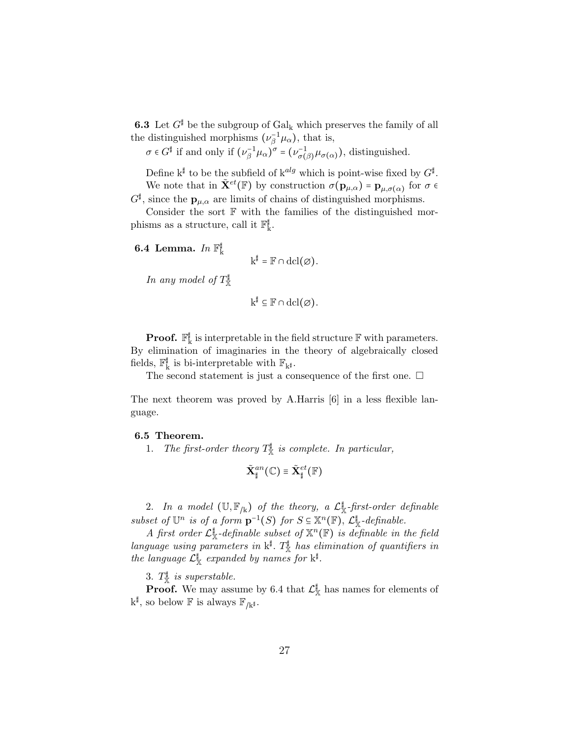**6.3** Let $G^\sharp$ be the subgroup of $\mathrm{Gal}_{\mathrm{k}}$ which preserves the family of all the distinguished morphisms $(\nu_\beta^{-1}\mu_\alpha)$, that is,

$\sigma \in G^\sharp$ if and only if $(\nu_\beta^{-1}\mu_\alpha)^\sigma = (\nu_{\sigma(\beta)}^{-1}\mu_{\sigma(\alpha)})$, distinguished.

Define $\mathrm{k}^\sharp$ to be the subfield of $\mathrm{k}^{alg}$ which is point-wise fixed by $G^\sharp$.

We note that in $\tilde{\mathbf{X}}^{et}(\mathbb{F})$ by construction $\sigma(\mathbf{p}_{\mu,\alpha}) = \mathbf{p}_{\mu,\sigma(\alpha)}$ for $\sigma \in G^\sharp$, since the $\mathbf{p}_{\mu,\alpha}$ are limits of chains of distinguished morphisms.

Consider the sort $\mathbb{F}$ with the families of the distinguished morphisms as a structure, call it $\mathbb{F}_{\mathrm{k}}^\sharp$.

**6.4 Lemma.** *In* $\mathbb{F}_{\mathrm{k}}^\sharp$

$$\mathrm{k}^\sharp = \mathbb{F} \cap \mathrm{dcl}(\emptyset).$$

*In any model of* $T_{\mathbb{X}}^\sharp$

$$\mathrm{k}^\sharp \subseteq \mathbb{F} \cap \mathrm{dcl}(\emptyset).$$

**Proof.** $\mathbb{F}_{\mathrm{k}}^\sharp$ is interpretable in the field structure $\mathbb{F}$ with parameters. By elimination of imaginaries in the theory of algebraically closed fields, $\mathbb{F}_{\mathrm{k}}^\sharp$ is bi-interpretable with $\mathbb{F}_{\mathrm{k}^\sharp}$.

The second statement is just a consequence of the first one. $\square$

The next theorem was proved by A.Harris [6] in a less flexible language.

**6.5 Theorem.**

1. *The first-order theory* $T_{\mathbb{X}}^\sharp$ *is complete. In particular,*

$$\tilde{\mathbf{X}}_\sharp^{an}(\mathbb{C}) \equiv \tilde{\mathbf{X}}_\sharp^{et}(\mathbb{F})$$

2. *In a model* $(\mathbb{U}, \mathbb{F}_{/\mathrm{k}})$ *of the theory, a* $\mathcal{L}_{\mathbb{X}}^\sharp$*-first-order definable subset of* $\mathbb{U}^n$ *is of a form* $\mathbf{p}^{-1}(S)$ *for* $S \subseteq \mathbb{X}^n(\mathbb{F})$, $\mathcal{L}_{\mathbb{X}}^\sharp$*-definable.*

*A first order* $\mathcal{L}_{\mathbb{X}}^\sharp$*-definable subset of* $\mathbb{X}^n(\mathbb{F})$ *is definable in the field language using parameters in* $\mathrm{k}^\sharp$. $T_{\mathbb{X}}^\sharp$ *has elimination of quantifiers in the language* $\mathcal{L}_{\mathbb{X}}^\sharp$ *expanded by names for* $\mathrm{k}^\sharp$.

3. $T_{\mathbb{X}}^\sharp$ *is superstable.*

**Proof.** We may assume by 6.4 that $\mathcal{L}_{\mathbb{X}}^\sharp$ has names for elements of $\mathrm{k}^\sharp$, so below $\mathbb{F}$ is always $\mathbb{F}_{/\mathrm{k}^\sharp}$.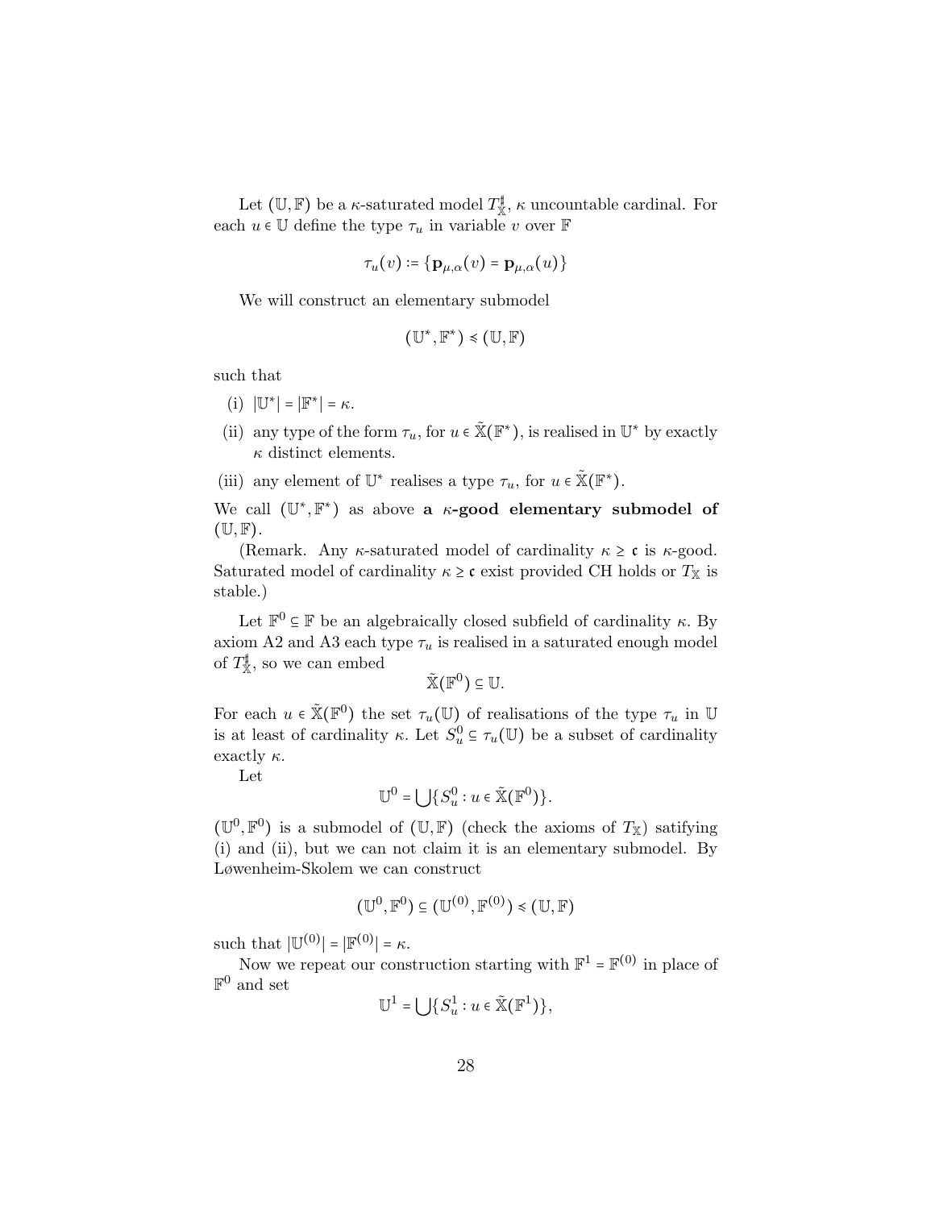Let $(\mathbb{U}, \mathbb{F})$ be a $\kappa$-saturated model $T^\sharp_{\mathbb{X}}$, $\kappa$ uncountable cardinal. For each $u \in \mathbb{U}$ define the type $\tau_u$ in variable $v$ over $\mathbb{F}$

$$\tau_u(v) := \{\mathbf{p}_{\mu,\alpha}(v) = \mathbf{p}_{\mu,\alpha}(u)\}$$

We will construct an elementary submodel

$$(\mathbb{U}^*, \mathbb{F}^*) \preccurlyeq (\mathbb{U}, \mathbb{F})$$

such that

(i) $|\mathbb{U}^*| = |\mathbb{F}^*| = \kappa$.

(ii) any type of the form $\tau_u$, for $u \in \tilde{\mathbb{X}}(\mathbb{F}^*)$, is realised in $\mathbb{U}^*$ by exactly $\kappa$ distinct elements.

(iii) any element of $\mathbb{U}^*$ realises a type $\tau_u$, for $u \in \tilde{\mathbb{X}}(\mathbb{F}^*)$.

We call $(\mathbb{U}^*, \mathbb{F}^*)$ as above **a $\kappa$-good elementary submodel of** $(\mathbb{U}, \mathbb{F})$.

(Remark. Any $\kappa$-saturated model of cardinality $\kappa \geq \mathfrak{c}$ is $\kappa$-good. Saturated model of cardinality $\kappa \geq \mathfrak{c}$ exist provided CH holds or $T_{\mathbb{X}}$ is stable.)

Let $\mathbb{F}^0 \subseteq \mathbb{F}$ be an algebraically closed subfield of cardinality $\kappa$. By axiom A2 and A3 each type $\tau_u$ is realised in a saturated enough model of $T^\sharp_{\mathbb{X}}$, so we can embed

$$\tilde{\mathbb{X}}(\mathbb{F}^0) \subseteq \mathbb{U}.$$

For each $u \in \tilde{\mathbb{X}}(\mathbb{F}^0)$ the set $\tau_u(\mathbb{U})$ of realisations of the type $\tau_u$ in $\mathbb{U}$ is at least of cardinality $\kappa$. Let $S^0_u \subseteq \tau_u(\mathbb{U})$ be a subset of cardinality exactly $\kappa$.

Let

$$\mathbb{U}^0 = \bigcup\{S^0_u : u \in \tilde{\mathbb{X}}(\mathbb{F}^0)\}.$$

$(\mathbb{U}^0, \mathbb{F}^0)$ is a submodel of $(\mathbb{U}, \mathbb{F})$ (check the axioms of $T_{\mathbb{X}}$) satifying (i) and (ii), but we can not claim it is an elementary submodel. By Løwenheim-Skolem we can construct

$$(\mathbb{U}^0, \mathbb{F}^0) \subseteq (\mathbb{U}^{(0)}, \mathbb{F}^{(0)}) \preccurlyeq (\mathbb{U}, \mathbb{F})$$

such that $|\mathbb{U}^{(0)}| = |\mathbb{F}^{(0)}| = \kappa$.

Now we repeat our construction starting with $\mathbb{F}^1 = \mathbb{F}^{(0)}$ in place of $\mathbb{F}^0$ and set

$$\mathbb{U}^1 = \bigcup\{S^1_u : u \in \tilde{\mathbb{X}}(\mathbb{F}^1)\},$$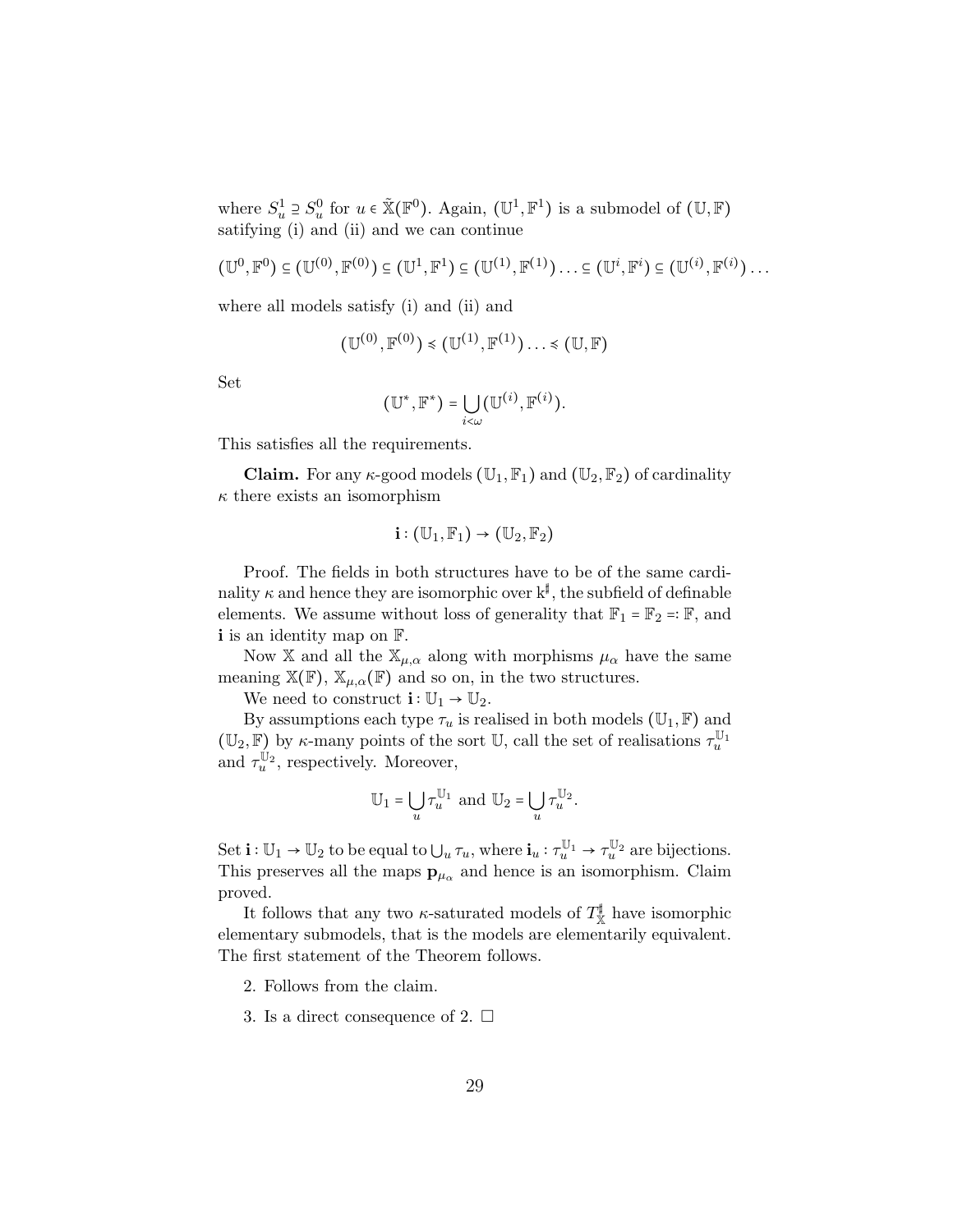where $S^1_u \supseteq S^0_u$ for $u \in \tilde{\mathbb{X}}(\mathbb{F}^0)$. Again, $(\mathbb{U}^1, \mathbb{F}^1)$ is a submodel of $(\mathbb{U}, \mathbb{F})$ satifying (i) and (ii) and we can continue

$$(\mathbb{U}^0, \mathbb{F}^0) \subseteq (\mathbb{U}^{(0)}, \mathbb{F}^{(0)}) \subseteq (\mathbb{U}^1, \mathbb{F}^1) \subseteq (\mathbb{U}^{(1)}, \mathbb{F}^{(1)}) \ldots \subseteq (\mathbb{U}^i, \mathbb{F}^i) \subseteq (\mathbb{U}^{(i)}, \mathbb{F}^{(i)}) \ldots$$

where all models satisfy (i) and (ii) and

$$(\mathbb{U}^{(0)}, \mathbb{F}^{(0)}) \preccurlyeq (\mathbb{U}^{(1)}, \mathbb{F}^{(1)}) \ldots \preccurlyeq (\mathbb{U}, \mathbb{F})$$

Set

$$(\mathbb{U}^*, \mathbb{F}^*) = \bigcup_{i<\omega} (\mathbb{U}^{(i)}, \mathbb{F}^{(i)}).$$

This satisfies all the requirements.

**Claim.** For any $\kappa$-good models $(\mathbb{U}_1, \mathbb{F}_1)$ and $(\mathbb{U}_2, \mathbb{F}_2)$ of cardinality $\kappa$ there exists an isomorphism

$$\mathbf{i} : (\mathbb{U}_1, \mathbb{F}_1) \to (\mathbb{U}_2, \mathbb{F}_2)$$

Proof. The fields in both structures have to be of the same cardinality $\kappa$ and hence they are isomorphic over $\mathrm{k}^\sharp$, the subfield of definable elements. We assume without loss of generality that $\mathbb{F}_1 = \mathbb{F}_2 =: \mathbb{F}$, and $\mathbf{i}$ is an identity map on $\mathbb{F}$.

Now $\mathbb{X}$ and all the $\mathbb{X}_{\mu,\alpha}$ along with morphisms $\mu_\alpha$ have the same meaning $\mathbb{X}(\mathbb{F})$, $\mathbb{X}_{\mu,\alpha}(\mathbb{F})$ and so on, in the two structures.

We need to construct $\mathbf{i} : \mathbb{U}_1 \to \mathbb{U}_2$.

By assumptions each type $\tau_u$ is realised in both models $(\mathbb{U}_1, \mathbb{F})$ and $(\mathbb{U}_2, \mathbb{F})$ by $\kappa$-many points of the sort $\mathbb{U}$, call the set of realisations $\tau_u^{\mathbb{U}_1}$ and $\tau_u^{\mathbb{U}_2}$, respectively. Moreover,

$$\mathbb{U}_1 = \bigcup_u \tau_u^{\mathbb{U}_1} \text{ and } \mathbb{U}_2 = \bigcup_u \tau_u^{\mathbb{U}_2}.$$

Set $\mathbf{i} : \mathbb{U}_1 \to \mathbb{U}_2$ to be equal to $\bigcup_u \tau_u$, where $\mathbf{i}_u : \tau_u^{\mathbb{U}_1} \to \tau_u^{\mathbb{U}_2}$ are bijections. This preserves all the maps $\mathbf{p}_{\mu_\alpha}$ and hence is an isomorphism. Claim proved.

It follows that any two $\kappa$-saturated models of $T^\sharp_{\mathbb{X}}$ have isomorphic elementary submodels, that is the models are elementarily equivalent. The first statement of the Theorem follows.

2. Follows from the claim.

3. Is a direct consequence of 2. □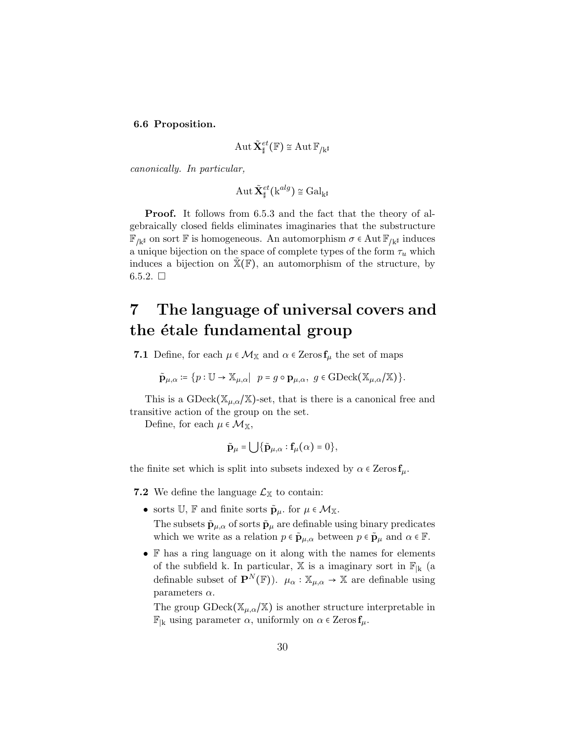**6.6 Proposition.**

$$\operatorname{Aut} \tilde{\mathbf{X}}^{et}_{\sharp}(\mathbb{F}) \cong \operatorname{Aut} \mathbb{F}_{/\mathrm{k}^{\sharp}}$$

*canonically. In particular,*

$$\operatorname{Aut} \tilde{\mathbf{X}}^{et}_{\sharp}(\mathrm{k}^{alg}) \cong \mathrm{Gal}_{\mathrm{k}^{\sharp}}$$

**Proof.** It follows from 6.5.3 and the fact that the theory of algebraically closed fields eliminates imaginaries that the substructure $\mathbb{F}_{/\mathrm{k}^{\sharp}}$ on sort $\mathbb{F}$ is homogeneous. An automorphism $\sigma \in \operatorname{Aut} \mathbb{F}_{/\mathrm{k}^{\sharp}}$ induces a unique bijection on the space of complete types of the form $\tau_u$ which induces a bijection on $\tilde{\mathbb{X}}(\mathbb{F})$, an automorphism of the structure, by 6.5.2. □

# 7 The language of universal covers and the étale fundamental group

**7.1** Define, for each $\mu \in \mathcal{M}_{\mathbb{X}}$ and $\alpha \in \operatorname{Zeros} \mathbf{f}_{\mu}$ the set of maps

$$\tilde{\mathbf{p}}_{\mu,\alpha} \coloneqq \{p : \mathbb{U} \to \mathbb{X}_{\mu,\alpha} | \ \ p = g \circ \mathbf{p}_{\mu,\alpha}, \ g \in \mathrm{GDeck}(\mathbb{X}_{\mu,\alpha}/\mathbb{X})\}.$$

This is a $\mathrm{GDeck}(\mathbb{X}_{\mu,\alpha}/\mathbb{X})$-set, that is there is a canonical free and transitive action of the group on the set.

Define, for each $\mu \in \mathcal{M}_{\mathbb{X}}$,

$$\tilde{\mathbf{p}}_{\mu} = \bigcup \{\tilde{\mathbf{p}}_{\mu,\alpha} : \mathbf{f}_{\mu}(\alpha) = 0\},$$

the finite set which is split into subsets indexed by $\alpha \in \operatorname{Zeros} \mathbf{f}_{\mu}$.

**7.2** We define the language $\mathcal{L}_{\mathbb{X}}$ to contain:

- sorts $\mathbb{U}$, $\mathbb{F}$ and finite sorts $\tilde{\mathbf{p}}_{\mu}$. for $\mu \in \mathcal{M}_{\mathbb{X}}$.
  The subsets $\tilde{\mathbf{p}}_{\mu,\alpha}$ of sorts $\tilde{\mathbf{p}}_{\mu}$ are definable using binary predicates which we write as a relation $p \in \tilde{\mathbf{p}}_{\mu,\alpha}$ between $p \in \tilde{\mathbf{p}}_{\mu}$ and $\alpha \in \mathbb{F}$.
- $\mathbb{F}$ has a ring language on it along with the names for elements of the subfield k. In particular, $\mathbb{X}$ is a imaginary sort in $\mathbb{F}_{|\mathrm{k}}$ (a definable subset of $\mathbf{P}^N(\mathbb{F})$). $\mu_{\alpha} : \mathbb{X}_{\mu,\alpha} \to \mathbb{X}$ are definable using parameters $\alpha$.
  The group $\mathrm{GDeck}(\mathbb{X}_{\mu,\alpha}/\mathbb{X})$ is another structure interpretable in $\mathbb{F}_{|\mathrm{k}}$ using parameter $\alpha$, uniformly on $\alpha \in \operatorname{Zeros} \mathbf{f}_{\mu}$.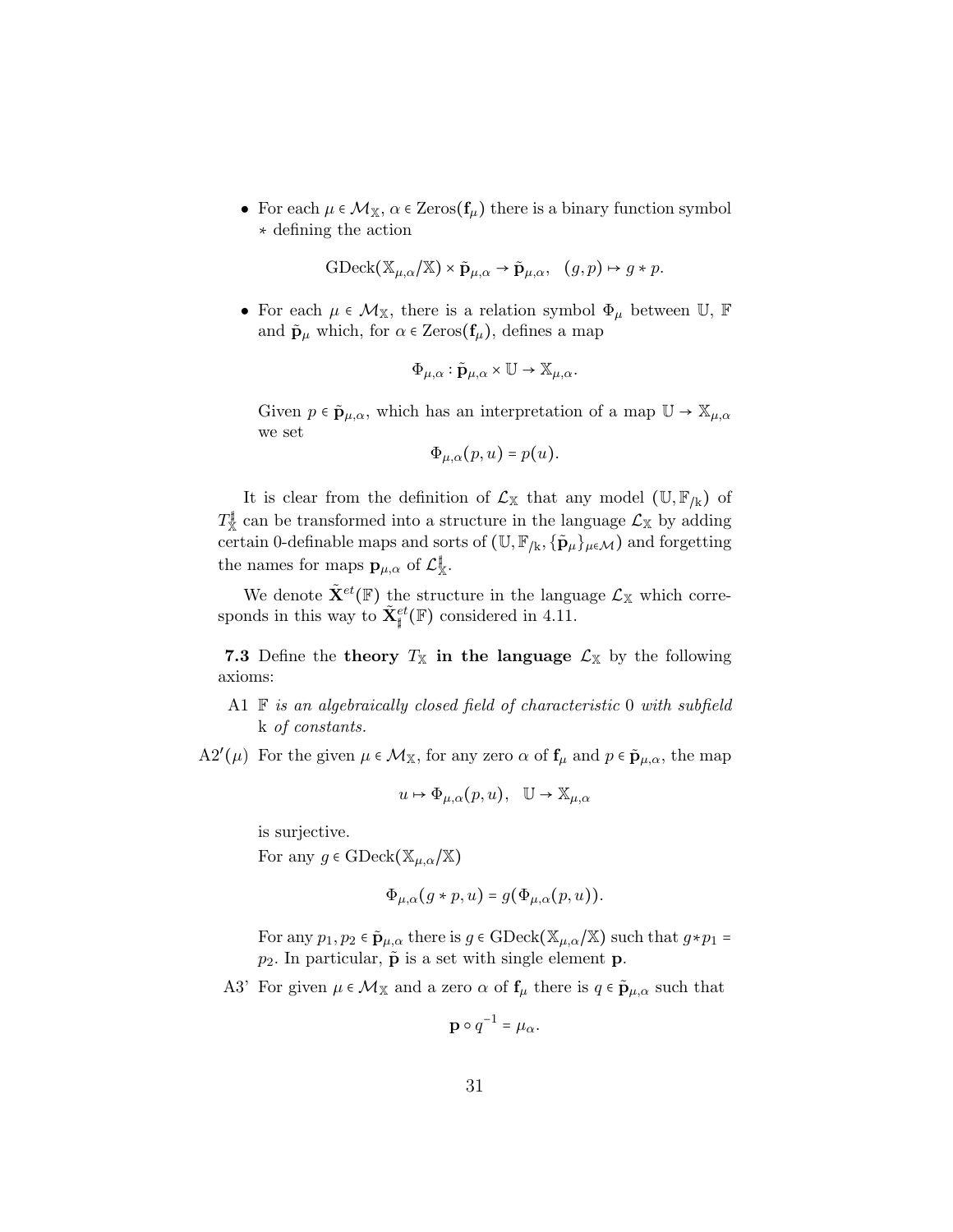- For each $\mu \in \mathcal{M}_{\mathbb{X}}$, $\alpha \in \mathrm{Zeros}(\mathbf{f}_\mu)$ there is a binary function symbol $*$ defining the action

$$\mathrm{GDeck}(\mathbb{X}_{\mu,\alpha}/\mathbb{X}) \times \tilde{\mathbf{p}}_{\mu,\alpha} \to \tilde{\mathbf{p}}_{\mu,\alpha}, \quad (g,p) \mapsto g * p.$$

- For each $\mu \in \mathcal{M}_{\mathbb{X}}$, there is a relation symbol $\Phi_\mu$ between $\mathbb{U}$, $\mathbb{F}$ and $\tilde{\mathbf{p}}_\mu$ which, for $\alpha \in \mathrm{Zeros}(\mathbf{f}_\mu)$, defines a map

$$\Phi_{\mu,\alpha} : \tilde{\mathbf{p}}_{\mu,\alpha} \times \mathbb{U} \to \mathbb{X}_{\mu,\alpha}.$$

  Given $p \in \tilde{\mathbf{p}}_{\mu,\alpha}$, which has an interpretation of a map $\mathbb{U} \to \mathbb{X}_{\mu,\alpha}$ we set

$$\Phi_{\mu,\alpha}(p,u) = p(u).$$

It is clear from the definition of $\mathcal{L}_{\mathbb{X}}$ that any model $(\mathbb{U}, \mathbb{F}_{/\mathrm{k}})$ of $T^{\sharp}_{\mathbb{X}}$ can be transformed into a structure in the language $\mathcal{L}_{\mathbb{X}}$ by adding certain 0-definable maps and sorts of $(\mathbb{U}, \mathbb{F}_{/\mathrm{k}}, \{\tilde{\mathbf{p}}_\mu\}_{\mu \in \mathcal{M}})$ and forgetting the names for maps $\mathbf{p}_{\mu,\alpha}$ of $\mathcal{L}^{\sharp}_{\mathbb{X}}$.

We denote $\tilde{\mathbf{X}}^{et}(\mathbb{F})$ the structure in the language $\mathcal{L}_{\mathbb{X}}$ which corresponds in this way to $\tilde{\mathbf{X}}^{et}_{\sharp}(\mathbb{F})$ considered in 4.11.

**7.3** Define the **theory $T_{\mathbb{X}}$ in the language** $\mathcal{L}_{\mathbb{X}}$ by the following axioms:

A1 *$\mathbb{F}$ is an algebraically closed field of characteristic* 0 *with subfield* k *of constants.*

A2′($\mu$) For the given $\mu \in \mathcal{M}_{\mathbb{X}}$, for any zero $\alpha$ of $\mathbf{f}_\mu$ and $p \in \tilde{\mathbf{p}}_{\mu,\alpha}$, the map

$$u \mapsto \Phi_{\mu,\alpha}(p,u), \quad \mathbb{U} \to \mathbb{X}_{\mu,\alpha}$$

is surjective.

For any $g \in \mathrm{GDeck}(\mathbb{X}_{\mu,\alpha}/\mathbb{X})$

$$\Phi_{\mu,\alpha}(g * p, u) = g(\Phi_{\mu,\alpha}(p,u)).$$

For any $p_1, p_2 \in \tilde{\mathbf{p}}_{\mu,\alpha}$ there is $g \in \mathrm{GDeck}(\mathbb{X}_{\mu,\alpha}/\mathbb{X})$ such that $g * p_1 = p_2$. In particular, $\tilde{\mathbf{p}}$ is a set with single element $\mathbf{p}$.

A3’ For given $\mu \in \mathcal{M}_{\mathbb{X}}$ and a zero $\alpha$ of $\mathbf{f}_\mu$ there is $q \in \tilde{\mathbf{p}}_{\mu,\alpha}$ such that

$$\mathbf{p} \circ q^{-1} = \mu_\alpha.$$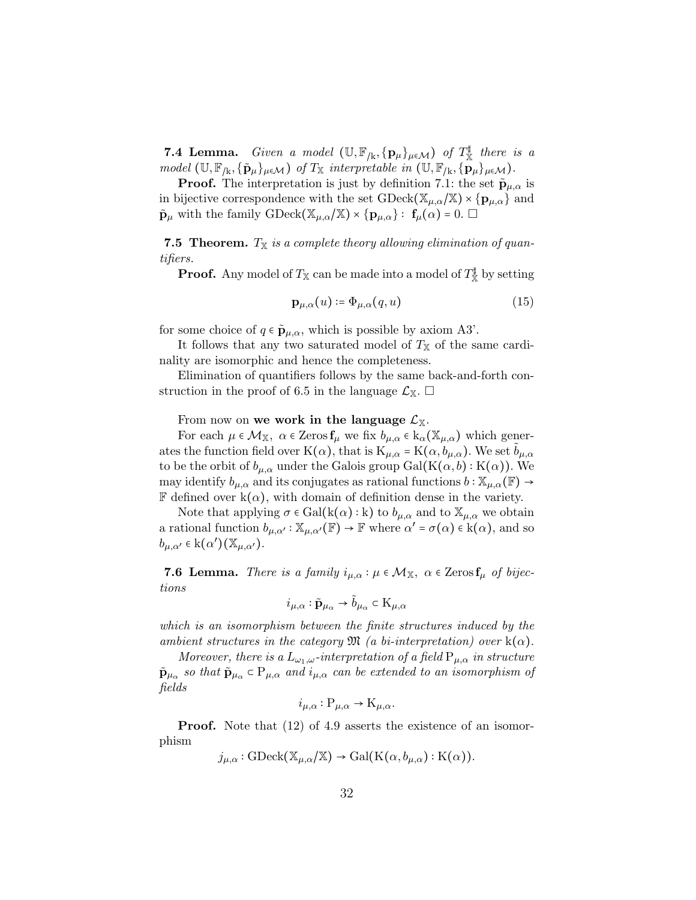**7.4 Lemma.** *Given a model* $(\mathbb{U}, \mathbb{F}_{/\mathrm{k}}, \{\mathbf{p}_\mu\}_{\mu\in\mathcal{M}})$ *of* $T_{\mathbb{X}}^{\sharp}$ *there is a model* $(\mathbb{U}, \mathbb{F}_{/\mathrm{k}}, \{\tilde{\mathbf{p}}_\mu\}_{\mu\in\mathcal{M}})$ *of* $T_{\mathbb{X}}$ *interpretable in* $(\mathbb{U}, \mathbb{F}_{/\mathrm{k}}, \{\mathbf{p}_\mu\}_{\mu\in\mathcal{M}})$.

**Proof.** The interpretation is just by definition 7.1: the set $\tilde{\mathbf{p}}_{\mu,\alpha}$ is in bijective correspondence with the set $\mathrm{GDeck}(\mathbb{X}_{\mu,\alpha}/\mathbb{X}) \times \{\mathbf{p}_{\mu,\alpha}\}$ and $\tilde{\mathbf{p}}_\mu$ with the family $\mathrm{GDeck}(\mathbb{X}_{\mu,\alpha}/\mathbb{X}) \times \{\mathbf{p}_{\mu,\alpha}\} : \ \mathbf{f}_\mu(\alpha) = 0.$ □

**7.5 Theorem.** $T_{\mathbb{X}}$ *is a complete theory allowing elimination of quantifiers.*

**Proof.** Any model of $T_{\mathbb{X}}$ can be made into a model of $T_{\mathbb{X}}^{\sharp}$ by setting

$$\mathbf{p}_{\mu,\alpha}(u) := \Phi_{\mu,\alpha}(q, u) \tag{15}$$

for some choice of $q \in \tilde{\mathbf{p}}_{\mu,\alpha}$, which is possible by axiom A3'.

It follows that any two saturated model of $T_{\mathbb{X}}$ of the same cardinality are isomorphic and hence the completeness.

Elimination of quantifiers follows by the same back-and-forth construction in the proof of 6.5 in the language $\mathcal{L}_{\mathbb{X}}$. □

From now on **we work in the language** $\mathcal{L}_{\mathbb{X}}$.

For each $\mu \in \mathcal{M}_{\mathbb{X}},\ \alpha \in \mathrm{Zeros}\,\mathbf{f}_\mu$ we fix $b_{\mu,\alpha} \in \mathrm{k}_\alpha(\mathbb{X}_{\mu,\alpha})$ which generates the function field over $\mathrm{K}(\alpha)$, that is $\mathrm{K}_{\mu,\alpha} = \mathrm{K}(\alpha, b_{\mu,\alpha})$. We set $\tilde{b}_{\mu,\alpha}$ to be the orbit of $b_{\mu,\alpha}$ under the Galois group $\mathrm{Gal}(\mathrm{K}(\alpha, b) : \mathrm{K}(\alpha))$. We may identify $b_{\mu,\alpha}$ and its conjugates as rational functions $b : \mathbb{X}_{\mu,\alpha}(\mathbb{F}) \to \mathbb{F}$ defined over $\mathrm{k}(\alpha)$, with domain of definition dense in the variety.

Note that applying $\sigma \in \mathrm{Gal}(\mathrm{k}(\alpha) : \mathrm{k})$ to $b_{\mu,\alpha}$ and to $\mathbb{X}_{\mu,\alpha}$ we obtain a rational function $b_{\mu,\alpha'} : \mathbb{X}_{\mu,\alpha'}(\mathbb{F}) \to \mathbb{F}$ where $\alpha' = \sigma(\alpha) \in \mathrm{k}(\alpha)$, and so $b_{\mu,\alpha'} \in \mathrm{k}(\alpha')(\mathbb{X}_{\mu,\alpha'})$.

**7.6 Lemma.** *There is a family* $i_{\mu,\alpha} : \mu \in \mathcal{M}_{\mathbb{X}},\ \alpha \in \mathrm{Zeros}\,\mathbf{f}_\mu$ *of bijections*

$$i_{\mu,\alpha} : \tilde{\mathbf{p}}_{\mu_\alpha} \to \tilde{b}_{\mu_\alpha} \subset \mathrm{K}_{\mu,\alpha}$$

*which is an isomorphism between the finite structures induced by the ambient structures in the category* $\mathfrak{M}$ *(a bi-interpretation) over* $\mathrm{k}(\alpha)$.

*Moreover, there is a* $L_{\omega_1,\omega}$*-interpretation of a field* $\mathrm{P}_{\mu,\alpha}$ *in structure* $\tilde{\mathbf{p}}_{\mu_\alpha}$ *so that* $\tilde{\mathbf{p}}_{\mu_\alpha} \subset \mathrm{P}_{\mu,\alpha}$ *and* $i_{\mu,\alpha}$ *can be extended to an isomorphism of fields*

$$i_{\mu,\alpha} : \mathrm{P}_{\mu,\alpha} \to \mathrm{K}_{\mu,\alpha}.$$

**Proof.** Note that (12) of 4.9 asserts the existence of an isomorphism

$$j_{\mu,\alpha} : \mathrm{GDeck}(\mathbb{X}_{\mu,\alpha}/\mathbb{X}) \to \mathrm{Gal}(\mathrm{K}(\alpha, b_{\mu,\alpha}) : \mathrm{K}(\alpha)).$$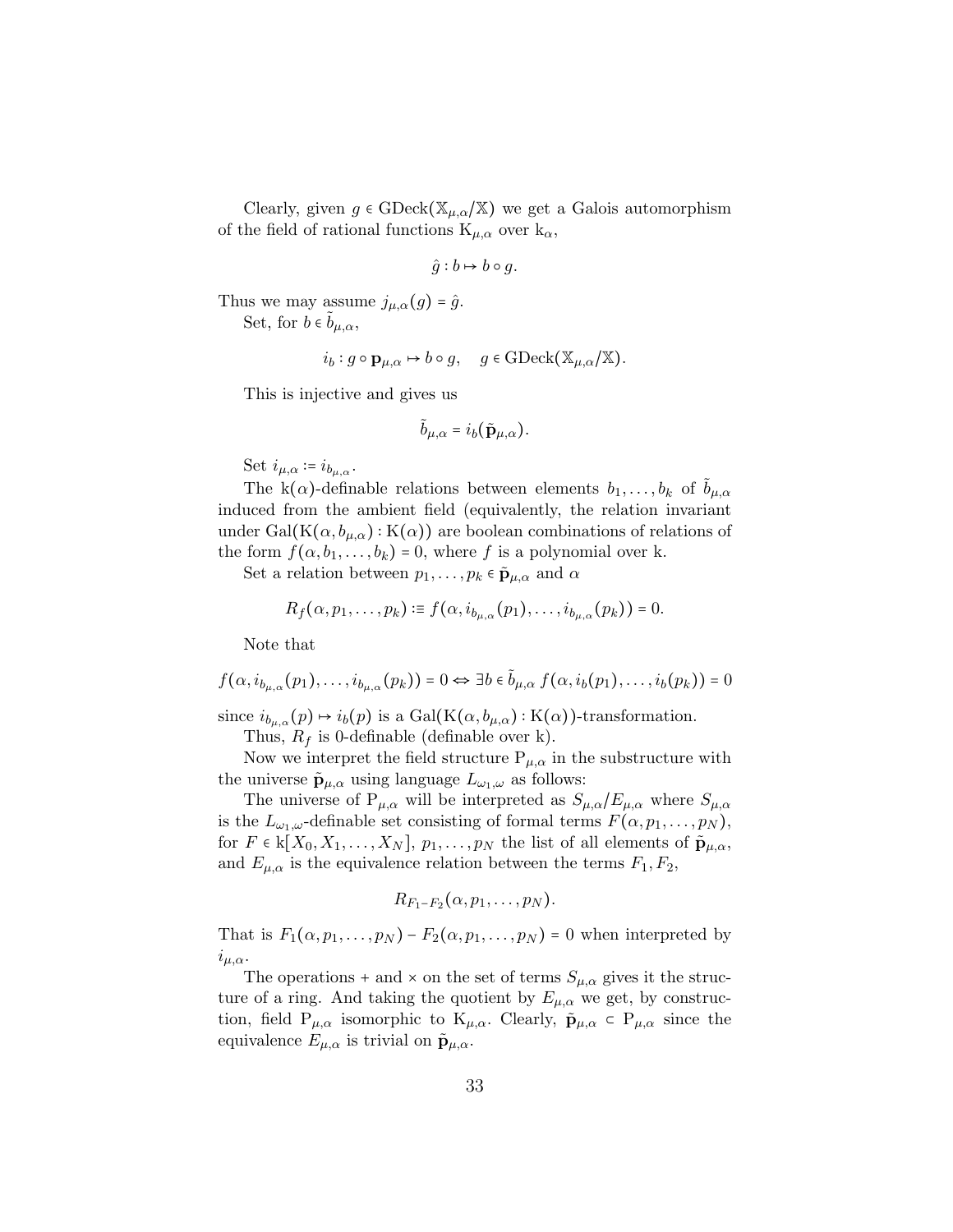Clearly, given $g \in \mathrm{GDeck}(\mathbb{X}_{\mu,\alpha}/\mathbb{X})$ we get a Galois automorphism of the field of rational functions $\mathrm{K}_{\mu,\alpha}$ over $\mathrm{k}_\alpha$,

$$\hat{g} : b \mapsto b \circ g.$$

Thus we may assume $j_{\mu,\alpha}(g) = \hat{g}$.

Set, for $b \in \tilde{b}_{\mu,\alpha}$,

$$i_b : g \circ \mathbf{p}_{\mu,\alpha} \mapsto b \circ g, \quad g \in \mathrm{GDeck}(\mathbb{X}_{\mu,\alpha}/\mathbb{X}).$$

This is injective and gives us

$$\tilde{b}_{\mu,\alpha} = i_b(\tilde{\mathbf{p}}_{\mu,\alpha}).$$

Set $i_{\mu,\alpha} := i_{b_{\mu,\alpha}}$.

The $\mathrm{k}(\alpha)$-definable relations between elements $b_1, \ldots, b_k$ of $\tilde{b}_{\mu,\alpha}$ induced from the ambient field (equivalently, the relation invariant under $\mathrm{Gal}(\mathrm{K}(\alpha, b_{\mu,\alpha}) : \mathrm{K}(\alpha))$ are boolean combinations of relations of the form $f(\alpha, b_1, \ldots, b_k) = 0$, where $f$ is a polynomial over k.

Set a relation between $p_1, \ldots, p_k \in \tilde{\mathbf{p}}_{\mu,\alpha}$ and $\alpha$

$$R_f(\alpha, p_1, \ldots, p_k) :\equiv f(\alpha, i_{b_{\mu,\alpha}}(p_1), \ldots, i_{b_{\mu,\alpha}}(p_k)) = 0.$$

Note that

$$f(\alpha, i_{b_{\mu,\alpha}}(p_1), \ldots, i_{b_{\mu,\alpha}}(p_k)) = 0 \Leftrightarrow \exists b \in \tilde{b}_{\mu,\alpha}\, f(\alpha, i_b(p_1), \ldots, i_b(p_k)) = 0$$

since $i_{b_{\mu,\alpha}}(p) \mapsto i_b(p)$ is a $\mathrm{Gal}(\mathrm{K}(\alpha, b_{\mu,\alpha}) : \mathrm{K}(\alpha))$-transformation.

Thus, $R_f$ is 0-definable (definable over k).

Now we interpret the field structure $\mathrm{P}_{\mu,\alpha}$ in the substructure with the universe $\tilde{\mathbf{p}}_{\mu,\alpha}$ using language $L_{\omega_1,\omega}$ as follows:

The universe of $\mathrm{P}_{\mu,\alpha}$ will be interpreted as $S_{\mu,\alpha}/E_{\mu,\alpha}$ where $S_{\mu,\alpha}$ is the $L_{\omega_1,\omega}$-definable set consisting of formal terms $F(\alpha, p_1, \ldots, p_N)$, for $F \in \mathrm{k}[X_0, X_1, \ldots, X_N]$, $p_1, \ldots, p_N$ the list of all elements of $\tilde{\mathbf{p}}_{\mu,\alpha}$, and $E_{\mu,\alpha}$ is the equivalence relation between the terms $F_1, F_2$,

$$R_{F_1 - F_2}(\alpha, p_1, \ldots, p_N).$$

That is $F_1(\alpha, p_1, \ldots, p_N) - F_2(\alpha, p_1, \ldots, p_N) = 0$ when interpreted by $i_{\mu,\alpha}$.

The operations $+$ and $\times$ on the set of terms $S_{\mu,\alpha}$ gives it the structure of a ring. And taking the quotient by $E_{\mu,\alpha}$ we get, by construction, field $\mathrm{P}_{\mu,\alpha}$ isomorphic to $\mathrm{K}_{\mu,\alpha}$. Clearly, $\tilde{\mathbf{p}}_{\mu,\alpha} \subset \mathrm{P}_{\mu,\alpha}$ since the equivalence $E_{\mu,\alpha}$ is trivial on $\tilde{\mathbf{p}}_{\mu,\alpha}$.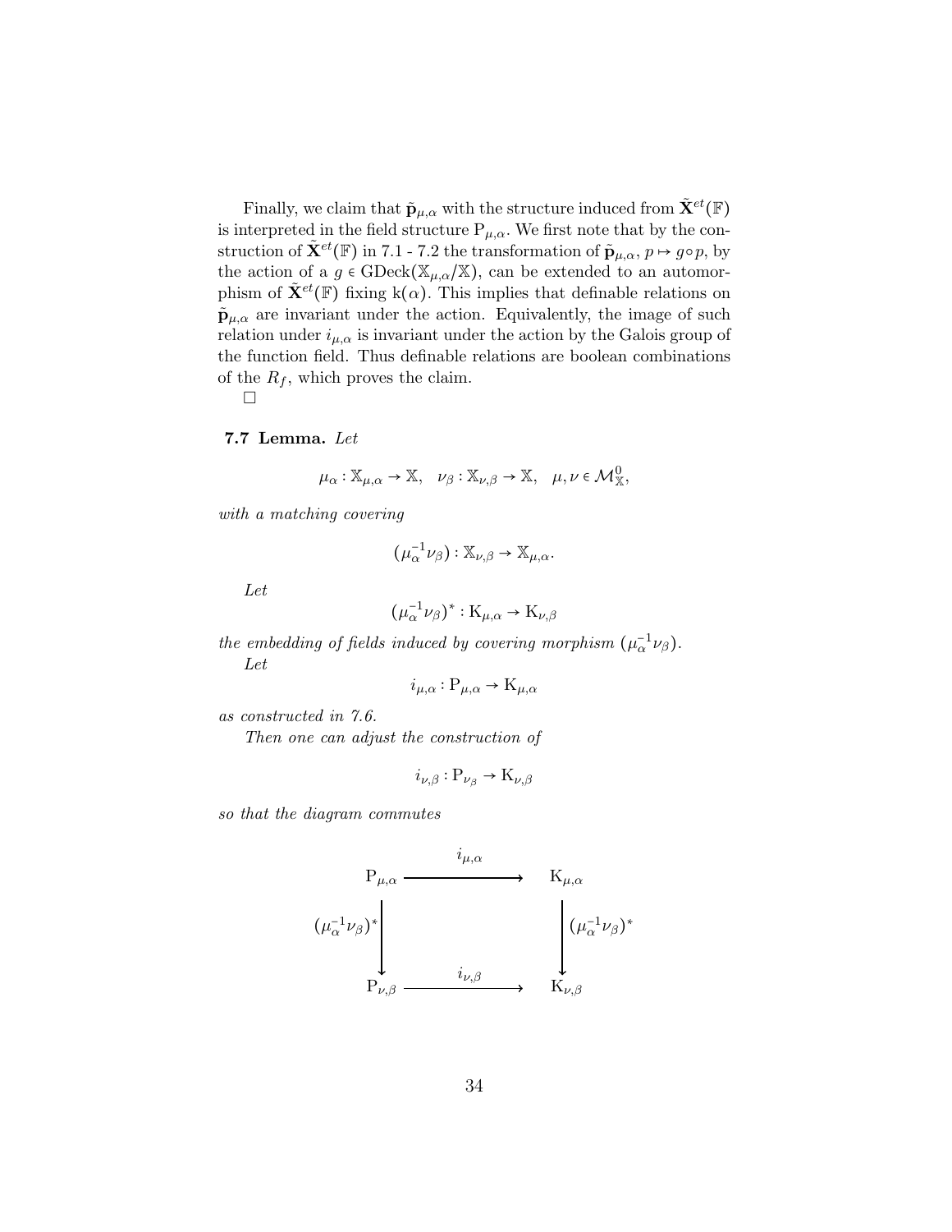Finally, we claim that $\tilde{\mathbf{p}}_{\mu,\alpha}$ with the structure induced from $\tilde{\mathbf{X}}^{et}(\mathbb{F})$ is interpreted in the field structure $\mathrm{P}_{\mu,\alpha}$. We first note that by the construction of $\tilde{\mathbf{X}}^{et}(\mathbb{F})$ in 7.1 - 7.2 the transformation of $\tilde{\mathbf{p}}_{\mu,\alpha}$, $p \mapsto g \circ p$, by the action of a $g \in \mathrm{GDeck}(\mathbb{X}_{\mu,\alpha}/\mathbb{X})$, can be extended to an automorphism of $\tilde{\mathbf{X}}^{et}(\mathbb{F})$ fixing $\mathrm{k}(\alpha)$. This implies that definable relations on $\tilde{\mathbf{p}}_{\mu,\alpha}$ are invariant under the action. Equivalently, the image of such relation under $i_{\mu,\alpha}$ is invariant under the action by the Galois group of the function field. Thus definable relations are boolean combinations of the $R_f$, which proves the claim.

□

**7.7 Lemma.** *Let*

$$\mu_\alpha : \mathbb{X}_{\mu,\alpha} \to \mathbb{X}, \quad \nu_\beta : \mathbb{X}_{\nu,\beta} \to \mathbb{X}, \quad \mu, \nu \in \mathcal{M}^0_{\mathbb{X}},$$

*with a matching covering*

$$(\mu_\alpha^{-1}\nu_\beta) : \mathbb{X}_{\nu,\beta} \to \mathbb{X}_{\mu,\alpha}.$$

*Let*

$$(\mu_\alpha^{-1}\nu_\beta)^* : \mathrm{K}_{\mu,\alpha} \to \mathrm{K}_{\nu,\beta}$$

*the embedding of fields induced by covering morphism $(\mu_\alpha^{-1}\nu_\beta)$.*

*Let*

$$i_{\mu,\alpha} : \mathrm{P}_{\mu,\alpha} \to \mathrm{K}_{\mu,\alpha}$$

*as constructed in 7.6.*

*Then one can adjust the construction of*

$$i_{\nu,\beta} : \mathrm{P}_{\nu_\beta} \to \mathrm{K}_{\nu,\beta}$$

*so that the diagram commutes*

$$\begin{array}{ccc}
\mathrm{P}_{\mu,\alpha} & \xrightarrow{\quad i_{\mu,\alpha} \quad} & \mathrm{K}_{\mu,\alpha} \\
\Big\downarrow {\scriptstyle (\mu_\alpha^{-1}\nu_\beta)^*} & & \Big\downarrow {\scriptstyle (\mu_\alpha^{-1}\nu_\beta)^*} \\
\mathrm{P}_{\nu,\beta} & \xrightarrow{\quad i_{\nu,\beta} \quad} & \mathrm{K}_{\nu,\beta}
\end{array}$$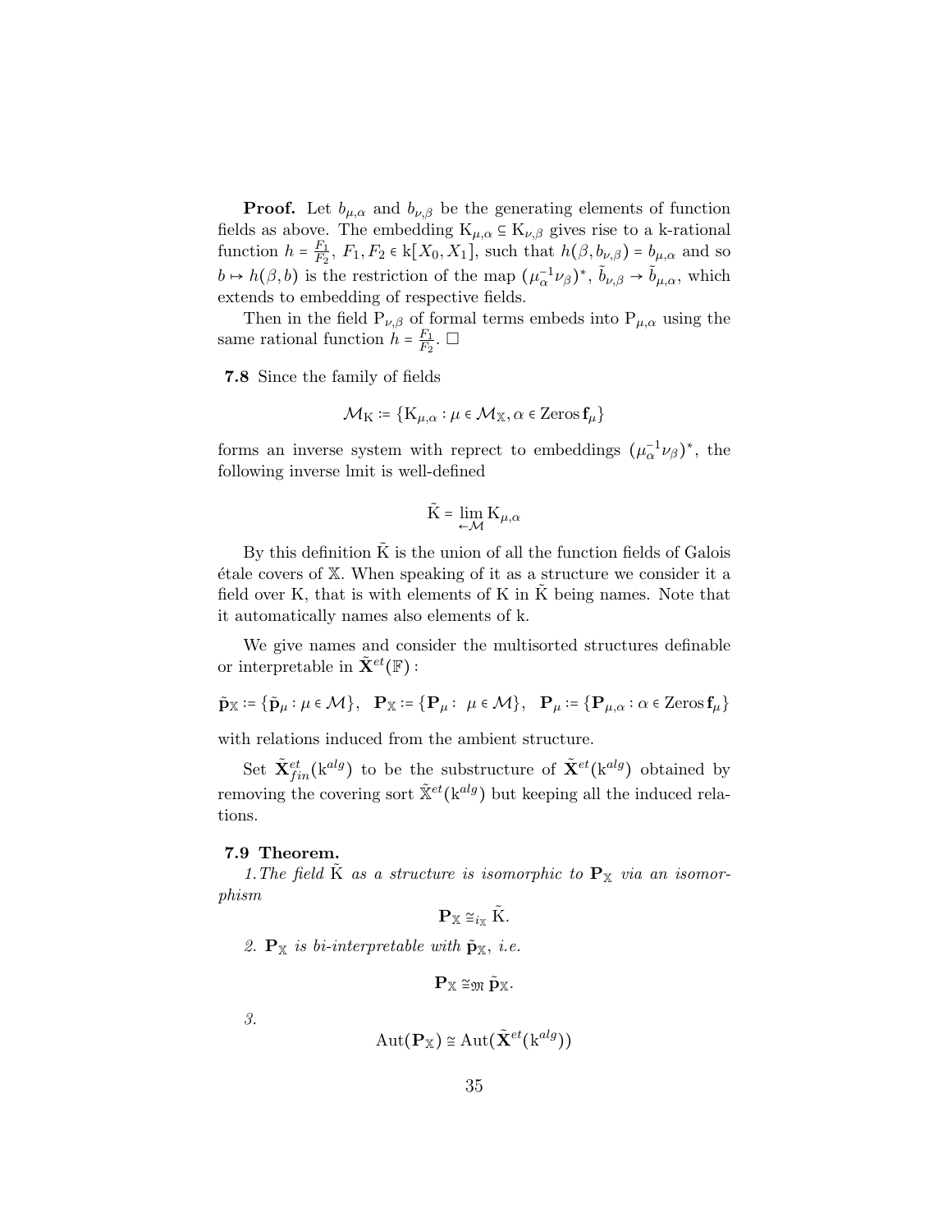**Proof.** Let $b_{\mu,\alpha}$ and $b_{\nu,\beta}$ be the generating elements of function fields as above. The embedding $\mathrm{K}_{\mu,\alpha} \subseteq \mathrm{K}_{\nu,\beta}$ gives rise to a k-rational function $h = \frac{F_1}{F_2}$, $F_1, F_2 \in \mathrm{k}[X_0, X_1]$, such that $h(\beta, b_{\nu,\beta}) = b_{\mu,\alpha}$ and so $b \mapsto h(\beta, b)$ is the restriction of the map $(\mu_\alpha^{-1}\nu_\beta)^*$, $\tilde{b}_{\nu,\beta} \to \tilde{b}_{\mu,\alpha}$, which extends to embedding of respective fields.

Then in the field $\mathrm{P}_{\nu,\beta}$ of formal terms embeds into $\mathrm{P}_{\mu,\alpha}$ using the same rational function $h = \frac{F_1}{F_2}$. □

**7.8** Since the family of fields

$$\mathcal{M}_{\mathrm{K}} \coloneqq \{\mathrm{K}_{\mu,\alpha} : \mu \in \mathcal{M}_{\mathbb{X}}, \alpha \in \mathrm{Zeros}\, \mathbf{f}_\mu\}$$

forms an inverse system with reprect to embeddings $(\mu_\alpha^{-1}\nu_\beta)^*$, the following inverse lmit is well-defined

$$\tilde{\mathrm{K}} = \varprojlim_{\mathcal{M}} \mathrm{K}_{\mu,\alpha}$$

By this definition $\tilde{\mathrm{K}}$ is the union of all the function fields of Galois étale covers of $\mathbb{X}$. When speaking of it as a structure we consider it a field over K, that is with elements of K in $\tilde{\mathrm{K}}$ being names. Note that it automatically names also elements of k.

We give names and consider the multisorted structures definable or interpretable in $\tilde{\mathbf{X}}^{et}(\mathbb{F})$ :

$$\tilde{\mathbf{p}}_{\mathbb{X}} \coloneqq \{\tilde{\mathbf{p}}_\mu : \mu \in \mathcal{M}\}, \quad \mathbf{P}_{\mathbb{X}} \coloneqq \{\mathbf{P}_\mu : \ \mu \in \mathcal{M}\}, \quad \mathbf{P}_\mu \coloneqq \{\mathbf{P}_{\mu,\alpha} : \alpha \in \mathrm{Zeros}\, \mathbf{f}_\mu\}$$

with relations induced from the ambient structure.

Set $\tilde{\mathbf{X}}^{et}_{fin}(\mathrm{k}^{alg})$ to be the substructure of $\tilde{\mathbf{X}}^{et}(\mathrm{k}^{alg})$ obtained by removing the covering sort $\tilde{\mathbb{X}}^{et}(\mathrm{k}^{alg})$ but keeping all the induced relations.

**7.9 Theorem.**

*1. The field $\tilde{\mathrm{K}}$ as a structure is isomorphic to $\mathbf{P}_{\mathbb{X}}$ via an isomorphism*

$$\mathbf{P}_{\mathbb{X}} \cong_{i_{\mathbb{X}}} \tilde{\mathrm{K}}.$$

*2. $\mathbf{P}_{\mathbb{X}}$ is bi-interpretable with $\tilde{\mathbf{p}}_{\mathbb{X}}$, i.e.*

$$\mathbf{P}_{\mathbb{X}} \cong_{\mathfrak{M}} \tilde{\mathbf{p}}_{\mathbb{X}}.$$

*3.*

$$\mathrm{Aut}(\mathbf{P}_{\mathbb{X}}) \cong \mathrm{Aut}(\tilde{\mathbf{X}}^{et}(\mathrm{k}^{alg}))$$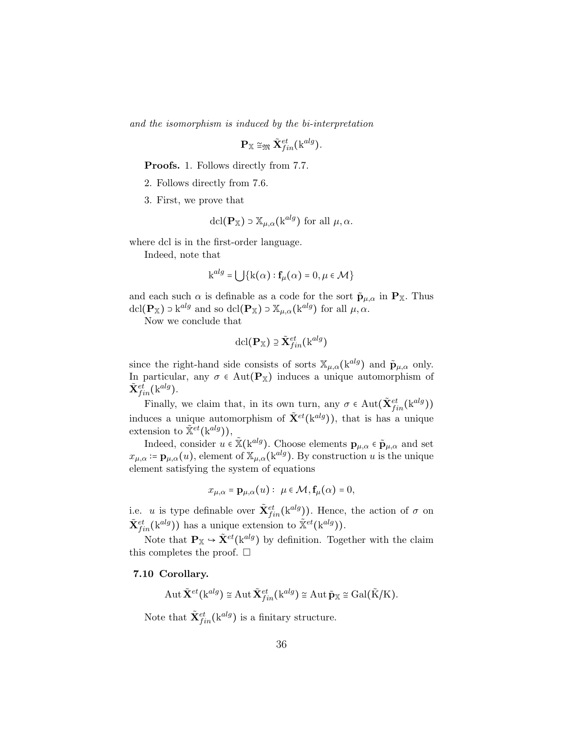*and the isomorphism is induced by the bi-interpretation*

$$\mathbf{P}_{\mathbb{X}} \cong_{\mathfrak{M}} \tilde{\mathbf{X}}^{et}_{fin}(\mathrm{k}^{alg}).$$

**Proofs.** 1. Follows directly from 7.7.

2. Follows directly from 7.6.

3. First, we prove that

$$\mathrm{dcl}(\mathbf{P}_{\mathbb{X}}) \supset \mathbb{X}_{\mu,\alpha}(\mathrm{k}^{alg}) \text{ for all } \mu, \alpha.$$

where dcl is in the first-order language.

Indeed, note that

$$\mathrm{k}^{alg} = \bigcup \{\mathrm{k}(\alpha) : \mathbf{f}_{\mu}(\alpha) = 0, \mu \in \mathcal{M}\}$$

and each such $\alpha$ is definable as a code for the sort $\tilde{\mathbf{p}}_{\mu,\alpha}$ in $\mathbf{P}_{\mathbb{X}}$. Thus $\mathrm{dcl}(\mathbf{P}_{\mathbb{X}}) \supset \mathrm{k}^{alg}$ and so $\mathrm{dcl}(\mathbf{P}_{\mathbb{X}}) \supset \mathbb{X}_{\mu,\alpha}(\mathrm{k}^{alg})$ for all $\mu, \alpha$.

Now we conclude that

$$\mathrm{dcl}(\mathbf{P}_{\mathbb{X}}) \supseteq \tilde{\mathbf{X}}^{et}_{fin}(\mathrm{k}^{alg})$$

since the right-hand side consists of sorts $\mathbb{X}_{\mu,\alpha}(\mathrm{k}^{alg})$ and $\tilde{\mathbf{p}}_{\mu,\alpha}$ only. In particular, any $\sigma \in \mathrm{Aut}(\mathbf{P}_{\mathbb{X}})$ induces a unique automorphism of $\tilde{\mathbf{X}}^{et}_{fin}(\mathrm{k}^{alg})$.

Finally, we claim that, in its own turn, any $\sigma \in \mathrm{Aut}(\tilde{\mathbf{X}}^{et}_{fin}(\mathrm{k}^{alg}))$ induces a unique automorphism of $\tilde{\mathbf{X}}^{et}(\mathrm{k}^{alg}))$, that is has a unique extension to $\tilde{\mathbb{X}}^{et}(\mathrm{k}^{alg}))$,

Indeed, consider $u \in \tilde{\mathbb{X}}(\mathrm{k}^{alg})$. Choose elements $\mathbf{p}_{\mu,\alpha} \in \tilde{\mathbf{p}}_{\mu,\alpha}$ and set $x_{\mu,\alpha} := \mathbf{p}_{\mu,\alpha}(u)$, element of $\mathbb{X}_{\mu,\alpha}(\mathrm{k}^{alg})$. By construction $u$ is the unique element satisfying the system of equations

$$x_{\mu,\alpha} = \mathbf{p}_{\mu,\alpha}(u) : \ \mu \in \mathcal{M}, \mathbf{f}_{\mu}(\alpha) = 0,$$

i.e. $u$ is type definable over $\tilde{\mathbf{X}}^{et}_{fin}(\mathrm{k}^{alg}))$. Hence, the action of $\sigma$ on $\tilde{\mathbf{X}}^{et}_{fin}(\mathrm{k}^{alg}))$ has a unique extension to $\tilde{\mathbb{X}}^{et}(\mathrm{k}^{alg}))$.

Note that $\mathbf{P}_{\mathbb{X}} \hookrightarrow \tilde{\mathbf{X}}^{et}(\mathrm{k}^{alg})$ by definition. Together with the claim this completes the proof. $\square$

**7.10 Corollary.**

$$\mathrm{Aut}\, \tilde{\mathbf{X}}^{et}(\mathrm{k}^{alg}) \cong \mathrm{Aut}\, \tilde{\mathbf{X}}^{et}_{fin}(\mathrm{k}^{alg}) \cong \mathrm{Aut}\, \tilde{\mathbf{p}}_{\mathbb{X}} \cong \mathrm{Gal}(\tilde{\mathrm{K}}/\mathrm{K}).$$

Note that $\tilde{\mathbf{X}}^{et}_{fin}(\mathrm{k}^{alg})$ is a finitary structure.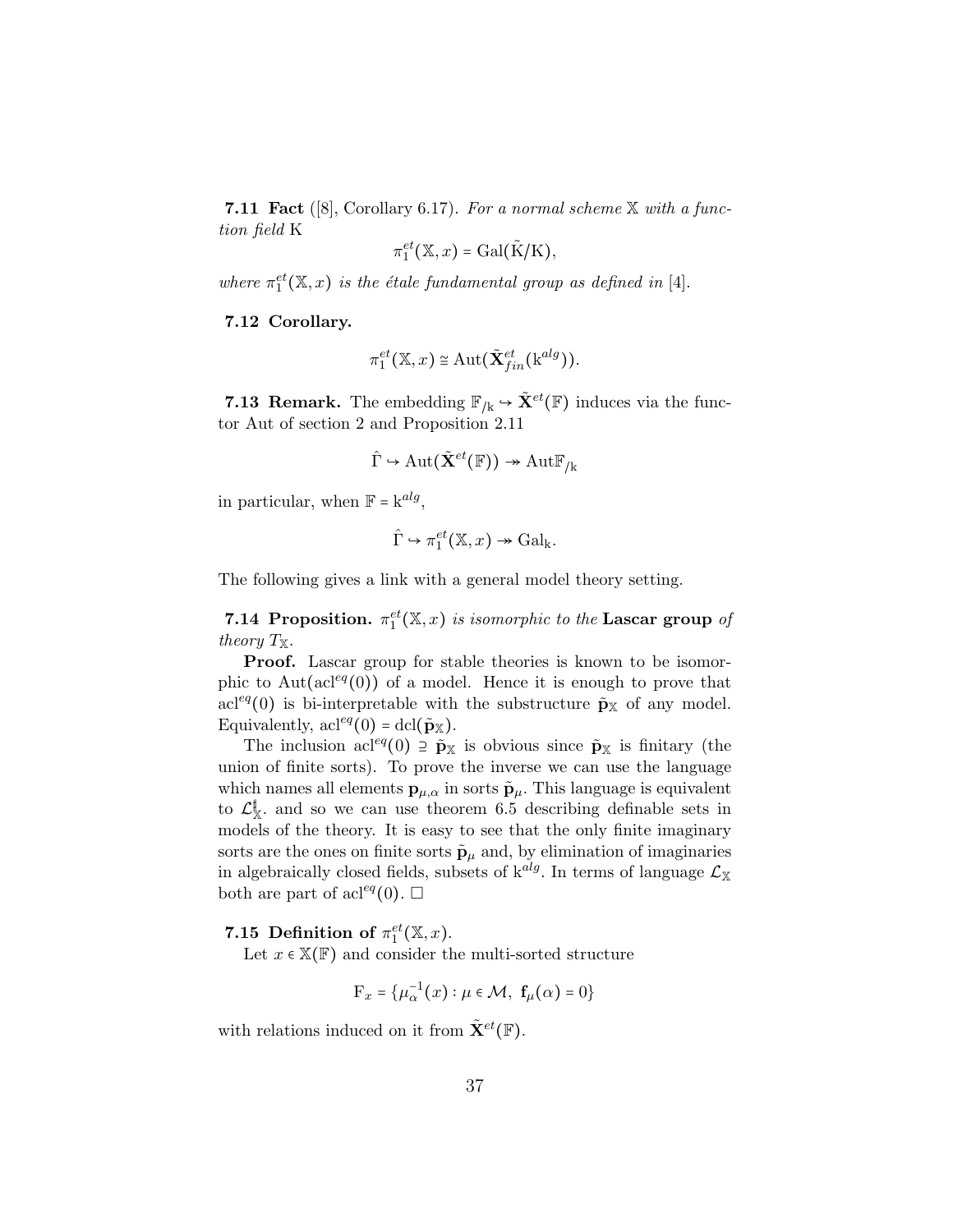**7.11 Fact** ([8], Corollary 6.17). *For a normal scheme* $\mathbb{X}$ *with a function field* K

$$\pi_1^{et}(\mathbb{X}, x) = \mathrm{Gal}(\tilde{\mathrm{K}}/\mathrm{K}),$$

*where* $\pi_1^{et}(\mathbb{X}, x)$ *is the étale fundamental group as defined in* [4].

**7.12 Corollary.**

$$\pi_1^{et}(\mathbb{X}, x) \cong \mathrm{Aut}(\tilde{\mathbf{X}}^{et}_{fin}(\mathrm{k}^{alg})).$$

**7.13 Remark.** The embedding $\mathbb{F}_{/\mathrm{k}} \hookrightarrow \tilde{\mathbf{X}}^{et}(\mathbb{F})$ induces via the functor Aut of section 2 and Proposition 2.11

$$\hat{\Gamma} \hookrightarrow \mathrm{Aut}(\tilde{\mathbf{X}}^{et}(\mathbb{F})) \twoheadrightarrow \mathrm{Aut}\mathbb{F}_{/\mathrm{k}}$$

in particular, when $\mathbb{F} = \mathrm{k}^{alg}$,

$$\hat{\Gamma} \hookrightarrow \pi_1^{et}(\mathbb{X}, x) \twoheadrightarrow \mathrm{Gal}_{\mathrm{k}}.$$

The following gives a link with a general model theory setting.

**7.14 Proposition.** *$\pi_1^{et}(\mathbb{X}, x)$ is isomorphic to the* **Lascar group** *of theory* $T_{\mathbb{X}}$.

**Proof.** Lascar group for stable theories is known to be isomorphic to $\mathrm{Aut}(\mathrm{acl}^{eq}(0))$ of a model. Hence it is enough to prove that $\mathrm{acl}^{eq}(0)$ is bi-interpretable with the substructure $\tilde{\mathbf{p}}_{\mathbb{X}}$ of any model. Equivalently, $\mathrm{acl}^{eq}(0) = \mathrm{dcl}(\tilde{\mathbf{p}}_{\mathbb{X}})$.

The inclusion $\mathrm{acl}^{eq}(0) \supseteq \tilde{\mathbf{p}}_{\mathbb{X}}$ is obvious since $\tilde{\mathbf{p}}_{\mathbb{X}}$ is finitary (the union of finite sorts). To prove the inverse we can use the language which names all elements $\mathbf{p}_{\mu,\alpha}$ in sorts $\tilde{\mathbf{p}}_{\mu}$. This language is equivalent to $\mathcal{L}^{\sharp}_{\mathbb{X}}$. and so we can use theorem 6.5 describing definable sets in models of the theory. It is easy to see that the only finite imaginary sorts are the ones on finite sorts $\tilde{\mathbf{p}}_{\mu}$ and, by elimination of imaginaries in algebraically closed fields, subsets of $\mathrm{k}^{alg}$. In terms of language $\mathcal{L}_{\mathbb{X}}$ both are part of $\mathrm{acl}^{eq}(0)$. □

**7.15 Definition of $\pi_1^{et}(\mathbb{X}, x)$.**

Let $x \in \mathbb{X}(\mathbb{F})$ and consider the multi-sorted structure

$$\mathrm{F}_x = \{\mu_\alpha^{-1}(x) : \mu \in \mathcal{M},\ \mathbf{f}_\mu(\alpha) = 0\}$$

with relations induced on it from $\tilde{\mathbf{X}}^{et}(\mathbb{F})$.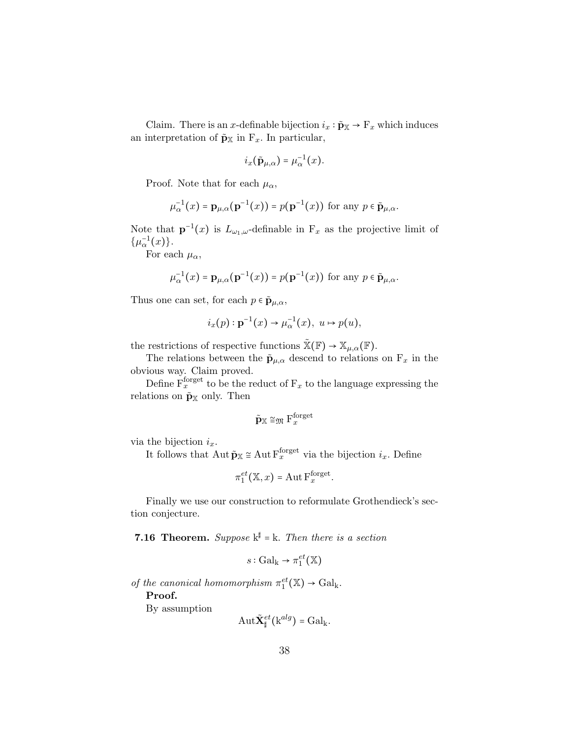Claim. There is an $x$-definable bijection $i_x : \tilde{\mathbf{p}}_{\mathbb{X}} \to \mathrm{F}_x$ which induces an interpretation of $\tilde{\mathbf{p}}_{\mathbb{X}}$ in $\mathrm{F}_x$. In particular,

$$i_x(\tilde{\mathbf{p}}_{\mu,\alpha}) = \mu_\alpha^{-1}(x).$$

Proof. Note that for each $\mu_\alpha$,

$$\mu_\alpha^{-1}(x) = \mathbf{p}_{\mu,\alpha}(\mathbf{p}^{-1}(x)) = p(\mathbf{p}^{-1}(x)) \text{ for any } p \in \tilde{\mathbf{p}}_{\mu,\alpha}.$$

Note that $\mathbf{p}^{-1}(x)$ is $L_{\omega_1,\omega}$-definable in $\mathrm{F}_x$ as the projective limit of $\{\mu_\alpha^{-1}(x)\}$.

For each $\mu_\alpha$,

$$\mu_\alpha^{-1}(x) = \mathbf{p}_{\mu,\alpha}(\mathbf{p}^{-1}(x)) = p(\mathbf{p}^{-1}(x)) \text{ for any } p \in \tilde{\mathbf{p}}_{\mu,\alpha}.$$

Thus one can set, for each $p \in \tilde{\mathbf{p}}_{\mu,\alpha}$,

$$i_x(p) : \mathbf{p}^{-1}(x) \to \mu_\alpha^{-1}(x),\ u \mapsto p(u),$$

the restrictions of respective functions $\tilde{\mathbb{X}}(\mathbb{F}) \to \mathbb{X}_{\mu,\alpha}(\mathbb{F})$.

The relations between the $\tilde{\mathbf{p}}_{\mu,\alpha}$ descend to relations on $\mathrm{F}_x$ in the obvious way. Claim proved.

Define $\mathrm{F}_x^{\mathrm{forget}}$ to be the reduct of $\mathrm{F}_x$ to the language expressing the relations on $\tilde{\mathbf{p}}_{\mathbb{X}}$ only. Then

$$\tilde{\mathbf{p}}_{\mathbb{X}} \cong_{\mathfrak{M}} \mathrm{F}_x^{\mathrm{forget}}$$

via the bijection $i_x$.

It follows that $\mathrm{Aut}\,\tilde{\mathbf{p}}_{\mathbb{X}} \cong \mathrm{Aut}\,\mathrm{F}_x^{\mathrm{forget}}$ via the bijection $i_x$. Define

$$\pi_1^{et}(\mathbb{X}, x) = \mathrm{Aut}\,\mathrm{F}_x^{\mathrm{forget}}.$$

Finally we use our construction to reformulate Grothendieck's section conjecture.

**7.16 Theorem.** *Suppose* $\mathrm{k}^\sharp = \mathrm{k}$. *Then there is a section*

$$s : \mathrm{Gal}_{\mathrm{k}} \to \pi_1^{et}(\mathbb{X})$$

*of the canonical homomorphism* $\pi_1^{et}(\mathbb{X}) \to \mathrm{Gal}_{\mathrm{k}}$.

**Proof.**

By assumption

$$\mathrm{Aut}\tilde{\mathbf{X}}_\sharp^{et}(\mathrm{k}^{alg}) = \mathrm{Gal}_{\mathrm{k}}.$$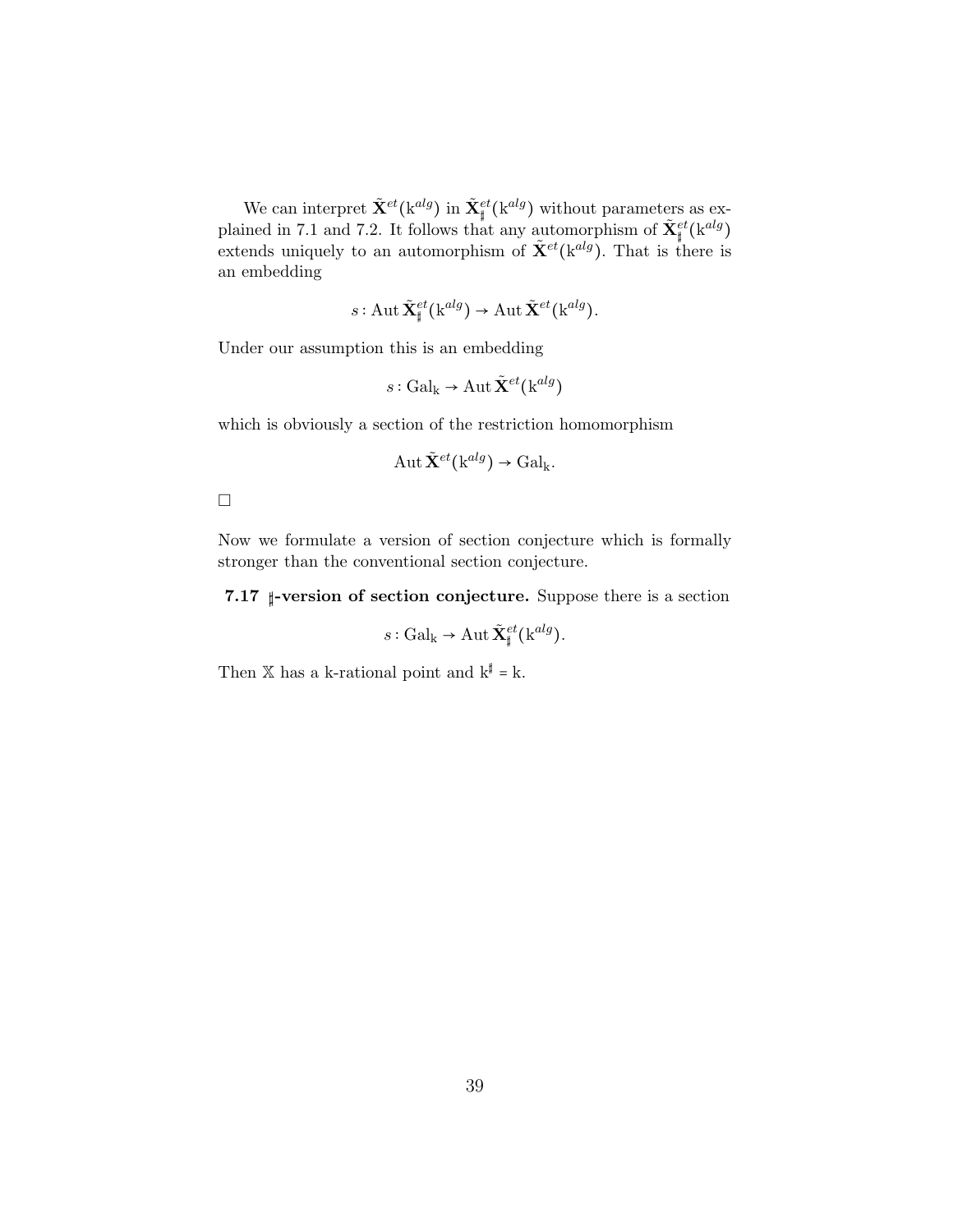We can interpret $\tilde{\mathbf{X}}^{et}(\mathrm{k}^{alg})$ in $\tilde{\mathbf{X}}^{et}_{\sharp}(\mathrm{k}^{alg})$ without parameters as explained in 7.1 and 7.2. It follows that any automorphism of $\tilde{\mathbf{X}}^{et}_{\sharp}(\mathrm{k}^{alg})$ extends uniquely to an automorphism of $\tilde{\mathbf{X}}^{et}(\mathrm{k}^{alg})$. That is there is an embedding

$$s : \mathrm{Aut}\, \tilde{\mathbf{X}}^{et}_{\sharp}(\mathrm{k}^{alg}) \to \mathrm{Aut}\, \tilde{\mathbf{X}}^{et}(\mathrm{k}^{alg}).$$

Under our assumption this is an embedding

$$s : \mathrm{Gal}_{\mathrm{k}} \to \mathrm{Aut}\, \tilde{\mathbf{X}}^{et}(\mathrm{k}^{alg})$$

which is obviously a section of the restriction homomorphism

$$\mathrm{Aut}\, \tilde{\mathbf{X}}^{et}(\mathrm{k}^{alg}) \to \mathrm{Gal}_{\mathrm{k}}.$$

□

Now we formulate a version of section conjecture which is formally stronger than the conventional section conjecture.

**7.17 $\sharp$-version of section conjecture.** Suppose there is a section

$$s : \mathrm{Gal}_{\mathrm{k}} \to \mathrm{Aut}\, \tilde{\mathbf{X}}^{et}_{\sharp}(\mathrm{k}^{alg}).$$

Then $\mathbb{X}$ has a k-rational point and $\mathrm{k}^{\sharp} = \mathrm{k}$.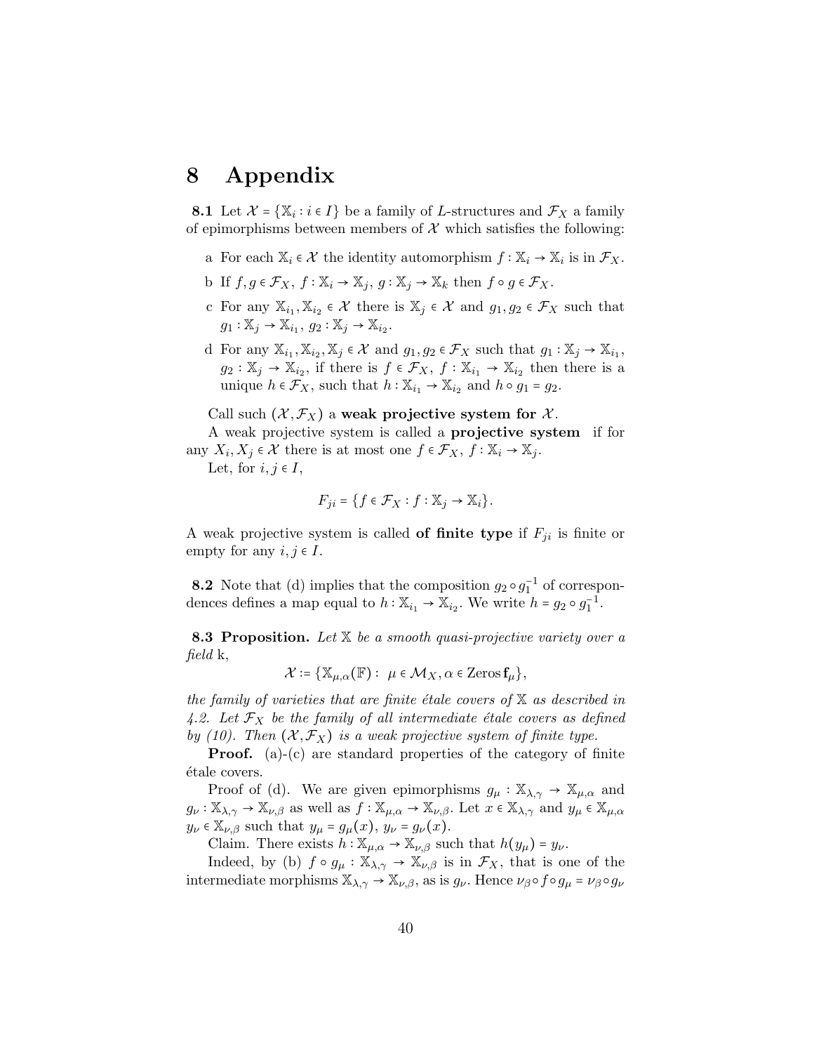# 8 Appendix

**8.1** Let $\mathcal{X} = \{\mathbb{X}_i : i \in I\}$ be a family of $L$-structures and $\mathcal{F}_X$ a family of epimorphisms between members of $\mathcal{X}$ which satisfies the following:

a For each $\mathbb{X}_i \in \mathcal{X}$ the identity automorphism $f : \mathbb{X}_i \to \mathbb{X}_i$ is in $\mathcal{F}_X$.

b If $f, g \in \mathcal{F}_X$, $f : \mathbb{X}_i \to \mathbb{X}_j$, $g : \mathbb{X}_j \to \mathbb{X}_k$ then $f \circ g \in \mathcal{F}_X$.

c For any $\mathbb{X}_{i_1}, \mathbb{X}_{i_2} \in \mathcal{X}$ there is $\mathbb{X}_j \in \mathcal{X}$ and $g_1, g_2 \in \mathcal{F}_X$ such that $g_1 : \mathbb{X}_j \to \mathbb{X}_{i_1}$, $g_2 : \mathbb{X}_j \to \mathbb{X}_{i_2}$.

d For any $\mathbb{X}_{i_1}, \mathbb{X}_{i_2}, \mathbb{X}_j \in \mathcal{X}$ and $g_1, g_2 \in \mathcal{F}_X$ such that $g_1 : \mathbb{X}_j \to \mathbb{X}_{i_1}$, $g_2 : \mathbb{X}_j \to \mathbb{X}_{i_2}$, if there is $f \in \mathcal{F}_X$, $f : \mathbb{X}_{i_1} \to \mathbb{X}_{i_2}$ then there is a unique $h \in \mathcal{F}_X$, such that $h : \mathbb{X}_{i_1} \to \mathbb{X}_{i_2}$ and $h \circ g_1 = g_2$.

Call such $(\mathcal{X}, \mathcal{F}_X)$ a **weak projective system for $\mathcal{X}$**.

A weak projective system is called a **projective system** if for any $X_i, X_j \in \mathcal{X}$ there is at most one $f \in \mathcal{F}_X$, $f : \mathbb{X}_i \to \mathbb{X}_j$.

Let, for $i, j \in I$,

$$F_{ji} = \{f \in \mathcal{F}_X : f : \mathbb{X}_j \to \mathbb{X}_i\}.$$

A weak projective system is called **of finite type** if $F_{ji}$ is finite or empty for any $i, j \in I$.

**8.2** Note that (d) implies that the composition $g_2 \circ g_1^{-1}$ of correspondences defines a map equal to $h : \mathbb{X}_{i_1} \to \mathbb{X}_{i_2}$. We write $h = g_2 \circ g_1^{-1}$.

**8.3 Proposition.** *Let $\mathbb{X}$ be a smooth quasi-projective variety over a field* k,

$$\mathcal{X} := \{\mathbb{X}_{\mu,\alpha}(\mathbb{F}) : \mu \in \mathcal{M}_X, \alpha \in \mathrm{Zeros}\,\mathbf{f}_\mu\},$$

*the family of varieties that are finite étale covers of $\mathbb{X}$ as described in 4.2. Let $\mathcal{F}_X$ be the family of all intermediate étale covers as defined by (10). Then $(\mathcal{X}, \mathcal{F}_X)$ is a weak projective system of finite type.*

**Proof.** (a)-(c) are standard properties of the category of finite étale covers.

Proof of (d). We are given epimorphisms $g_\mu : \mathbb{X}_{\lambda,\gamma} \to \mathbb{X}_{\mu,\alpha}$ and $g_\nu : \mathbb{X}_{\lambda,\gamma} \to \mathbb{X}_{\nu,\beta}$ as well as $f : \mathbb{X}_{\mu,\alpha} \to \mathbb{X}_{\nu,\beta}$. Let $x \in \mathbb{X}_{\lambda,\gamma}$ and $y_\mu \in \mathbb{X}_{\mu,\alpha}$ $y_\nu \in \mathbb{X}_{\nu,\beta}$ such that $y_\mu = g_\mu(x)$, $y_\nu = g_\nu(x)$.

Claim. There exists $h : \mathbb{X}_{\mu,\alpha} \to \mathbb{X}_{\nu,\beta}$ such that $h(y_\mu) = y_\nu$.

Indeed, by (b) $f \circ g_\mu : \mathbb{X}_{\lambda,\gamma} \to \mathbb{X}_{\nu,\beta}$ is in $\mathcal{F}_X$, that is one of the intermediate morphisms $\mathbb{X}_{\lambda,\gamma} \to \mathbb{X}_{\nu,\beta}$, as is $g_\nu$. Hence $\nu_\beta \circ f \circ g_\mu = \nu_\beta \circ g_\nu$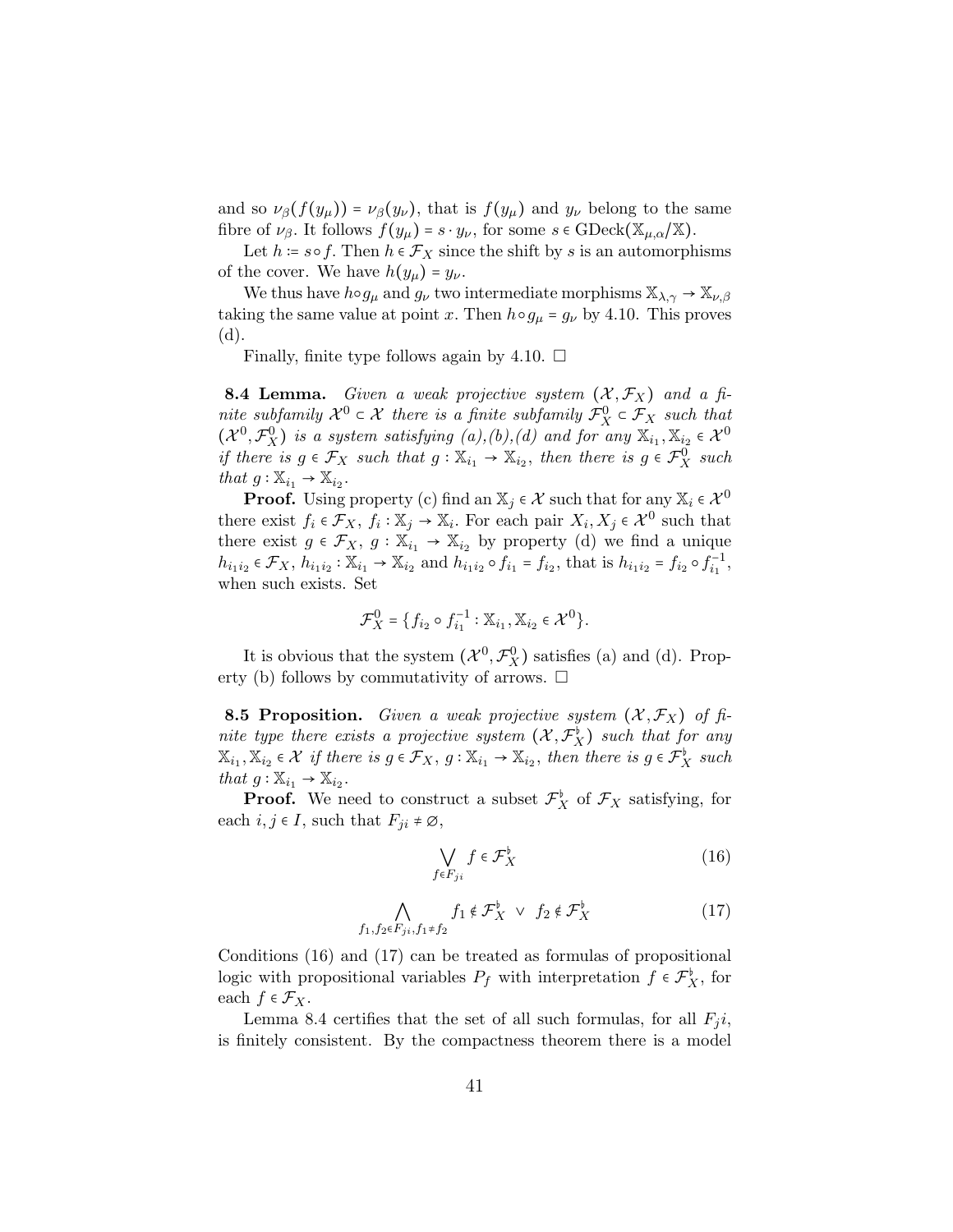and so $\nu_\beta(f(y_\mu)) = \nu_\beta(y_\nu)$, that is $f(y_\mu)$ and $y_\nu$ belong to the same fibre of $\nu_\beta$. It follows $f(y_\mu) = s \cdot y_\nu$, for some $s \in \mathrm{GDeck}(\mathbb{X}_{\mu,\alpha}/\mathbb{X})$.

Let $h := s \circ f$. Then $h \in \mathcal{F}_X$ since the shift by $s$ is an automorphisms of the cover. We have $h(y_\mu) = y_\nu$.

We thus have $h \circ g_\mu$ and $g_\nu$ two intermediate morphisms $\mathbb{X}_{\lambda,\gamma} \to \mathbb{X}_{\nu,\beta}$ taking the same value at point $x$. Then $h \circ g_\mu = g_\nu$ by 4.10. This proves (d).

Finally, finite type follows again by 4.10. □

**8.4 Lemma.** *Given a weak projective system $(\mathcal{X}, \mathcal{F}_X)$ and a finite subfamily $\mathcal{X}^0 \subset \mathcal{X}$ there is a finite subfamily $\mathcal{F}_X^0 \subset \mathcal{F}_X$ such that $(\mathcal{X}^0, \mathcal{F}_X^0)$ is a system satisfying (a),(b),(d) and for any $\mathbb{X}_{i_1}, \mathbb{X}_{i_2} \in \mathcal{X}^0$ if there is $g \in \mathcal{F}_X$ such that $g : \mathbb{X}_{i_1} \to \mathbb{X}_{i_2}$, then there is $g \in \mathcal{F}_X^0$ such that $g : \mathbb{X}_{i_1} \to \mathbb{X}_{i_2}$.*

**Proof.** Using property (c) find an $\mathbb{X}_j \in \mathcal{X}$ such that for any $\mathbb{X}_i \in \mathcal{X}^0$ there exist $f_i \in \mathcal{F}_X$, $f_i : \mathbb{X}_j \to \mathbb{X}_i$. For each pair $X_i, X_j \in \mathcal{X}^0$ such that there exist $g \in \mathcal{F}_X$, $g : \mathbb{X}_{i_1} \to \mathbb{X}_{i_2}$ by property (d) we find a unique $h_{i_1 i_2} \in \mathcal{F}_X$, $h_{i_1 i_2} : \mathbb{X}_{i_1} \to \mathbb{X}_{i_2}$ and $h_{i_1 i_2} \circ f_{i_1} = f_{i_2}$, that is $h_{i_1 i_2} = f_{i_2} \circ f_{i_1}^{-1}$, when such exists. Set

$$\mathcal{F}_X^0 = \{ f_{i_2} \circ f_{i_1}^{-1} : \mathbb{X}_{i_1}, \mathbb{X}_{i_2} \in \mathcal{X}^0 \}.$$

It is obvious that the system $(\mathcal{X}^0, \mathcal{F}_X^0)$ satisfies (a) and (d). Property (b) follows by commutativity of arrows. □

**8.5 Proposition.** *Given a weak projective system $(\mathcal{X}, \mathcal{F}_X)$ of finite type there exists a projective system $(\mathcal{X}, \mathcal{F}_X^\flat)$ such that for any $\mathbb{X}_{i_1}, \mathbb{X}_{i_2} \in \mathcal{X}$ if there is $g \in \mathcal{F}_X$, $g : \mathbb{X}_{i_1} \to \mathbb{X}_{i_2}$, then there is $g \in \mathcal{F}_X^\flat$ such that $g : \mathbb{X}_{i_1} \to \mathbb{X}_{i_2}$.*

**Proof.** We need to construct a subset $\mathcal{F}_X^\flat$ of $\mathcal{F}_X$ satisfying, for each $i, j \in I$, such that $F_{ji} \neq \varnothing$,

$$\bigvee_{f \in F_{ji}} f \in \mathcal{F}_X^\flat \tag{16}$$

$$\bigwedge_{f_1, f_2 \in F_{ji}, f_1 \neq f_2} f_1 \notin \mathcal{F}_X^\flat \ \vee \ f_2 \notin \mathcal{F}_X^\flat \tag{17}$$

Conditions (16) and (17) can be treated as formulas of propositional logic with propositional variables $P_f$ with interpretation $f \in \mathcal{F}_X^\flat$, for each $f \in \mathcal{F}_X$.

Lemma 8.4 certifies that the set of all such formulas, for all $F_j i$, is finitely consistent. By the compactness theorem there is a model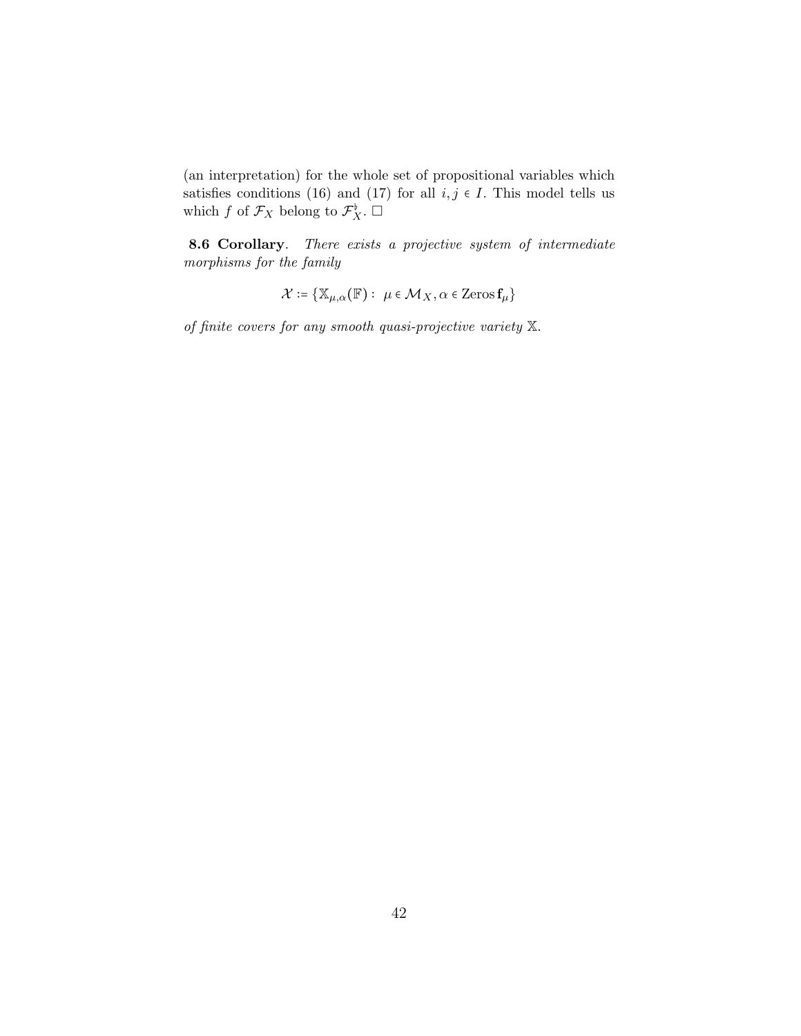(an interpretation) for the whole set of propositional variables which satisfies conditions (16) and (17) for all $i, j \in I$. This model tells us which $f$ of $\mathcal{F}_X$ belong to $\mathcal{F}_X^\flat$. $\square$

**8.6 Corollary**. *There exists a projective system of intermediate morphisms for the family*

$$\mathcal{X} := \{\mathbb{X}_{\mu,\alpha}(\mathbb{F}) : \ \mu \in \mathcal{M}_X, \alpha \in \mathrm{Zeros}\,\mathbf{f}_\mu\}$$

*of finite covers for any smooth quasi-projective variety* $\mathbb{X}$.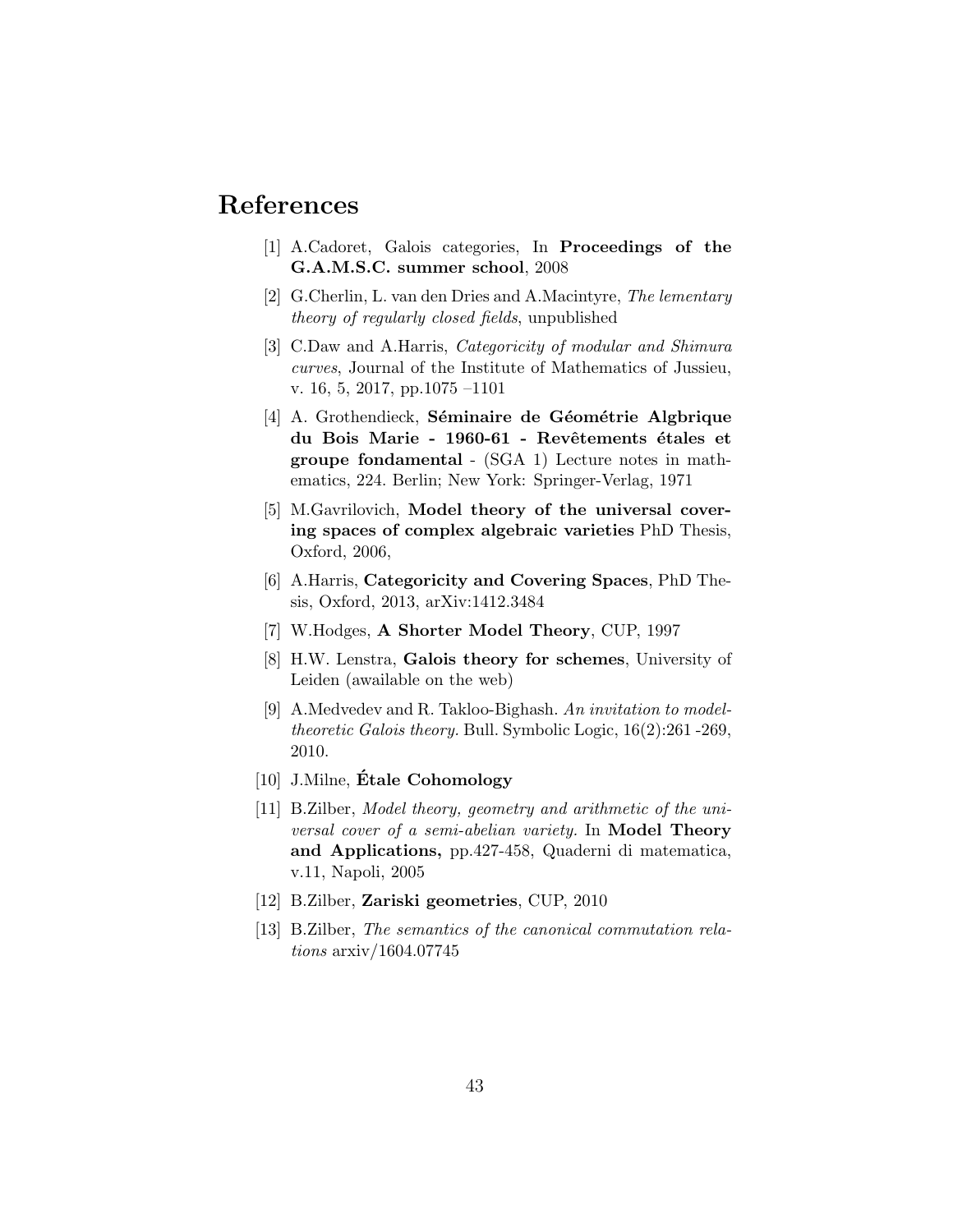# References

[1] A.Cadoret, Galois categories, In **Proceedings of the G.A.M.S.C. summer school**, 2008

[2] G.Cherlin, L. van den Dries and A.Macintyre, *The lementary theory of regularly closed fields*, unpublished

[3] C.Daw and A.Harris, *Categoricity of modular and Shimura curves*, Journal of the Institute of Mathematics of Jussieu, v. 16, 5, 2017, pp.1075 –1101

[4] A. Grothendieck, **Séminaire de Géométrie Algbrique du Bois Marie - 1960-61 - Revêtements étales et groupe fondamental** - (SGA 1) Lecture notes in mathematics, 224. Berlin; New York: Springer-Verlag, 1971

[5] M.Gavrilovich, **Model theory of the universal covering spaces of complex algebraic varieties** PhD Thesis, Oxford, 2006,

[6] A.Harris, **Categoricity and Covering Spaces**, PhD Thesis, Oxford, 2013, arXiv:1412.3484

[7] W.Hodges, **A Shorter Model Theory**, CUP, 1997

[8] H.W. Lenstra, **Galois theory for schemes**, University of Leiden (awailable on the web)

[9] A.Medvedev and R. Takloo-Bighash. *An invitation to model-theoretic Galois theory.* Bull. Symbolic Logic, 16(2):261 -269, 2010.

[10] J.Milne, **Étale Cohomology**

[11] B.Zilber, *Model theory, geometry and arithmetic of the universal cover of a semi-abelian variety.* In **Model Theory and Applications,** pp.427-458, Quaderni di matematica, v.11, Napoli, 2005

[12] B.Zilber, **Zariski geometries**, CUP, 2010

[13] B.Zilber, *The semantics of the canonical commutation relations* arxiv/1604.07745